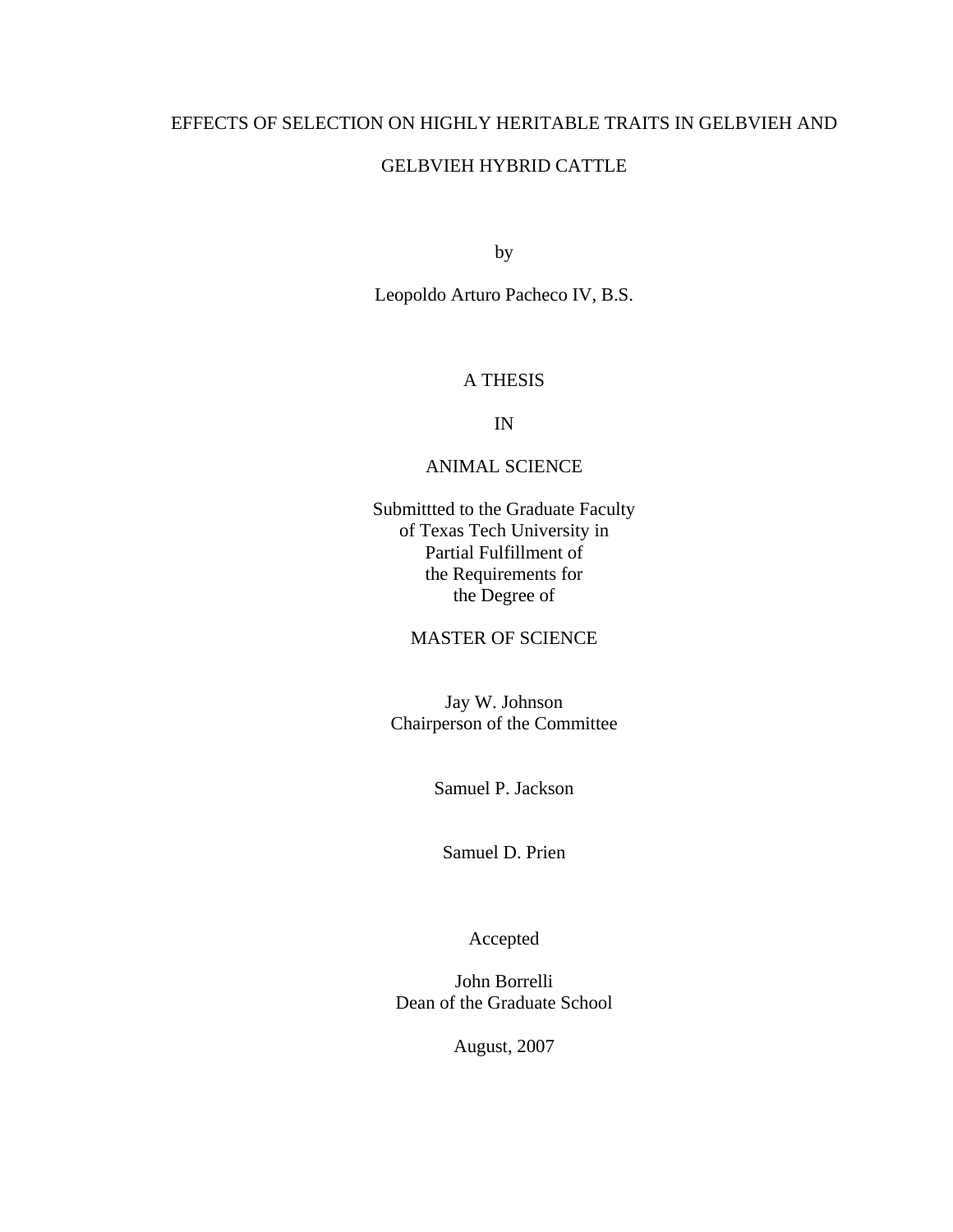# EFFECTS OF SELECTION ON HIGHLY HERITABLE TRAITS IN GELBVIEH AND GELBVIEH HYBRID CATTLE

by

Leopoldo Arturo Pacheco IV, B.S.

A THESIS

IN

ANIMAL SCIENCE

Submittted to the Graduate Faculty
of Texas Tech University in
Partial Fulfillment of
the Requirements for
the Degree of

MASTER OF SCIENCE

Jay W. Johnson
Chairperson of the Committee

Samuel P. Jackson

Samuel D. Prien

Accepted

John Borrelli
Dean of the Graduate School

August, 2007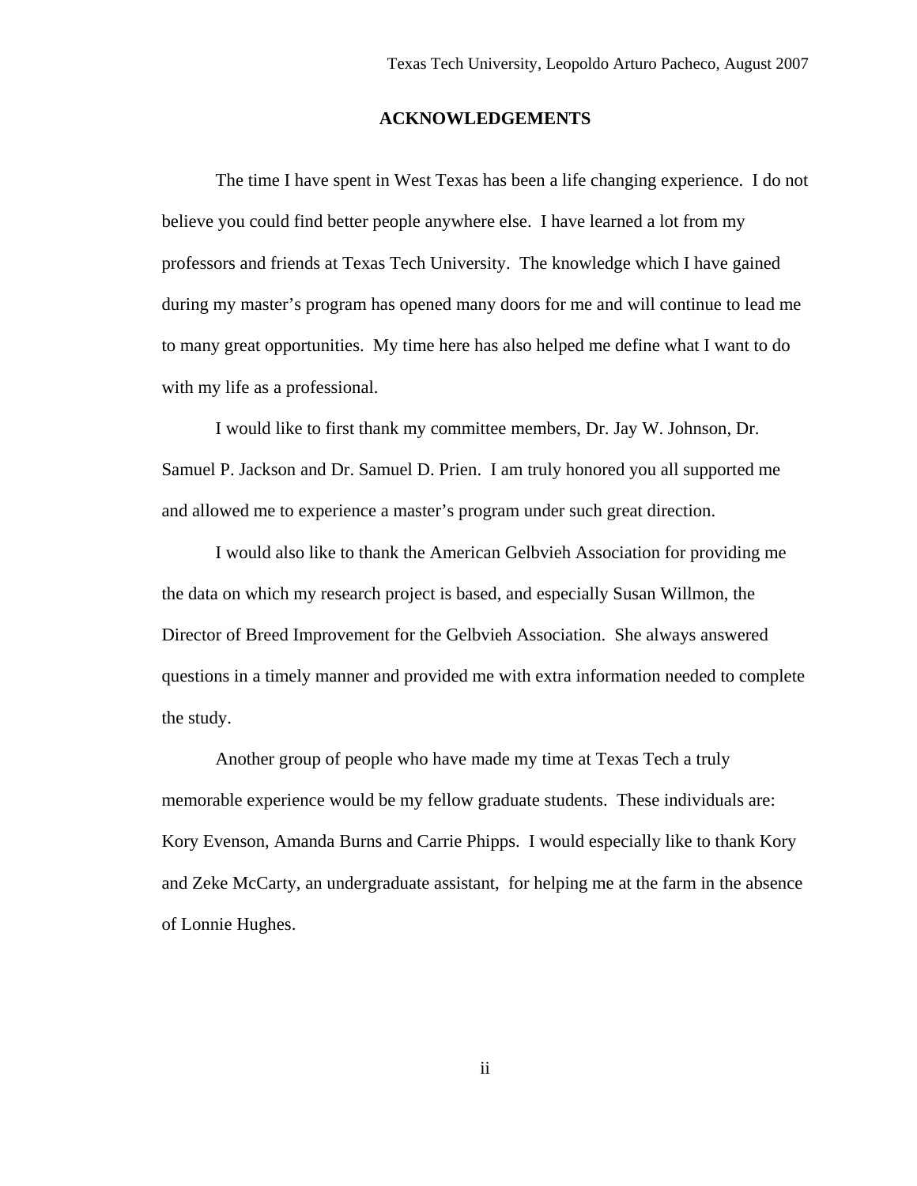## ACKNOWLEDGEMENTS

The time I have spent in West Texas has been a life changing experience. I do not believe you could find better people anywhere else. I have learned a lot from my professors and friends at Texas Tech University. The knowledge which I have gained during my master's program has opened many doors for me and will continue to lead me to many great opportunities. My time here has also helped me define what I want to do with my life as a professional.

I would like to first thank my committee members, Dr. Jay W. Johnson, Dr. Samuel P. Jackson and Dr. Samuel D. Prien. I am truly honored you all supported me and allowed me to experience a master's program under such great direction.

I would also like to thank the American Gelbvieh Association for providing me the data on which my research project is based, and especially Susan Willmon, the Director of Breed Improvement for the Gelbvieh Association. She always answered questions in a timely manner and provided me with extra information needed to complete the study.

Another group of people who have made my time at Texas Tech a truly memorable experience would be my fellow graduate students. These individuals are: Kory Evenson, Amanda Burns and Carrie Phipps. I would especially like to thank Kory and Zeke McCarty, an undergraduate assistant, for helping me at the farm in the absence of Lonnie Hughes.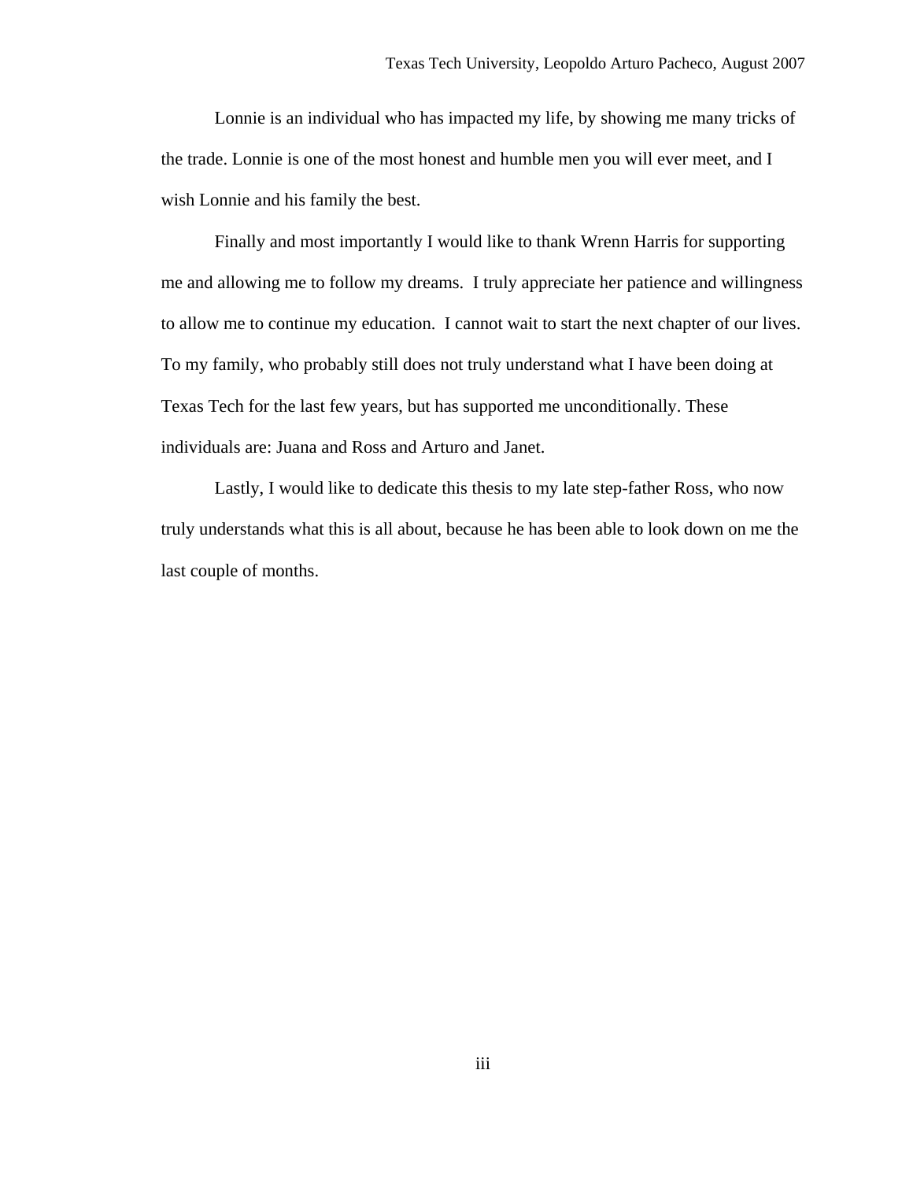Lonnie is an individual who has impacted my life, by showing me many tricks of the trade. Lonnie is one of the most honest and humble men you will ever meet, and I wish Lonnie and his family the best.

Finally and most importantly I would like to thank Wrenn Harris for supporting me and allowing me to follow my dreams. I truly appreciate her patience and willingness to allow me to continue my education. I cannot wait to start the next chapter of our lives. To my family, who probably still does not truly understand what I have been doing at Texas Tech for the last few years, but has supported me unconditionally. These individuals are: Juana and Ross and Arturo and Janet.

Lastly, I would like to dedicate this thesis to my late step-father Ross, who now truly understands what this is all about, because he has been able to look down on me the last couple of months.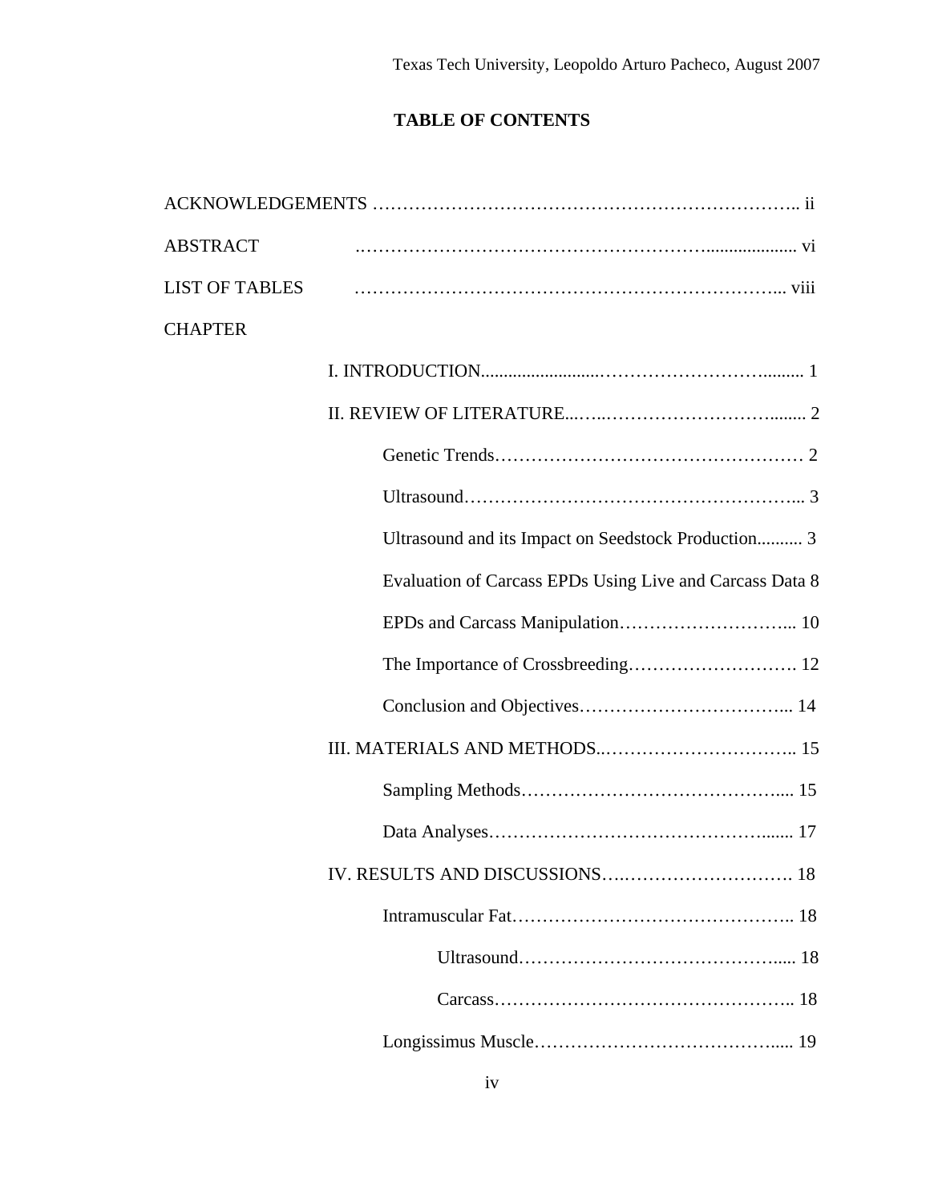## TABLE OF CONTENTS

ACKNOWLEDGEMENTS ..................................................... ii

ABSTRACT ..................................................... vi

LIST OF TABLES ..................................................... viii

CHAPTER

- I. INTRODUCTION..................................................... 1
- II. REVIEW OF LITERATURE..................................................... 2
  - Genetic Trends..................................................... 2
  - Ultrasound..................................................... 3
  - Ultrasound and its Impact on Seedstock Production.......... 3
  - Evaluation of Carcass EPDs Using Live and Carcass Data 8
  - EPDs and Carcass Manipulation..................................................... 10
  - The Importance of Crossbreeding..................................................... 12
  - Conclusion and Objectives..................................................... 14
- III. MATERIALS AND METHODS..................................................... 15
  - Sampling Methods..................................................... 15
  - Data Analyses..................................................... 17
- IV. RESULTS AND DISCUSSIONS..................................................... 18
  - Intramuscular Fat..................................................... 18
    - Ultrasound..................................................... 18
    - Carcass..................................................... 18
  - Longissimus Muscle..................................................... 19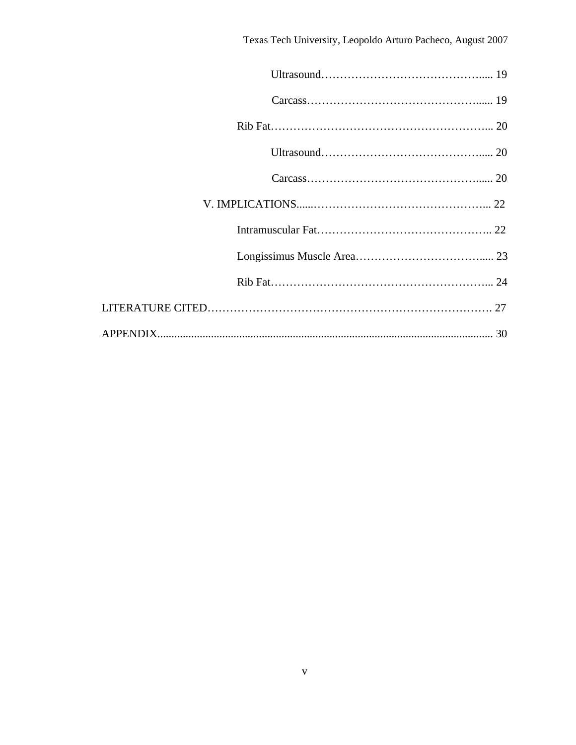Ultrasound……………………………………..... 19

Carcass………………………………………...... 19

Rib Fat…………………………………………………... 20

Ultrasound……………………………………..... 20

Carcass………………………………………...... 20

V. IMPLICATIONS......………………………………………... 22

Intramuscular Fat……………………………………….. 22

Longissimus Muscle Area……………………………..... 23

Rib Fat…………………………………………………... 24

LITERATURE CITED…………………………………………………………………. 27

APPENDIX...................................................................................................................... 30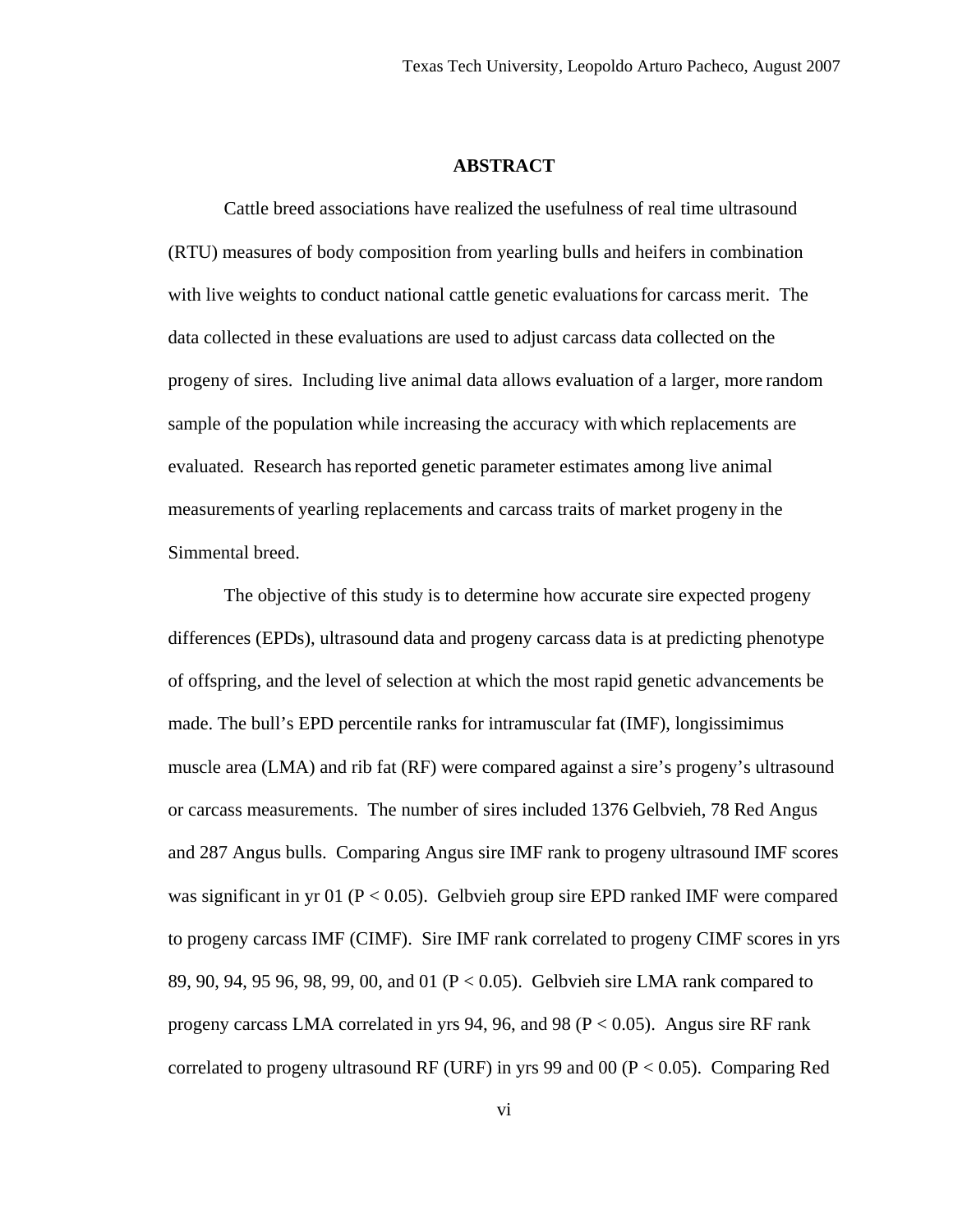# ABSTRACT

Cattle breed associations have realized the usefulness of real time ultrasound (RTU) measures of body composition from yearling bulls and heifers in combination with live weights to conduct national cattle genetic evaluations for carcass merit. The data collected in these evaluations are used to adjust carcass data collected on the progeny of sires. Including live animal data allows evaluation of a larger, more random sample of the population while increasing the accuracy with which replacements are evaluated. Research has reported genetic parameter estimates among live animal measurements of yearling replacements and carcass traits of market progeny in the Simmental breed.

The objective of this study is to determine how accurate sire expected progeny differences (EPDs), ultrasound data and progeny carcass data is at predicting phenotype of offspring, and the level of selection at which the most rapid genetic advancements be made. The bull's EPD percentile ranks for intramuscular fat (IMF), longissimimus muscle area (LMA) and rib fat (RF) were compared against a sire's progeny's ultrasound or carcass measurements. The number of sires included 1376 Gelbvieh, 78 Red Angus and 287 Angus bulls. Comparing Angus sire IMF rank to progeny ultrasound IMF scores was significant in yr 01 ($P < 0.05$). Gelbvieh group sire EPD ranked IMF were compared to progeny carcass IMF (CIMF). Sire IMF rank correlated to progeny CIMF scores in yrs 89, 90, 94, 95 96, 98, 99, 00, and 01 ($P < 0.05$). Gelbvieh sire LMA rank compared to progeny carcass LMA correlated in yrs 94, 96, and 98 ($P < 0.05$). Angus sire RF rank correlated to progeny ultrasound RF (URF) in yrs 99 and 00 ($P < 0.05$). Comparing Red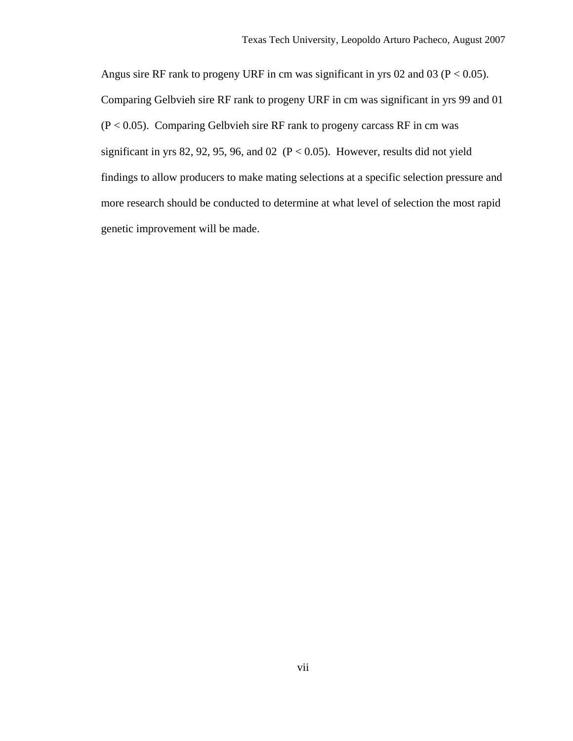Angus sire RF rank to progeny URF in cm was significant in yrs 02 and 03 ($P < 0.05$). Comparing Gelbvieh sire RF rank to progeny URF in cm was significant in yrs 99 and 01 ($P < 0.05$). Comparing Gelbvieh sire RF rank to progeny carcass RF in cm was significant in yrs 82, 92, 95, 96, and 02 ($P < 0.05$). However, results did not yield findings to allow producers to make mating selections at a specific selection pressure and more research should be conducted to determine at what level of selection the most rapid genetic improvement will be made.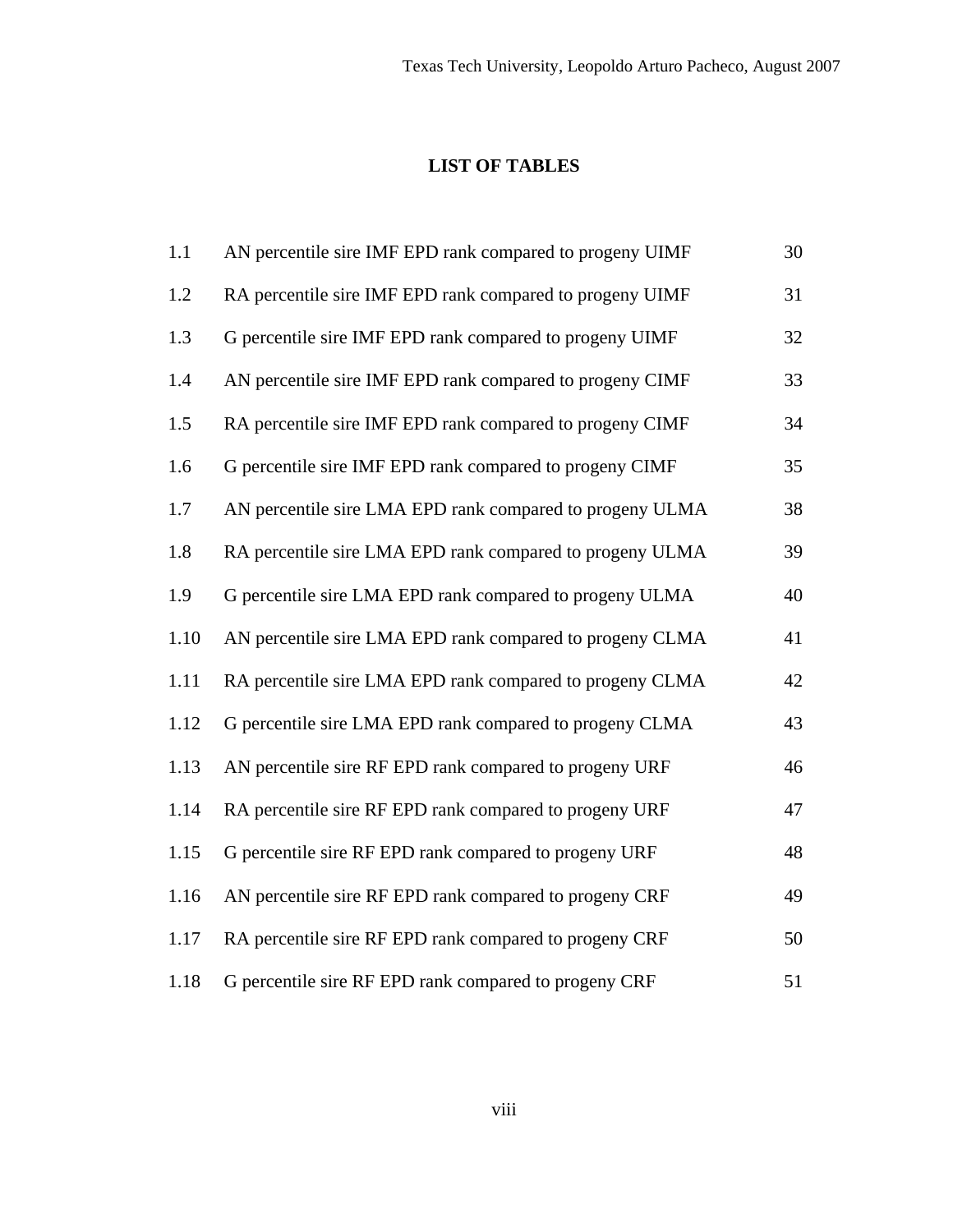# LIST OF TABLES

| | | |
|---|---|---|
| 1.1 | AN percentile sire IMF EPD rank compared to progeny UIMF | 30 |
| 1.2 | RA percentile sire IMF EPD rank compared to progeny UIMF | 31 |
| 1.3 | G percentile sire IMF EPD rank compared to progeny UIMF | 32 |
| 1.4 | AN percentile sire IMF EPD rank compared to progeny CIMF | 33 |
| 1.5 | RA percentile sire IMF EPD rank compared to progeny CIMF | 34 |
| 1.6 | G percentile sire IMF EPD rank compared to progeny CIMF | 35 |
| 1.7 | AN percentile sire LMA EPD rank compared to progeny ULMA | 38 |
| 1.8 | RA percentile sire LMA EPD rank compared to progeny ULMA | 39 |
| 1.9 | G percentile sire LMA EPD rank compared to progeny ULMA | 40 |
| 1.10 | AN percentile sire LMA EPD rank compared to progeny CLMA | 41 |
| 1.11 | RA percentile sire LMA EPD rank compared to progeny CLMA | 42 |
| 1.12 | G percentile sire LMA EPD rank compared to progeny CLMA | 43 |
| 1.13 | AN percentile sire RF EPD rank compared to progeny URF | 46 |
| 1.14 | RA percentile sire RF EPD rank compared to progeny URF | 47 |
| 1.15 | G percentile sire RF EPD rank compared to progeny URF | 48 |
| 1.16 | AN percentile sire RF EPD rank compared to progeny CRF | 49 |
| 1.17 | RA percentile sire RF EPD rank compared to progeny CRF | 50 |
| 1.18 | G percentile sire RF EPD rank compared to progeny CRF | 51 |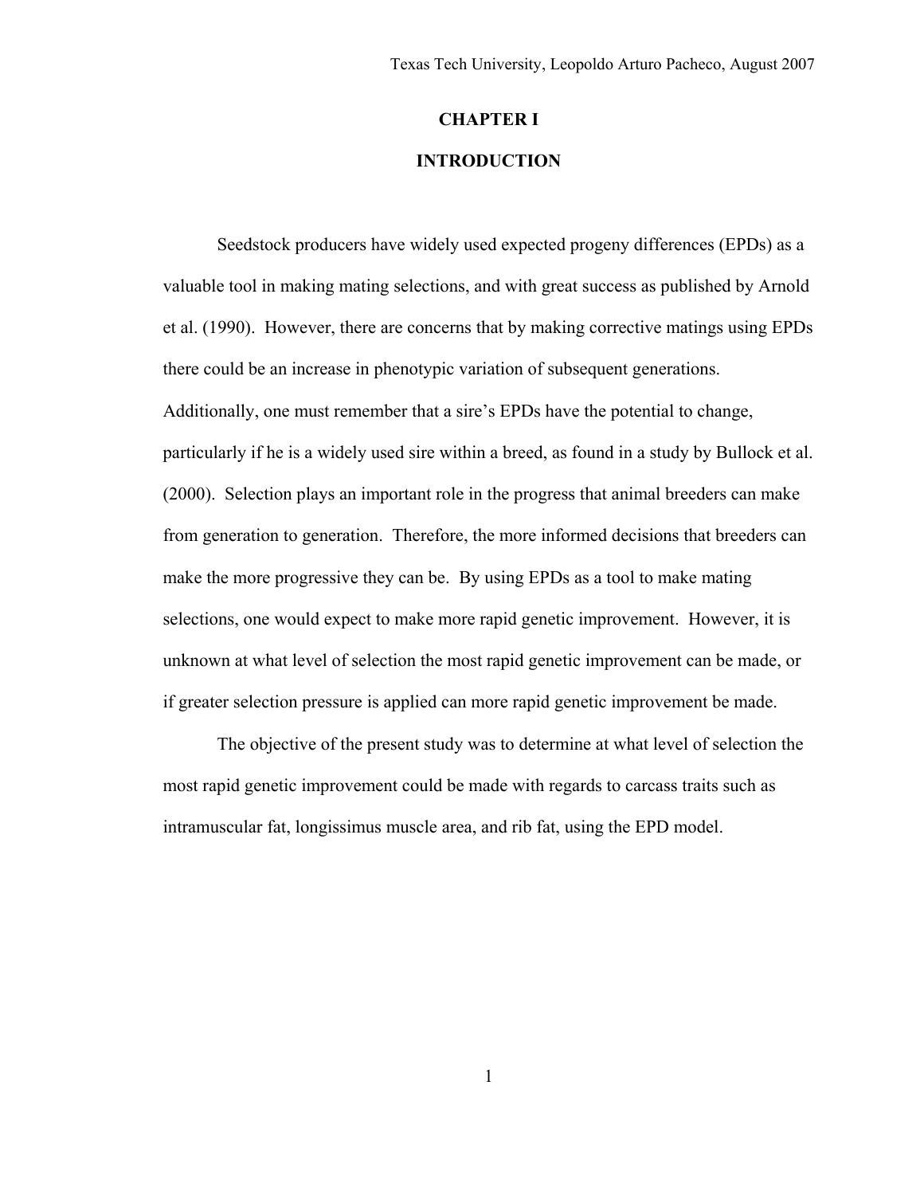# CHAPTER I

# INTRODUCTION

Seedstock producers have widely used expected progeny differences (EPDs) as a valuable tool in making mating selections, and with great success as published by Arnold et al. (1990). However, there are concerns that by making corrective matings using EPDs there could be an increase in phenotypic variation of subsequent generations. Additionally, one must remember that a sire's EPDs have the potential to change, particularly if he is a widely used sire within a breed, as found in a study by Bullock et al. (2000). Selection plays an important role in the progress that animal breeders can make from generation to generation. Therefore, the more informed decisions that breeders can make the more progressive they can be. By using EPDs as a tool to make mating selections, one would expect to make more rapid genetic improvement. However, it is unknown at what level of selection the most rapid genetic improvement can be made, or if greater selection pressure is applied can more rapid genetic improvement be made.

The objective of the present study was to determine at what level of selection the most rapid genetic improvement could be made with regards to carcass traits such as intramuscular fat, longissimus muscle area, and rib fat, using the EPD model.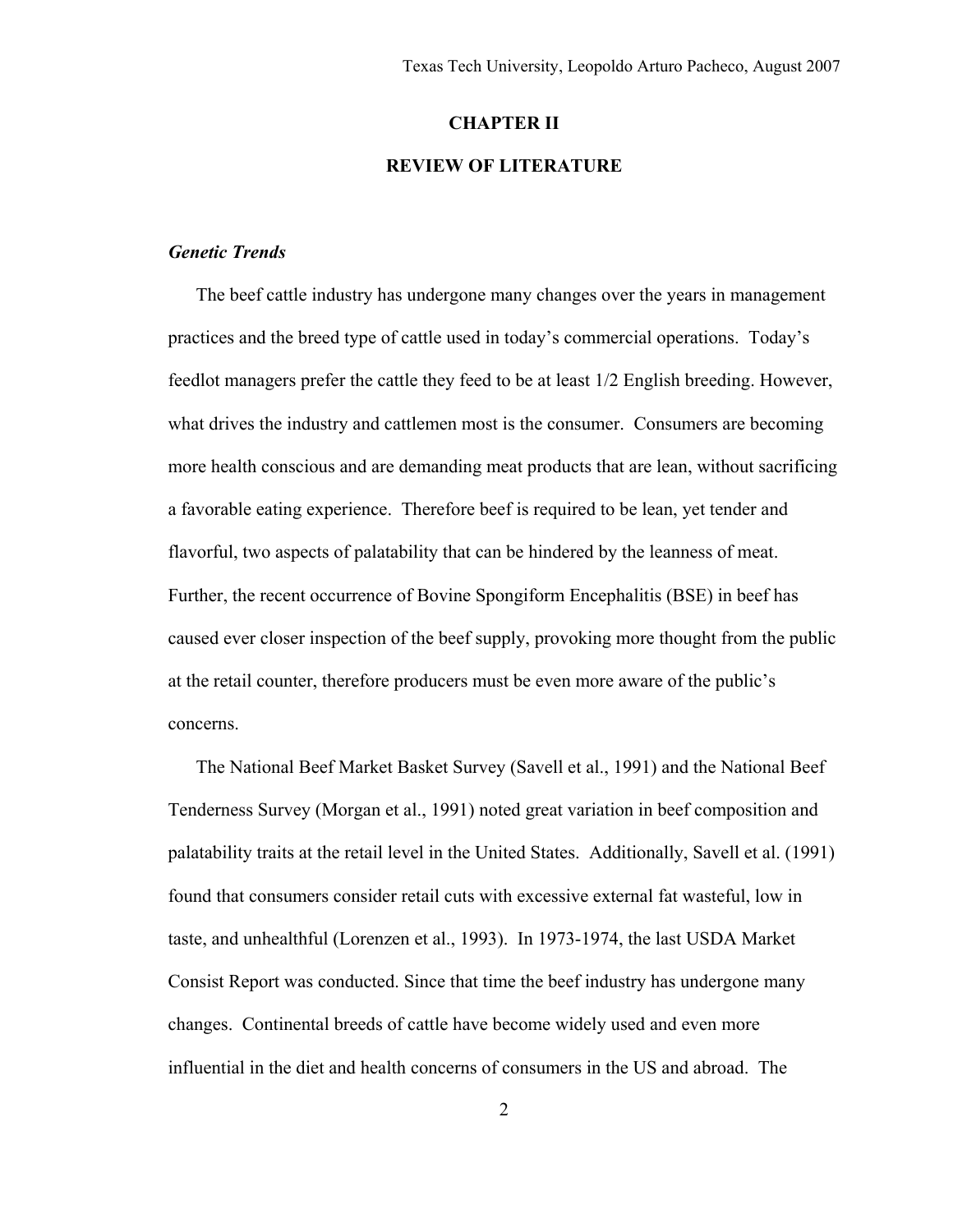# CHAPTER II

# REVIEW OF LITERATURE

### *Genetic Trends*

The beef cattle industry has undergone many changes over the years in management practices and the breed type of cattle used in today's commercial operations. Today's feedlot managers prefer the cattle they feed to be at least 1/2 English breeding. However, what drives the industry and cattlemen most is the consumer. Consumers are becoming more health conscious and are demanding meat products that are lean, without sacrificing a favorable eating experience. Therefore beef is required to be lean, yet tender and flavorful, two aspects of palatability that can be hindered by the leanness of meat. Further, the recent occurrence of Bovine Spongiform Encephalitis (BSE) in beef has caused ever closer inspection of the beef supply, provoking more thought from the public at the retail counter, therefore producers must be even more aware of the public's concerns.

The National Beef Market Basket Survey (Savell et al., 1991) and the National Beef Tenderness Survey (Morgan et al., 1991) noted great variation in beef composition and palatability traits at the retail level in the United States. Additionally, Savell et al. (1991) found that consumers consider retail cuts with excessive external fat wasteful, low in taste, and unhealthful (Lorenzen et al., 1993). In 1973-1974, the last USDA Market Consist Report was conducted. Since that time the beef industry has undergone many changes. Continental breeds of cattle have become widely used and even more influential in the diet and health concerns of consumers in the US and abroad. The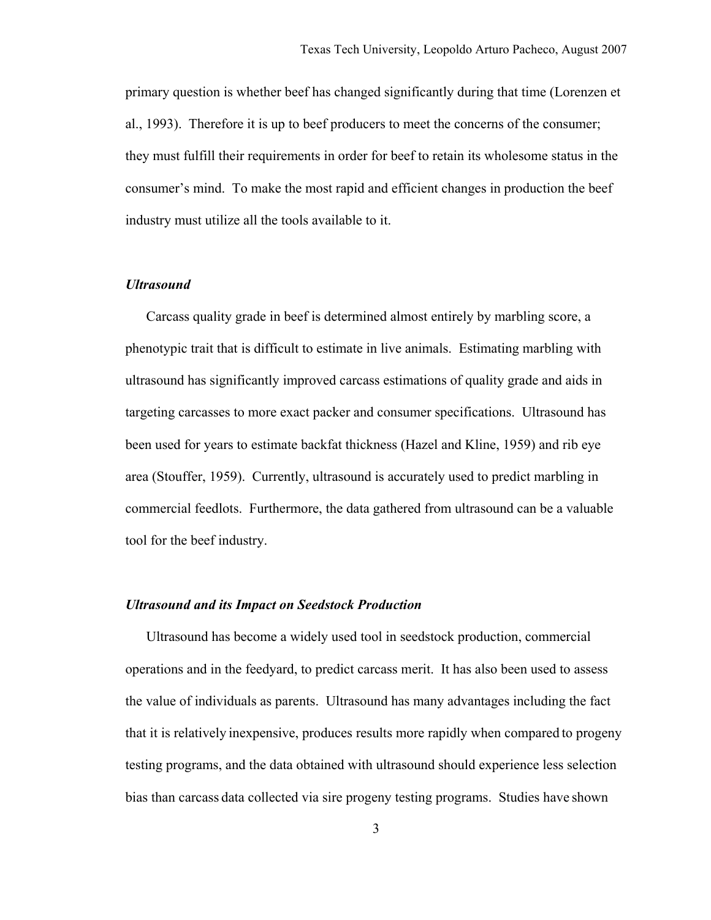primary question is whether beef has changed significantly during that time (Lorenzen et al., 1993). Therefore it is up to beef producers to meet the concerns of the consumer; they must fulfill their requirements in order for beef to retain its wholesome status in the consumer's mind. To make the most rapid and efficient changes in production the beef industry must utilize all the tools available to it.

### *Ultrasound*

Carcass quality grade in beef is determined almost entirely by marbling score, a phenotypic trait that is difficult to estimate in live animals. Estimating marbling with ultrasound has significantly improved carcass estimations of quality grade and aids in targeting carcasses to more exact packer and consumer specifications. Ultrasound has been used for years to estimate backfat thickness (Hazel and Kline, 1959) and rib eye area (Stouffer, 1959). Currently, ultrasound is accurately used to predict marbling in commercial feedlots. Furthermore, the data gathered from ultrasound can be a valuable tool for the beef industry.

### *Ultrasound and its Impact on Seedstock Production*

Ultrasound has become a widely used tool in seedstock production, commercial operations and in the feedyard, to predict carcass merit. It has also been used to assess the value of individuals as parents. Ultrasound has many advantages including the fact that it is relatively inexpensive, produces results more rapidly when compared to progeny testing programs, and the data obtained with ultrasound should experience less selection bias than carcass data collected via sire progeny testing programs. Studies have shown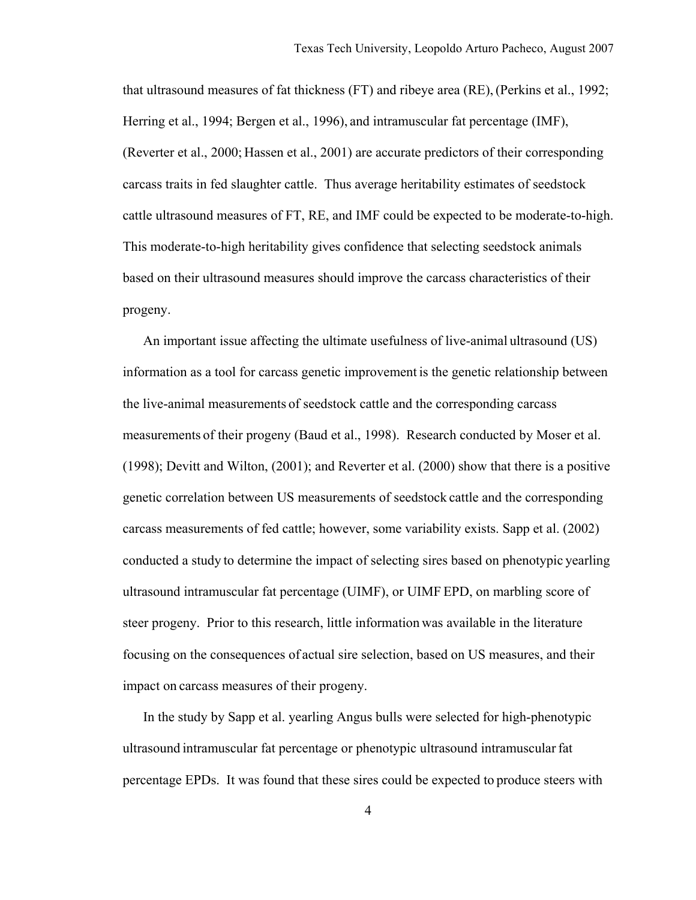that ultrasound measures of fat thickness (FT) and ribeye area (RE), (Perkins et al., 1992; Herring et al., 1994; Bergen et al., 1996), and intramuscular fat percentage (IMF), (Reverter et al., 2000; Hassen et al., 2001) are accurate predictors of their corresponding carcass traits in fed slaughter cattle. Thus average heritability estimates of seedstock cattle ultrasound measures of FT, RE, and IMF could be expected to be moderate-to-high. This moderate-to-high heritability gives confidence that selecting seedstock animals based on their ultrasound measures should improve the carcass characteristics of their progeny.

An important issue affecting the ultimate usefulness of live-animal ultrasound (US) information as a tool for carcass genetic improvement is the genetic relationship between the live-animal measurements of seedstock cattle and the corresponding carcass measurements of their progeny (Baud et al., 1998). Research conducted by Moser et al. (1998); Devitt and Wilton, (2001); and Reverter et al. (2000) show that there is a positive genetic correlation between US measurements of seedstock cattle and the corresponding carcass measurements of fed cattle; however, some variability exists. Sapp et al. (2002) conducted a study to determine the impact of selecting sires based on phenotypic yearling ultrasound intramuscular fat percentage (UIMF), or UIMF EPD, on marbling score of steer progeny. Prior to this research, little information was available in the literature focusing on the consequences of actual sire selection, based on US measures, and their impact on carcass measures of their progeny.

In the study by Sapp et al. yearling Angus bulls were selected for high-phenotypic ultrasound intramuscular fat percentage or phenotypic ultrasound intramuscular fat percentage EPDs. It was found that these sires could be expected to produce steers with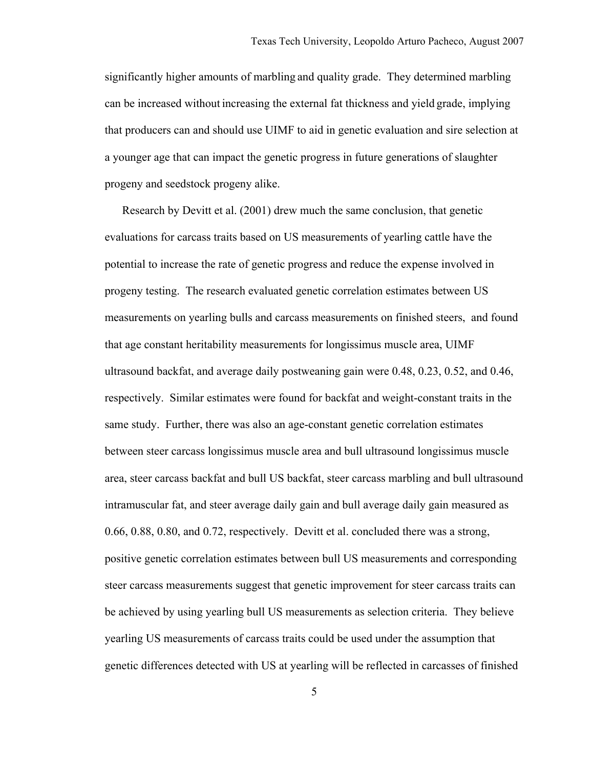significantly higher amounts of marbling and quality grade. They determined marbling can be increased without increasing the external fat thickness and yield grade, implying that producers can and should use UIMF to aid in genetic evaluation and sire selection at a younger age that can impact the genetic progress in future generations of slaughter progeny and seedstock progeny alike.

Research by Devitt et al. (2001) drew much the same conclusion, that genetic evaluations for carcass traits based on US measurements of yearling cattle have the potential to increase the rate of genetic progress and reduce the expense involved in progeny testing. The research evaluated genetic correlation estimates between US measurements on yearling bulls and carcass measurements on finished steers, and found that age constant heritability measurements for longissimus muscle area, UIMF ultrasound backfat, and average daily postweaning gain were 0.48, 0.23, 0.52, and 0.46, respectively. Similar estimates were found for backfat and weight-constant traits in the same study. Further, there was also an age-constant genetic correlation estimates between steer carcass longissimus muscle area and bull ultrasound longissimus muscle area, steer carcass backfat and bull US backfat, steer carcass marbling and bull ultrasound intramuscular fat, and steer average daily gain and bull average daily gain measured as 0.66, 0.88, 0.80, and 0.72, respectively. Devitt et al. concluded there was a strong, positive genetic correlation estimates between bull US measurements and corresponding steer carcass measurements suggest that genetic improvement for steer carcass traits can be achieved by using yearling bull US measurements as selection criteria. They believe yearling US measurements of carcass traits could be used under the assumption that genetic differences detected with US at yearling will be reflected in carcasses of finished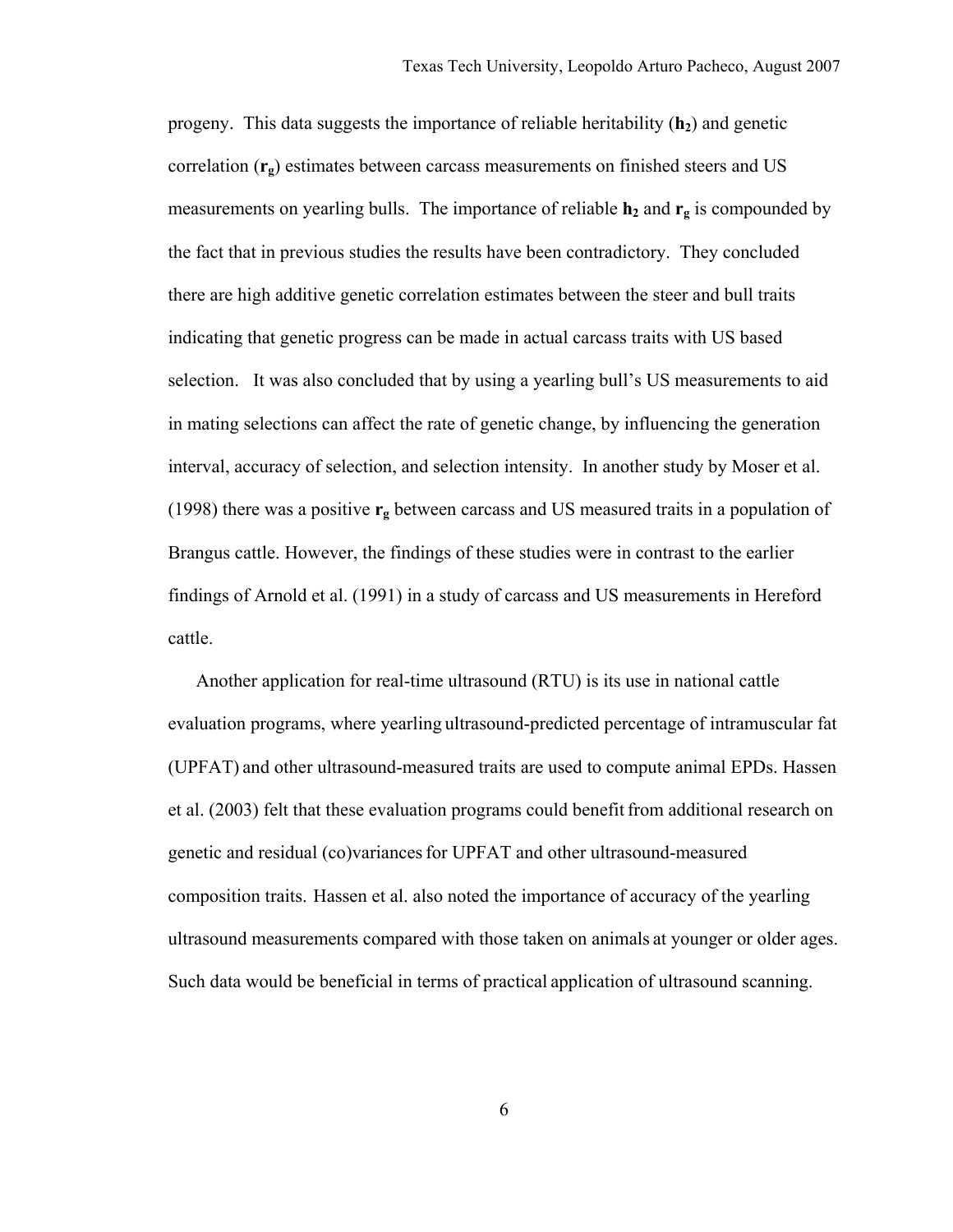progeny. This data suggests the importance of reliable heritability (**$h_2$**) and genetic correlation (**$r_g$**) estimates between carcass measurements on finished steers and US measurements on yearling bulls. The importance of reliable **$h_2$** and **$r_g$** is compounded by the fact that in previous studies the results have been contradictory. They concluded there are high additive genetic correlation estimates between the steer and bull traits indicating that genetic progress can be made in actual carcass traits with US based selection. It was also concluded that by using a yearling bull's US measurements to aid in mating selections can affect the rate of genetic change, by influencing the generation interval, accuracy of selection, and selection intensity. In another study by Moser et al. (1998) there was a positive **$r_g$** between carcass and US measured traits in a population of Brangus cattle. However, the findings of these studies were in contrast to the earlier findings of Arnold et al. (1991) in a study of carcass and US measurements in Hereford cattle.

Another application for real-time ultrasound (RTU) is its use in national cattle evaluation programs, where yearling ultrasound-predicted percentage of intramuscular fat (UPFAT) and other ultrasound-measured traits are used to compute animal EPDs. Hassen et al. (2003) felt that these evaluation programs could benefit from additional research on genetic and residual (co)variances for UPFAT and other ultrasound-measured composition traits. Hassen et al. also noted the importance of accuracy of the yearling ultrasound measurements compared with those taken on animals at younger or older ages. Such data would be beneficial in terms of practical application of ultrasound scanning.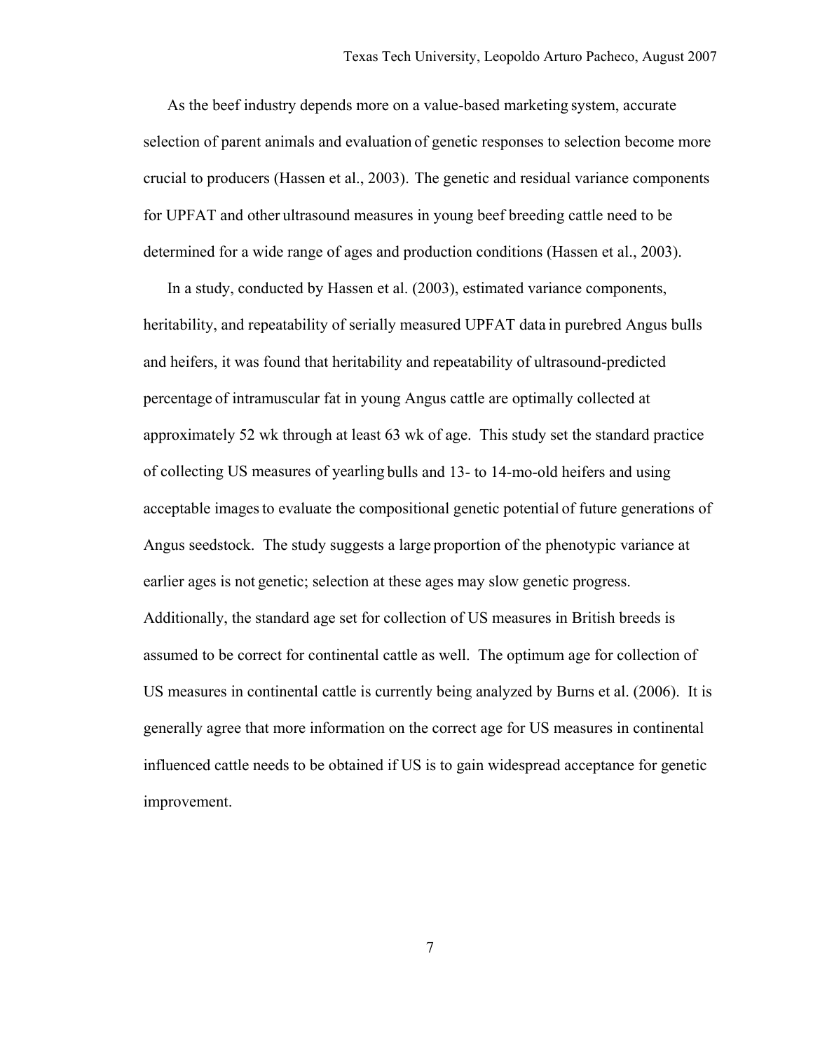As the beef industry depends more on a value-based marketing system, accurate selection of parent animals and evaluation of genetic responses to selection become more crucial to producers (Hassen et al., 2003). The genetic and residual variance components for UPFAT and other ultrasound measures in young beef breeding cattle need to be determined for a wide range of ages and production conditions (Hassen et al., 2003).

In a study, conducted by Hassen et al. (2003), estimated variance components, heritability, and repeatability of serially measured UPFAT data in purebred Angus bulls and heifers, it was found that heritability and repeatability of ultrasound-predicted percentage of intramuscular fat in young Angus cattle are optimally collected at approximately 52 wk through at least 63 wk of age. This study set the standard practice of collecting US measures of yearling bulls and 13- to 14-mo-old heifers and using acceptable images to evaluate the compositional genetic potential of future generations of Angus seedstock. The study suggests a large proportion of the phenotypic variance at earlier ages is not genetic; selection at these ages may slow genetic progress. Additionally, the standard age set for collection of US measures in British breeds is assumed to be correct for continental cattle as well. The optimum age for collection of US measures in continental cattle is currently being analyzed by Burns et al. (2006). It is generally agree that more information on the correct age for US measures in continental influenced cattle needs to be obtained if US is to gain widespread acceptance for genetic improvement.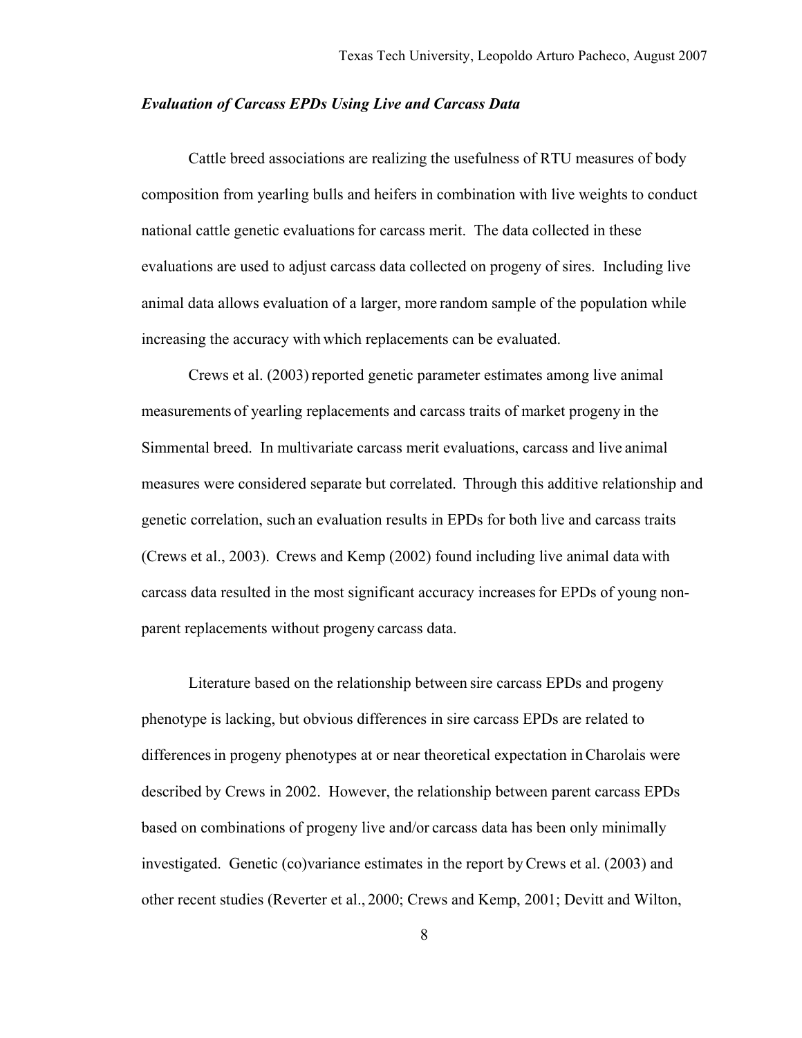### *Evaluation of Carcass EPDs Using Live and Carcass Data*

Cattle breed associations are realizing the usefulness of RTU measures of body composition from yearling bulls and heifers in combination with live weights to conduct national cattle genetic evaluations for carcass merit. The data collected in these evaluations are used to adjust carcass data collected on progeny of sires. Including live animal data allows evaluation of a larger, more random sample of the population while increasing the accuracy with which replacements can be evaluated.

Crews et al. (2003) reported genetic parameter estimates among live animal measurements of yearling replacements and carcass traits of market progeny in the Simmental breed. In multivariate carcass merit evaluations, carcass and live animal measures were considered separate but correlated. Through this additive relationship and genetic correlation, such an evaluation results in EPDs for both live and carcass traits (Crews et al., 2003). Crews and Kemp (2002) found including live animal data with carcass data resulted in the most significant accuracy increases for EPDs of young non-parent replacements without progeny carcass data.

Literature based on the relationship between sire carcass EPDs and progeny phenotype is lacking, but obvious differences in sire carcass EPDs are related to differences in progeny phenotypes at or near theoretical expectation in Charolais were described by Crews in 2002. However, the relationship between parent carcass EPDs based on combinations of progeny live and/or carcass data has been only minimally investigated. Genetic (co)variance estimates in the report by Crews et al. (2003) and other recent studies (Reverter et al., 2000; Crews and Kemp, 2001; Devitt and Wilton,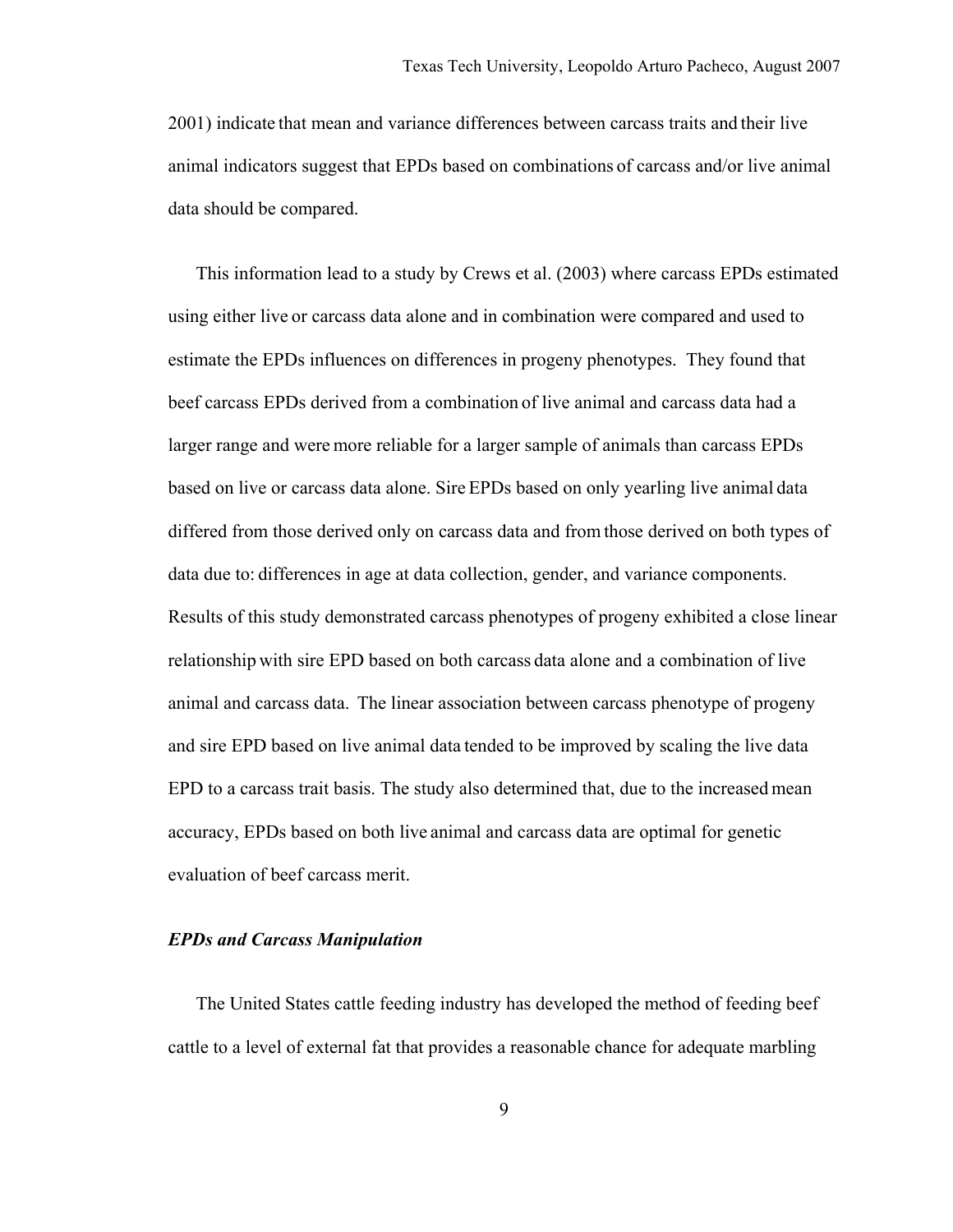2001) indicate that mean and variance differences between carcass traits and their live animal indicators suggest that EPDs based on combinations of carcass and/or live animal data should be compared.

This information lead to a study by Crews et al. (2003) where carcass EPDs estimated using either live or carcass data alone and in combination were compared and used to estimate the EPDs influences on differences in progeny phenotypes. They found that beef carcass EPDs derived from a combination of live animal and carcass data had a larger range and were more reliable for a larger sample of animals than carcass EPDs based on live or carcass data alone. Sire EPDs based on only yearling live animal data differed from those derived only on carcass data and from those derived on both types of data due to: differences in age at data collection, gender, and variance components. Results of this study demonstrated carcass phenotypes of progeny exhibited a close linear relationship with sire EPD based on both carcass data alone and a combination of live animal and carcass data. The linear association between carcass phenotype of progeny and sire EPD based on live animal data tended to be improved by scaling the live data EPD to a carcass trait basis. The study also determined that, due to the increased mean accuracy, EPDs based on both live animal and carcass data are optimal for genetic evaluation of beef carcass merit.

### ***EPDs and Carcass Manipulation***

The United States cattle feeding industry has developed the method of feeding beef cattle to a level of external fat that provides a reasonable chance for adequate marbling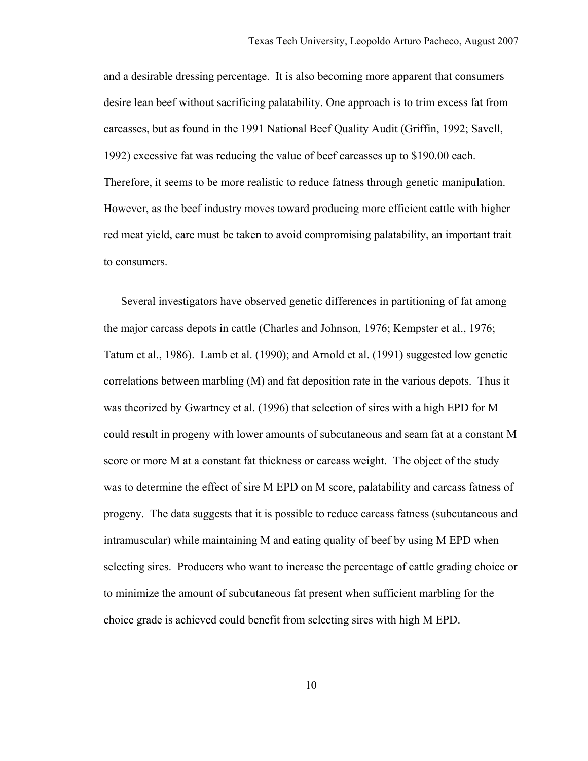and a desirable dressing percentage. It is also becoming more apparent that consumers desire lean beef without sacrificing palatability. One approach is to trim excess fat from carcasses, but as found in the 1991 National Beef Quality Audit (Griffin, 1992; Savell, 1992) excessive fat was reducing the value of beef carcasses up to $190.00 each. Therefore, it seems to be more realistic to reduce fatness through genetic manipulation. However, as the beef industry moves toward producing more efficient cattle with higher red meat yield, care must be taken to avoid compromising palatability, an important trait to consumers.

Several investigators have observed genetic differences in partitioning of fat among the major carcass depots in cattle (Charles and Johnson, 1976; Kempster et al., 1976; Tatum et al., 1986). Lamb et al. (1990); and Arnold et al. (1991) suggested low genetic correlations between marbling (M) and fat deposition rate in the various depots. Thus it was theorized by Gwartney et al. (1996) that selection of sires with a high EPD for M could result in progeny with lower amounts of subcutaneous and seam fat at a constant M score or more M at a constant fat thickness or carcass weight. The object of the study was to determine the effect of sire M EPD on M score, palatability and carcass fatness of progeny. The data suggests that it is possible to reduce carcass fatness (subcutaneous and intramuscular) while maintaining M and eating quality of beef by using M EPD when selecting sires. Producers who want to increase the percentage of cattle grading choice or to minimize the amount of subcutaneous fat present when sufficient marbling for the choice grade is achieved could benefit from selecting sires with high M EPD.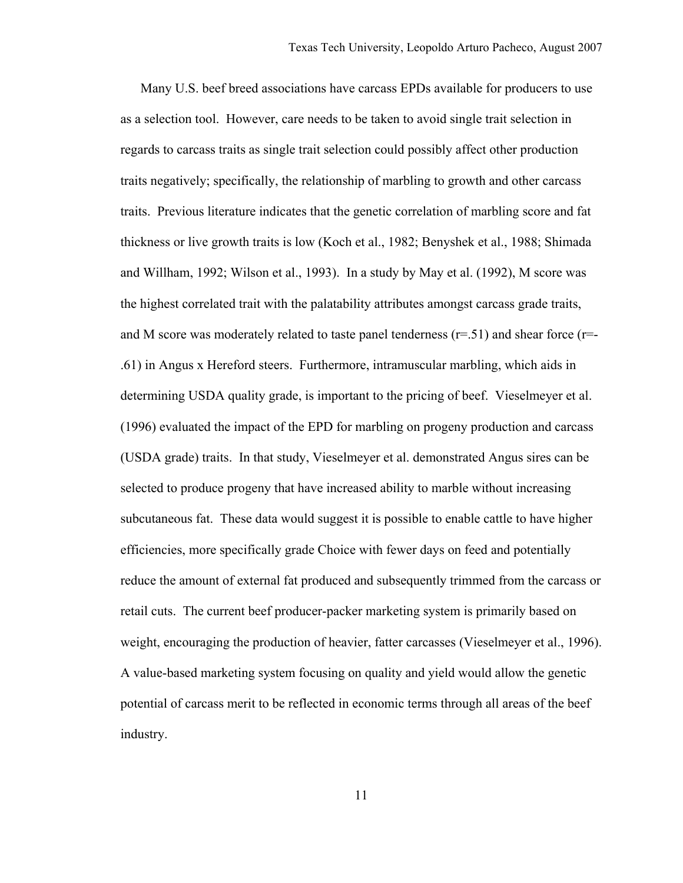Many U.S. beef breed associations have carcass EPDs available for producers to use as a selection tool. However, care needs to be taken to avoid single trait selection in regards to carcass traits as single trait selection could possibly affect other production traits negatively; specifically, the relationship of marbling to growth and other carcass traits. Previous literature indicates that the genetic correlation of marbling score and fat thickness or live growth traits is low (Koch et al., 1982; Benyshek et al., 1988; Shimada and Willham, 1992; Wilson et al., 1993). In a study by May et al. (1992), M score was the highest correlated trait with the palatability attributes amongst carcass grade traits, and M score was moderately related to taste panel tenderness ($r = .51$) and shear force ($r = -.61$) in Angus x Hereford steers. Furthermore, intramuscular marbling, which aids in determining USDA quality grade, is important to the pricing of beef. Vieselmeyer et al. (1996) evaluated the impact of the EPD for marbling on progeny production and carcass (USDA grade) traits. In that study, Vieselmeyer et al. demonstrated Angus sires can be selected to produce progeny that have increased ability to marble without increasing subcutaneous fat. These data would suggest it is possible to enable cattle to have higher efficiencies, more specifically grade Choice with fewer days on feed and potentially reduce the amount of external fat produced and subsequently trimmed from the carcass or retail cuts. The current beef producer-packer marketing system is primarily based on weight, encouraging the production of heavier, fatter carcasses (Vieselmeyer et al., 1996). A value-based marketing system focusing on quality and yield would allow the genetic potential of carcass merit to be reflected in economic terms through all areas of the beef industry.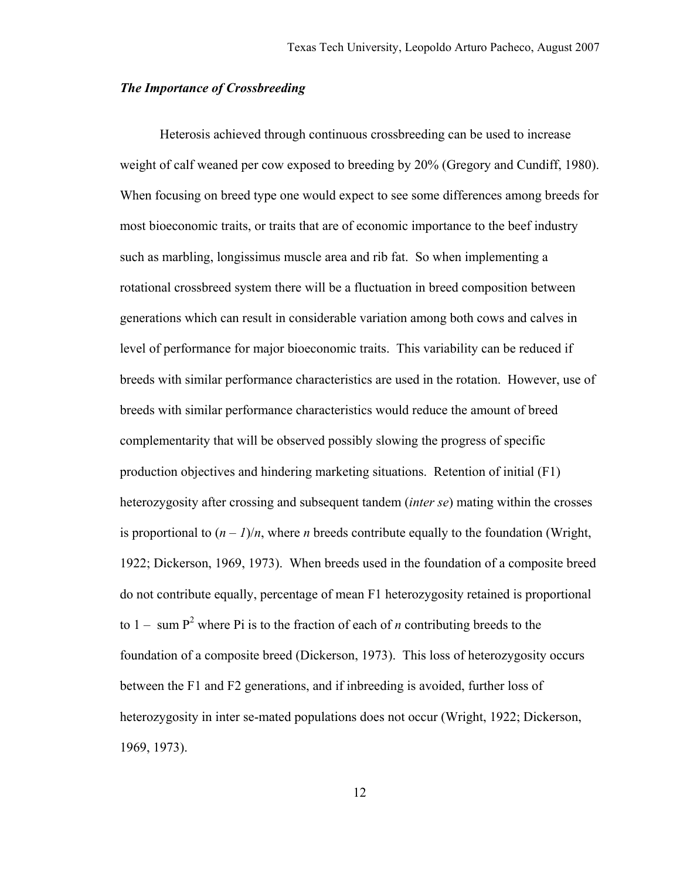### *The Importance of Crossbreeding*

Heterosis achieved through continuous crossbreeding can be used to increase weight of calf weaned per cow exposed to breeding by 20% (Gregory and Cundiff, 1980). When focusing on breed type one would expect to see some differences among breeds for most bioeconomic traits, or traits that are of economic importance to the beef industry such as marbling, longissimus muscle area and rib fat. So when implementing a rotational crossbreed system there will be a fluctuation in breed composition between generations which can result in considerable variation among both cows and calves in level of performance for major bioeconomic traits. This variability can be reduced if breeds with similar performance characteristics are used in the rotation. However, use of breeds with similar performance characteristics would reduce the amount of breed complementarity that will be observed possibly slowing the progress of specific production objectives and hindering marketing situations. Retention of initial (F1) heterozygosity after crossing and subsequent tandem (*inter se*) mating within the crosses is proportional to $(n - 1)/n$, where $n$ breeds contribute equally to the foundation (Wright, 1922; Dickerson, 1969, 1973). When breeds used in the foundation of a composite breed do not contribute equally, percentage of mean F1 heterozygosity retained is proportional to $1 - \text{sum } P^2$ where Pi is to the fraction of each of $n$ contributing breeds to the foundation of a composite breed (Dickerson, 1973). This loss of heterozygosity occurs between the F1 and F2 generations, and if inbreeding is avoided, further loss of heterozygosity in inter se-mated populations does not occur (Wright, 1922; Dickerson, 1969, 1973).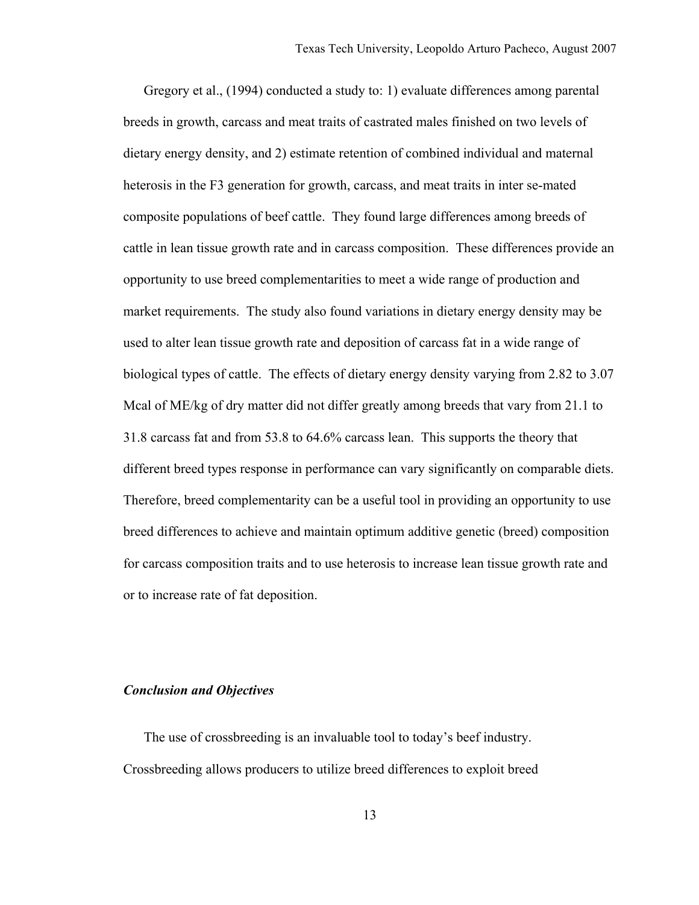Gregory et al., (1994) conducted a study to: 1) evaluate differences among parental breeds in growth, carcass and meat traits of castrated males finished on two levels of dietary energy density, and 2) estimate retention of combined individual and maternal heterosis in the F3 generation for growth, carcass, and meat traits in inter se-mated composite populations of beef cattle. They found large differences among breeds of cattle in lean tissue growth rate and in carcass composition. These differences provide an opportunity to use breed complementarities to meet a wide range of production and market requirements. The study also found variations in dietary energy density may be used to alter lean tissue growth rate and deposition of carcass fat in a wide range of biological types of cattle. The effects of dietary energy density varying from 2.82 to 3.07 Mcal of ME/kg of dry matter did not differ greatly among breeds that vary from 21.1 to 31.8 carcass fat and from 53.8 to 64.6% carcass lean. This supports the theory that different breed types response in performance can vary significantly on comparable diets. Therefore, breed complementarity can be a useful tool in providing an opportunity to use breed differences to achieve and maintain optimum additive genetic (breed) composition for carcass composition traits and to use heterosis to increase lean tissue growth rate and or to increase rate of fat deposition.

### *Conclusion and Objectives*

The use of crossbreeding is an invaluable tool to today's beef industry. Crossbreeding allows producers to utilize breed differences to exploit breed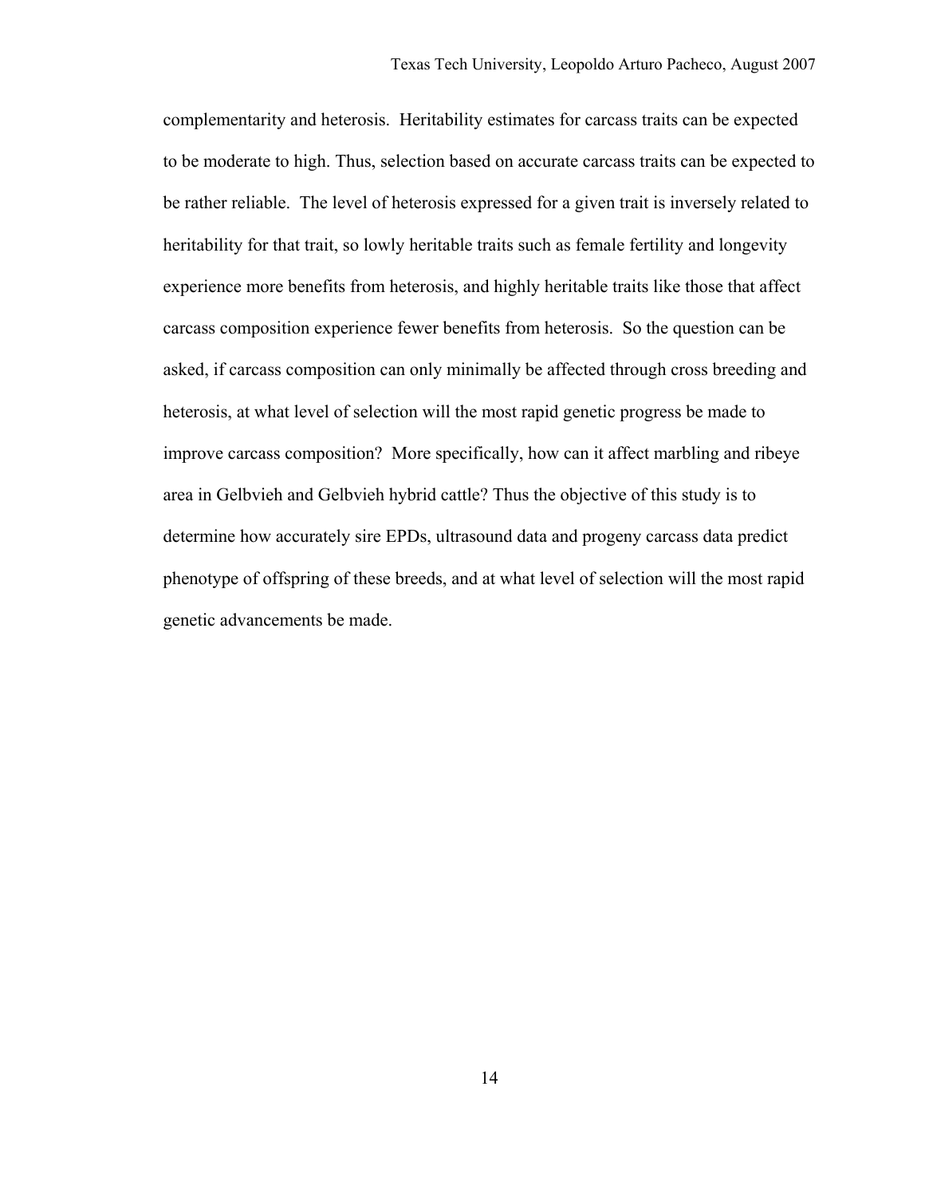complementarity and heterosis. Heritability estimates for carcass traits can be expected to be moderate to high. Thus, selection based on accurate carcass traits can be expected to be rather reliable. The level of heterosis expressed for a given trait is inversely related to heritability for that trait, so lowly heritable traits such as female fertility and longevity experience more benefits from heterosis, and highly heritable traits like those that affect carcass composition experience fewer benefits from heterosis. So the question can be asked, if carcass composition can only minimally be affected through cross breeding and heterosis, at what level of selection will the most rapid genetic progress be made to improve carcass composition? More specifically, how can it affect marbling and ribeye area in Gelbvieh and Gelbvieh hybrid cattle? Thus the objective of this study is to determine how accurately sire EPDs, ultrasound data and progeny carcass data predict phenotype of offspring of these breeds, and at what level of selection will the most rapid genetic advancements be made.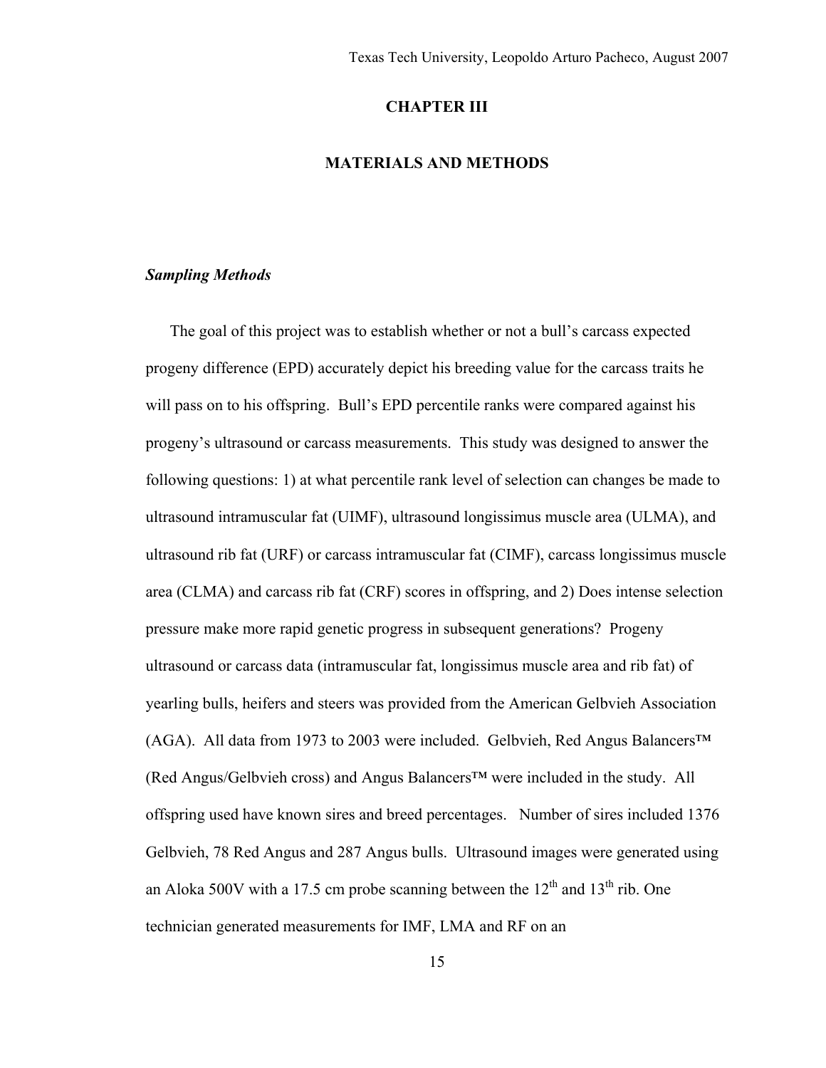# CHAPTER III

# MATERIALS AND METHODS

### *Sampling Methods*

The goal of this project was to establish whether or not a bull's carcass expected progeny difference (EPD) accurately depict his breeding value for the carcass traits he will pass on to his offspring. Bull's EPD percentile ranks were compared against his progeny's ultrasound or carcass measurements. This study was designed to answer the following questions: 1) at what percentile rank level of selection can changes be made to ultrasound intramuscular fat (UIMF), ultrasound longissimus muscle area (ULMA), and ultrasound rib fat (URF) or carcass intramuscular fat (CIMF), carcass longissimus muscle area (CLMA) and carcass rib fat (CRF) scores in offspring, and 2) Does intense selection pressure make more rapid genetic progress in subsequent generations? Progeny ultrasound or carcass data (intramuscular fat, longissimus muscle area and rib fat) of yearling bulls, heifers and steers was provided from the American Gelbvieh Association (AGA). All data from 1973 to 2003 were included. Gelbvieh, Red Angus Balancers™ (Red Angus/Gelbvieh cross) and Angus Balancers™ were included in the study. All offspring used have known sires and breed percentages. Number of sires included 1376 Gelbvieh, 78 Red Angus and 287 Angus bulls. Ultrasound images were generated using an Aloka 500V with a 17.5 cm probe scanning between the $12^{th}$ and $13^{th}$ rib. One technician generated measurements for IMF, LMA and RF on an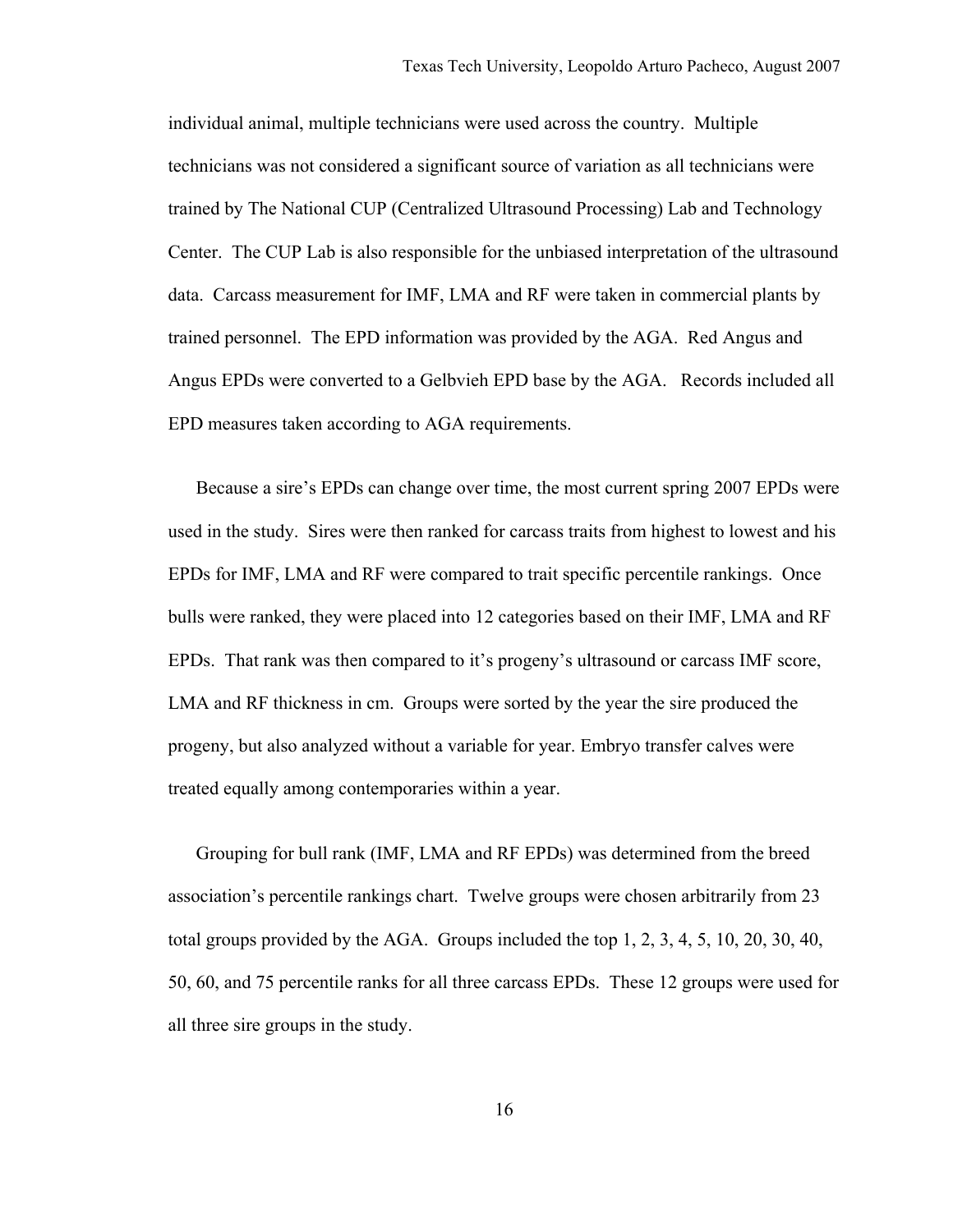individual animal, multiple technicians were used across the country. Multiple technicians was not considered a significant source of variation as all technicians were trained by The National CUP (Centralized Ultrasound Processing) Lab and Technology Center. The CUP Lab is also responsible for the unbiased interpretation of the ultrasound data. Carcass measurement for IMF, LMA and RF were taken in commercial plants by trained personnel. The EPD information was provided by the AGA. Red Angus and Angus EPDs were converted to a Gelbvieh EPD base by the AGA. Records included all EPD measures taken according to AGA requirements.

Because a sire's EPDs can change over time, the most current spring 2007 EPDs were used in the study. Sires were then ranked for carcass traits from highest to lowest and his EPDs for IMF, LMA and RF were compared to trait specific percentile rankings. Once bulls were ranked, they were placed into 12 categories based on their IMF, LMA and RF EPDs. That rank was then compared to it's progeny's ultrasound or carcass IMF score, LMA and RF thickness in cm. Groups were sorted by the year the sire produced the progeny, but also analyzed without a variable for year. Embryo transfer calves were treated equally among contemporaries within a year.

Grouping for bull rank (IMF, LMA and RF EPDs) was determined from the breed association's percentile rankings chart. Twelve groups were chosen arbitrarily from 23 total groups provided by the AGA. Groups included the top 1, 2, 3, 4, 5, 10, 20, 30, 40, 50, 60, and 75 percentile ranks for all three carcass EPDs. These 12 groups were used for all three sire groups in the study.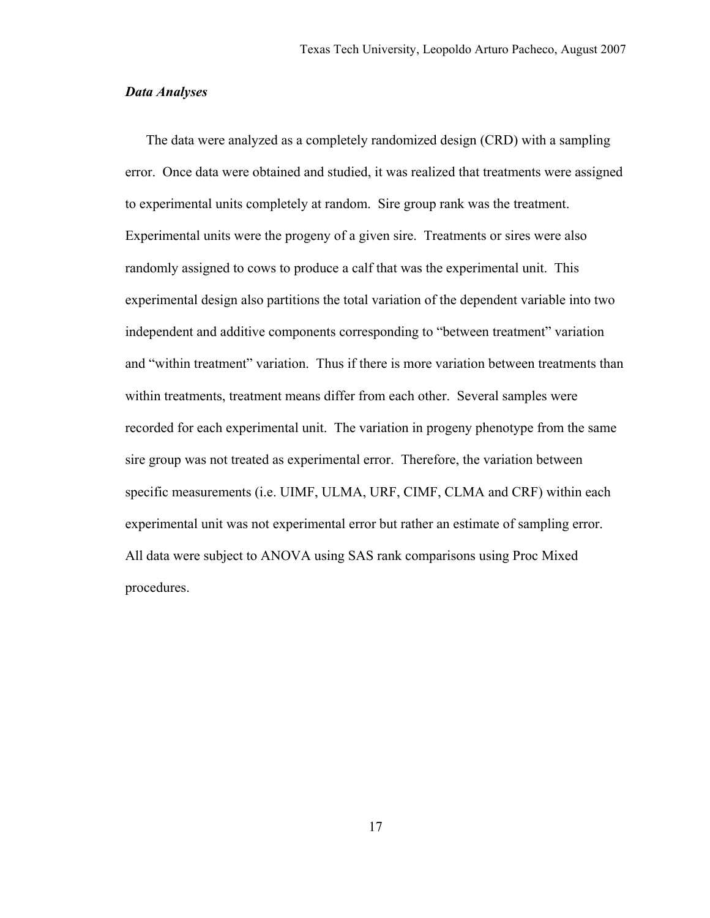### *Data Analyses*

The data were analyzed as a completely randomized design (CRD) with a sampling error. Once data were obtained and studied, it was realized that treatments were assigned to experimental units completely at random. Sire group rank was the treatment. Experimental units were the progeny of a given sire. Treatments or sires were also randomly assigned to cows to produce a calf that was the experimental unit. This experimental design also partitions the total variation of the dependent variable into two independent and additive components corresponding to "between treatment" variation and "within treatment" variation. Thus if there is more variation between treatments than within treatments, treatment means differ from each other. Several samples were recorded for each experimental unit. The variation in progeny phenotype from the same sire group was not treated as experimental error. Therefore, the variation between specific measurements (i.e. UIMF, ULMA, URF, CIMF, CLMA and CRF) within each experimental unit was not experimental error but rather an estimate of sampling error. All data were subject to ANOVA using SAS rank comparisons using Proc Mixed procedures.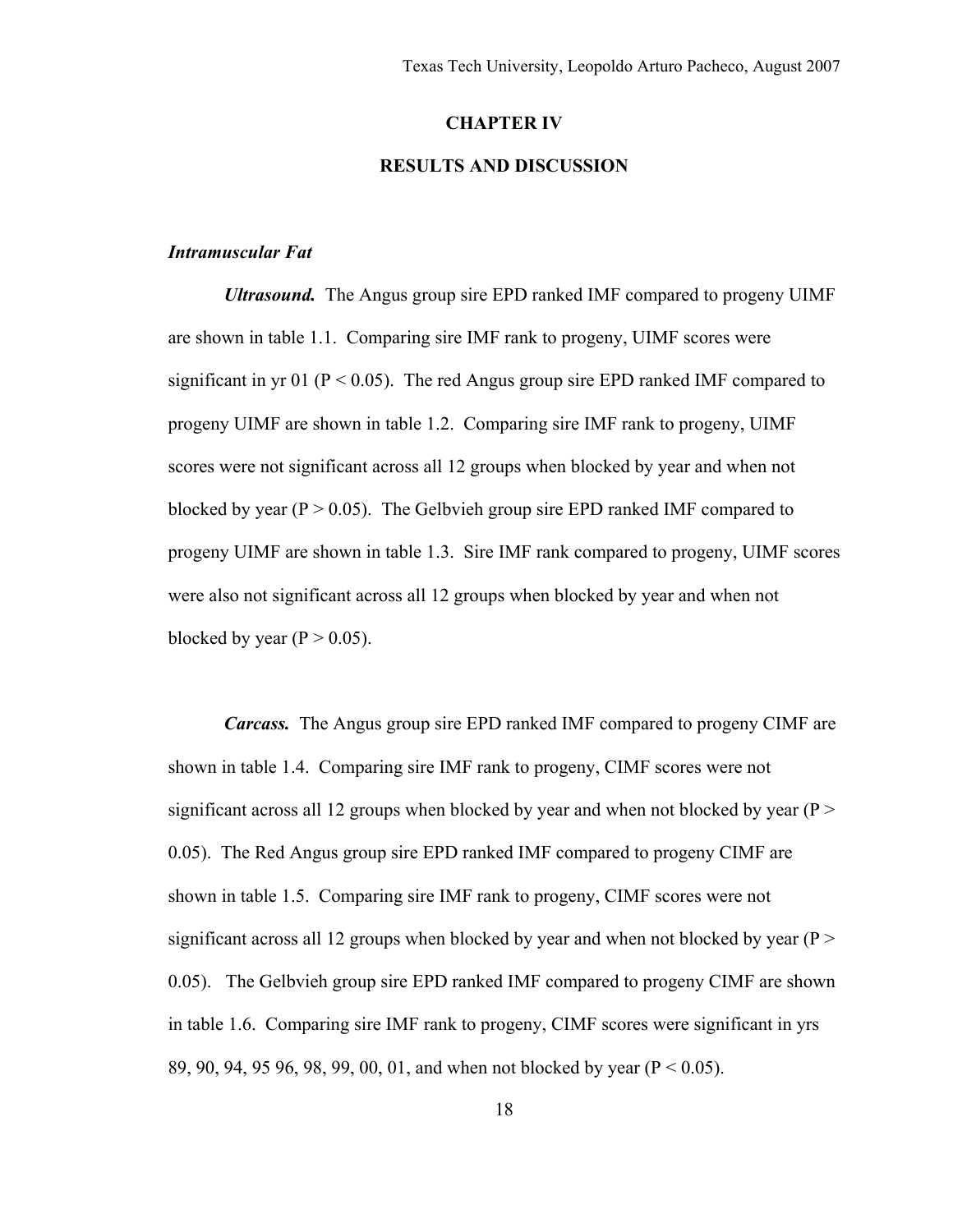# CHAPTER IV

# RESULTS AND DISCUSSION

### *Intramuscular Fat*

***Ultrasound.*** The Angus group sire EPD ranked IMF compared to progeny UIMF are shown in table 1.1. Comparing sire IMF rank to progeny, UIMF scores were significant in yr 01 ($P < 0.05$). The red Angus group sire EPD ranked IMF compared to progeny UIMF are shown in table 1.2. Comparing sire IMF rank to progeny, UIMF scores were not significant across all 12 groups when blocked by year and when not blocked by year ($P > 0.05$). The Gelbvieh group sire EPD ranked IMF compared to progeny UIMF are shown in table 1.3. Sire IMF rank compared to progeny, UIMF scores were also not significant across all 12 groups when blocked by year and when not blocked by year ($P > 0.05$).

***Carcass.*** The Angus group sire EPD ranked IMF compared to progeny CIMF are shown in table 1.4. Comparing sire IMF rank to progeny, CIMF scores were not significant across all 12 groups when blocked by year and when not blocked by year ($P > 0.05$). The Red Angus group sire EPD ranked IMF compared to progeny CIMF are shown in table 1.5. Comparing sire IMF rank to progeny, CIMF scores were not significant across all 12 groups when blocked by year and when not blocked by year ($P > 0.05$). The Gelbvieh group sire EPD ranked IMF compared to progeny CIMF are shown in table 1.6. Comparing sire IMF rank to progeny, CIMF scores were significant in yrs 89, 90, 94, 95 96, 98, 99, 00, 01, and when not blocked by year ($P < 0.05$).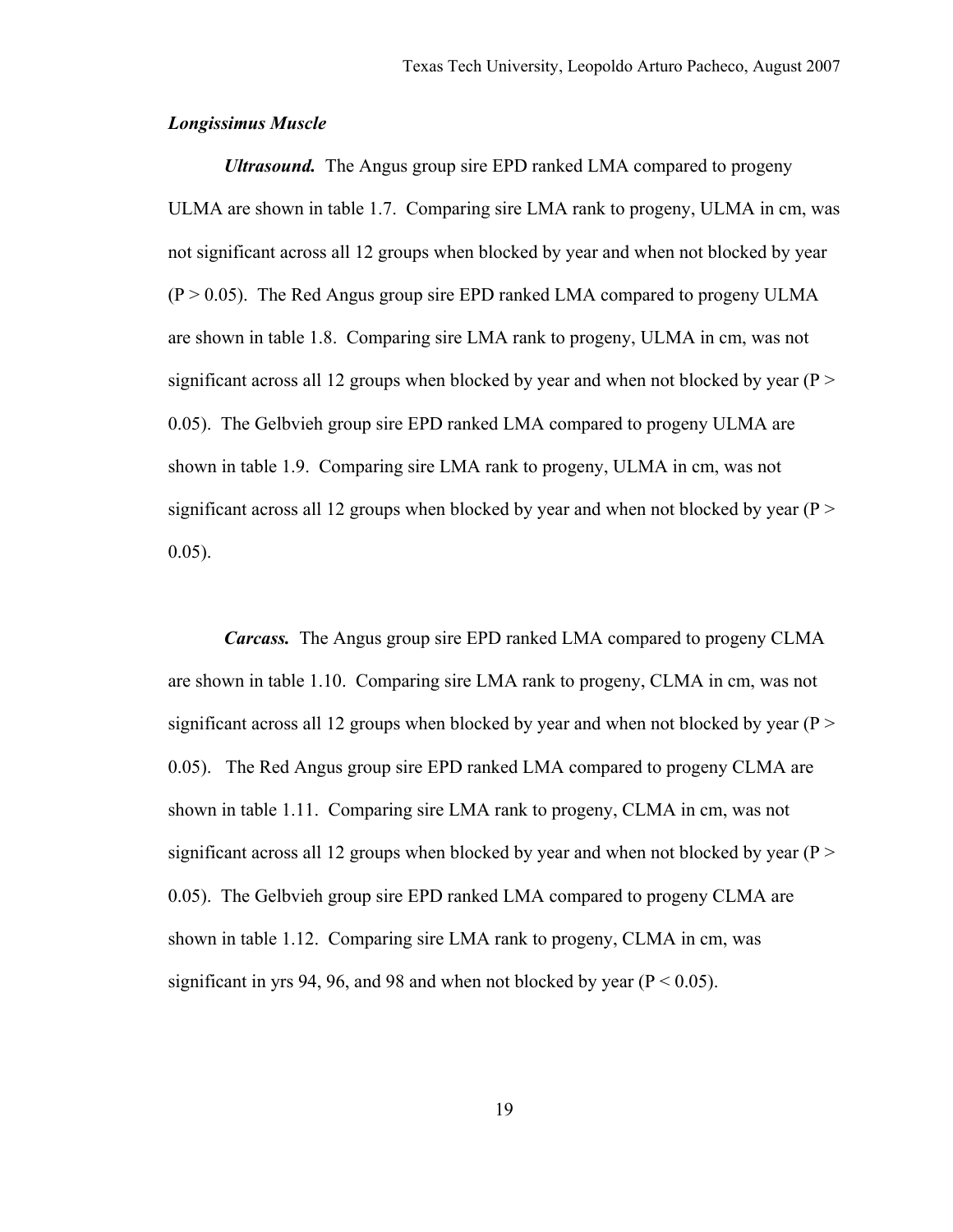***Longissimus Muscle***

***Ultrasound.*** The Angus group sire EPD ranked LMA compared to progeny ULMA are shown in table 1.7. Comparing sire LMA rank to progeny, ULMA in cm, was not significant across all 12 groups when blocked by year and when not blocked by year ($P > 0.05$). The Red Angus group sire EPD ranked LMA compared to progeny ULMA are shown in table 1.8. Comparing sire LMA rank to progeny, ULMA in cm, was not significant across all 12 groups when blocked by year and when not blocked by year ($P > 0.05$). The Gelbvieh group sire EPD ranked LMA compared to progeny ULMA are shown in table 1.9. Comparing sire LMA rank to progeny, ULMA in cm, was not significant across all 12 groups when blocked by year and when not blocked by year ($P > 0.05$).

***Carcass.*** The Angus group sire EPD ranked LMA compared to progeny CLMA are shown in table 1.10. Comparing sire LMA rank to progeny, CLMA in cm, was not significant across all 12 groups when blocked by year and when not blocked by year ($P > 0.05$). The Red Angus group sire EPD ranked LMA compared to progeny CLMA are shown in table 1.11. Comparing sire LMA rank to progeny, CLMA in cm, was not significant across all 12 groups when blocked by year and when not blocked by year ($P > 0.05$). The Gelbvieh group sire EPD ranked LMA compared to progeny CLMA are shown in table 1.12. Comparing sire LMA rank to progeny, CLMA in cm, was significant in yrs 94, 96, and 98 and when not blocked by year ($P < 0.05$).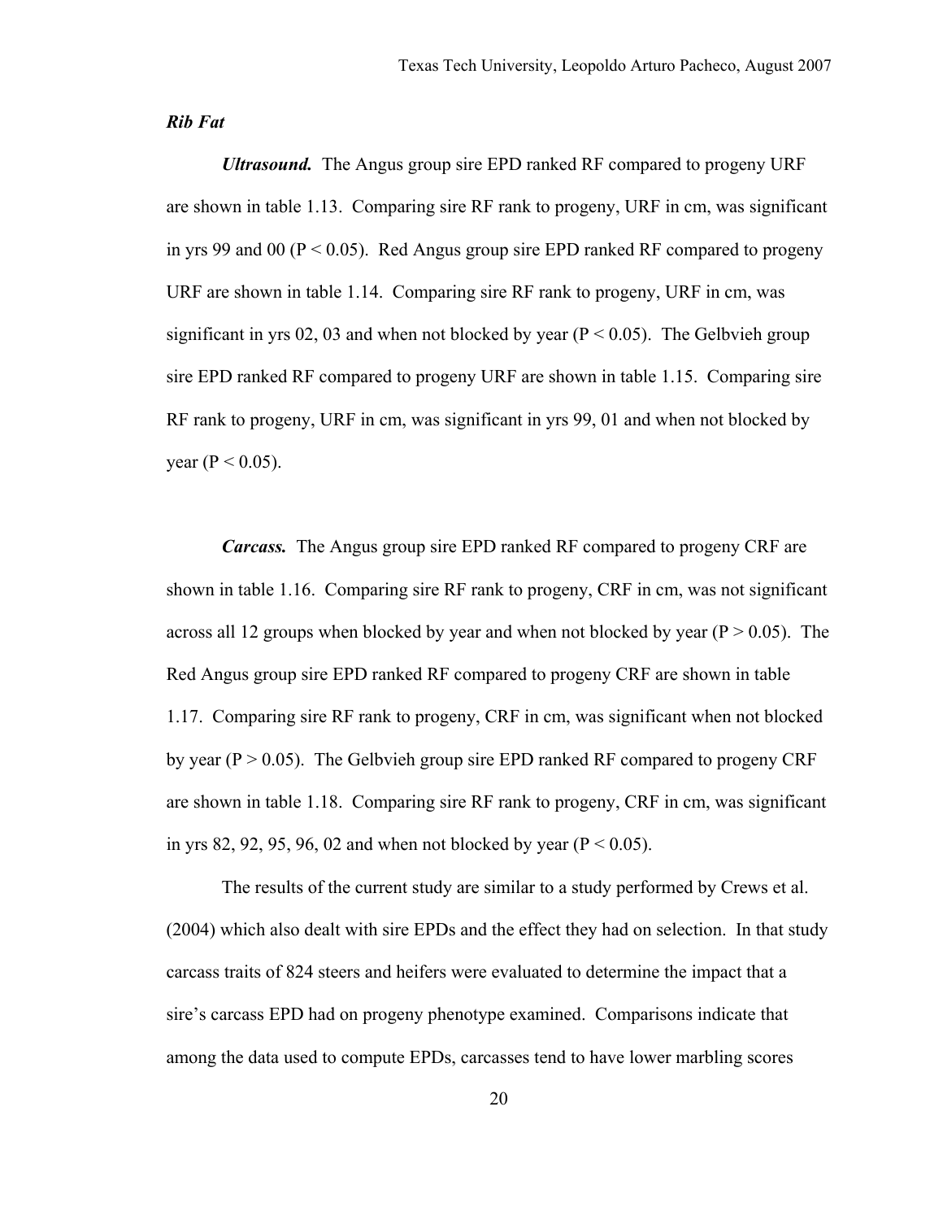***Rib Fat***

***Ultrasound.*** The Angus group sire EPD ranked RF compared to progeny URF are shown in table 1.13. Comparing sire RF rank to progeny, URF in cm, was significant in yrs 99 and 00 ($P < 0.05$). Red Angus group sire EPD ranked RF compared to progeny URF are shown in table 1.14. Comparing sire RF rank to progeny, URF in cm, was significant in yrs 02, 03 and when not blocked by year ($P < 0.05$). The Gelbvieh group sire EPD ranked RF compared to progeny URF are shown in table 1.15. Comparing sire RF rank to progeny, URF in cm, was significant in yrs 99, 01 and when not blocked by year ($P < 0.05$).

***Carcass.*** The Angus group sire EPD ranked RF compared to progeny CRF are shown in table 1.16. Comparing sire RF rank to progeny, CRF in cm, was not significant across all 12 groups when blocked by year and when not blocked by year ($P > 0.05$). The Red Angus group sire EPD ranked RF compared to progeny CRF are shown in table 1.17. Comparing sire RF rank to progeny, CRF in cm, was significant when not blocked by year ($P > 0.05$). The Gelbvieh group sire EPD ranked RF compared to progeny CRF are shown in table 1.18. Comparing sire RF rank to progeny, CRF in cm, was significant in yrs 82, 92, 95, 96, 02 and when not blocked by year ($P < 0.05$).

The results of the current study are similar to a study performed by Crews et al. (2004) which also dealt with sire EPDs and the effect they had on selection. In that study carcass traits of 824 steers and heifers were evaluated to determine the impact that a sire's carcass EPD had on progeny phenotype examined. Comparisons indicate that among the data used to compute EPDs, carcasses tend to have lower marbling scores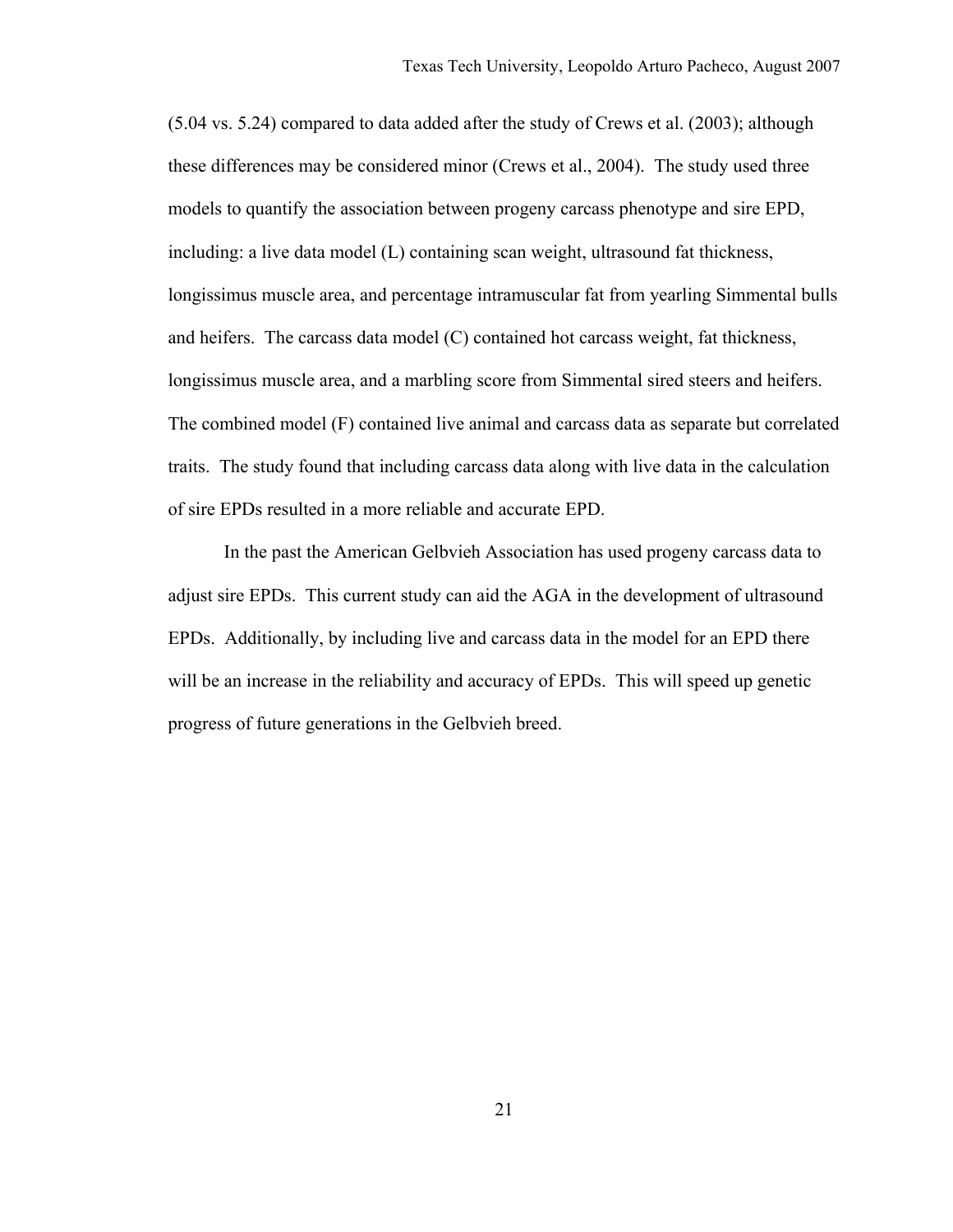(5.04 vs. 5.24) compared to data added after the study of Crews et al. (2003); although these differences may be considered minor (Crews et al., 2004). The study used three models to quantify the association between progeny carcass phenotype and sire EPD, including: a live data model (L) containing scan weight, ultrasound fat thickness, longissimus muscle area, and percentage intramuscular fat from yearling Simmental bulls and heifers. The carcass data model (C) contained hot carcass weight, fat thickness, longissimus muscle area, and a marbling score from Simmental sired steers and heifers. The combined model (F) contained live animal and carcass data as separate but correlated traits. The study found that including carcass data along with live data in the calculation of sire EPDs resulted in a more reliable and accurate EPD.

In the past the American Gelbvieh Association has used progeny carcass data to adjust sire EPDs. This current study can aid the AGA in the development of ultrasound EPDs. Additionally, by including live and carcass data in the model for an EPD there will be an increase in the reliability and accuracy of EPDs. This will speed up genetic progress of future generations in the Gelbvieh breed.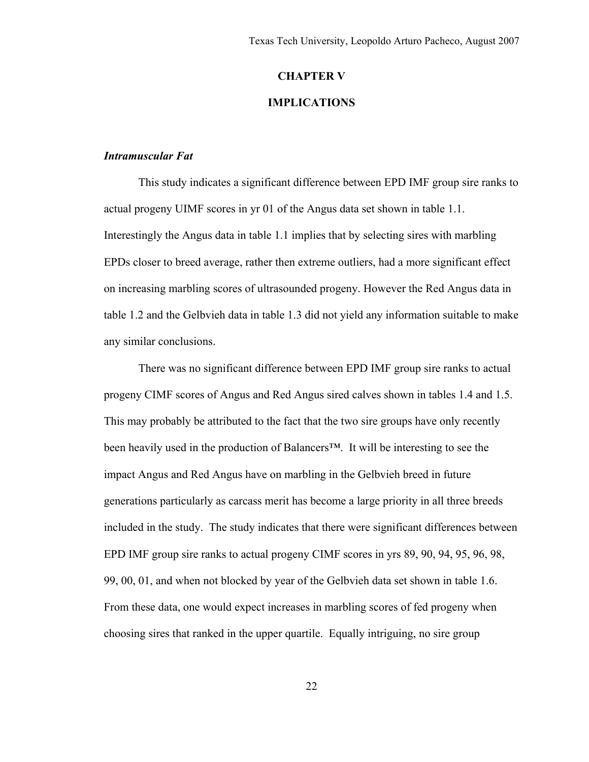# CHAPTER V

# IMPLICATIONS

### *Intramuscular Fat*

This study indicates a significant difference between EPD IMF group sire ranks to actual progeny UIMF scores in yr 01 of the Angus data set shown in table 1.1. Interestingly the Angus data in table 1.1 implies that by selecting sires with marbling EPDs closer to breed average, rather then extreme outliers, had a more significant effect on increasing marbling scores of ultrasounded progeny. However the Red Angus data in table 1.2 and the Gelbvieh data in table 1.3 did not yield any information suitable to make any similar conclusions.

There was no significant difference between EPD IMF group sire ranks to actual progeny CIMF scores of Angus and Red Angus sired calves shown in tables 1.4 and 1.5. This may probably be attributed to the fact that the two sire groups have only recently been heavily used in the production of Balancers™. It will be interesting to see the impact Angus and Red Angus have on marbling in the Gelbvieh breed in future generations particularly as carcass merit has become a large priority in all three breeds included in the study. The study indicates that there were significant differences between EPD IMF group sire ranks to actual progeny CIMF scores in yrs 89, 90, 94, 95, 96, 98, 99, 00, 01, and when not blocked by year of the Gelbvieh data set shown in table 1.6. From these data, one would expect increases in marbling scores of fed progeny when choosing sires that ranked in the upper quartile. Equally intriguing, no sire group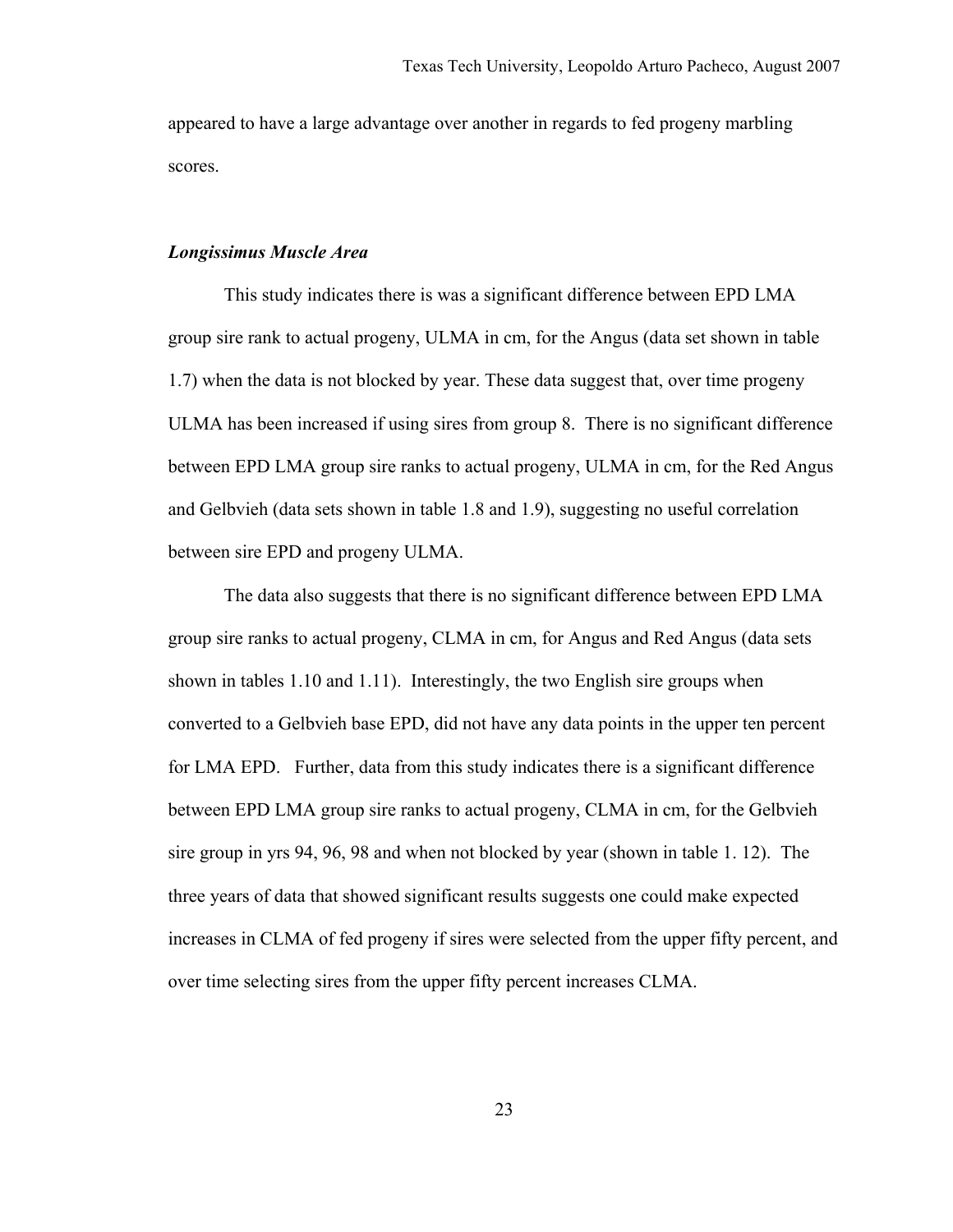appeared to have a large advantage over another in regards to fed progeny marbling scores.

### *Longissimus Muscle Area*

This study indicates there is was a significant difference between EPD LMA group sire rank to actual progeny, ULMA in cm, for the Angus (data set shown in table 1.7) when the data is not blocked by year. These data suggest that, over time progeny ULMA has been increased if using sires from group 8. There is no significant difference between EPD LMA group sire ranks to actual progeny, ULMA in cm, for the Red Angus and Gelbvieh (data sets shown in table 1.8 and 1.9), suggesting no useful correlation between sire EPD and progeny ULMA.

The data also suggests that there is no significant difference between EPD LMA group sire ranks to actual progeny, CLMA in cm, for Angus and Red Angus (data sets shown in tables 1.10 and 1.11). Interestingly, the two English sire groups when converted to a Gelbvieh base EPD, did not have any data points in the upper ten percent for LMA EPD. Further, data from this study indicates there is a significant difference between EPD LMA group sire ranks to actual progeny, CLMA in cm, for the Gelbvieh sire group in yrs 94, 96, 98 and when not blocked by year (shown in table 1. 12). The three years of data that showed significant results suggests one could make expected increases in CLMA of fed progeny if sires were selected from the upper fifty percent, and over time selecting sires from the upper fifty percent increases CLMA.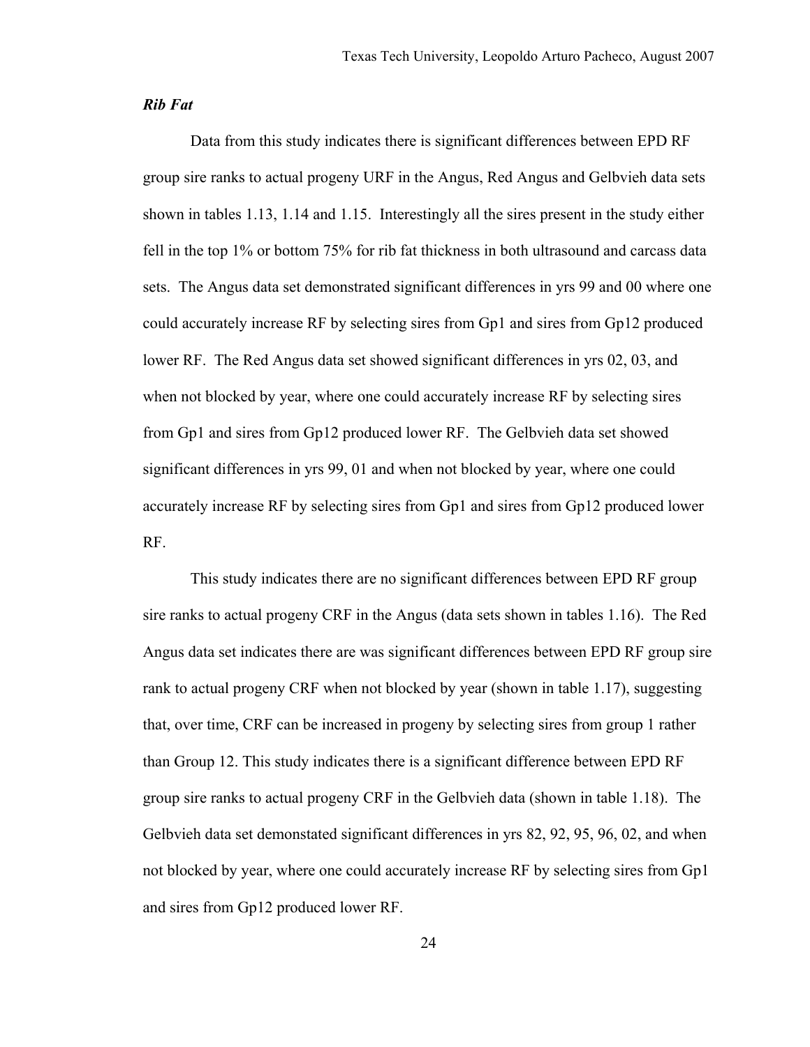***Rib Fat***

Data from this study indicates there is significant differences between EPD RF group sire ranks to actual progeny URF in the Angus, Red Angus and Gelbvieh data sets shown in tables 1.13, 1.14 and 1.15. Interestingly all the sires present in the study either fell in the top 1% or bottom 75% for rib fat thickness in both ultrasound and carcass data sets. The Angus data set demonstrated significant differences in yrs 99 and 00 where one could accurately increase RF by selecting sires from Gp1 and sires from Gp12 produced lower RF. The Red Angus data set showed significant differences in yrs 02, 03, and when not blocked by year, where one could accurately increase RF by selecting sires from Gp1 and sires from Gp12 produced lower RF. The Gelbvieh data set showed significant differences in yrs 99, 01 and when not blocked by year, where one could accurately increase RF by selecting sires from Gp1 and sires from Gp12 produced lower RF.

This study indicates there are no significant differences between EPD RF group sire ranks to actual progeny CRF in the Angus (data sets shown in tables 1.16). The Red Angus data set indicates there are was significant differences between EPD RF group sire rank to actual progeny CRF when not blocked by year (shown in table 1.17), suggesting that, over time, CRF can be increased in progeny by selecting sires from group 1 rather than Group 12. This study indicates there is a significant difference between EPD RF group sire ranks to actual progeny CRF in the Gelbvieh data (shown in table 1.18). The Gelbvieh data set demonstated significant differences in yrs 82, 92, 95, 96, 02, and when not blocked by year, where one could accurately increase RF by selecting sires from Gp1 and sires from Gp12 produced lower RF.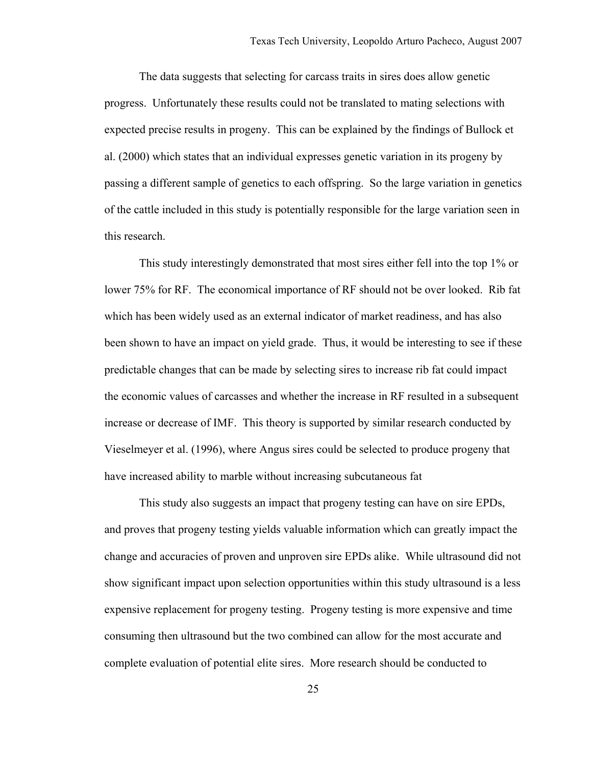The data suggests that selecting for carcass traits in sires does allow genetic progress. Unfortunately these results could not be translated to mating selections with expected precise results in progeny. This can be explained by the findings of Bullock et al. (2000) which states that an individual expresses genetic variation in its progeny by passing a different sample of genetics to each offspring. So the large variation in genetics of the cattle included in this study is potentially responsible for the large variation seen in this research.

This study interestingly demonstrated that most sires either fell into the top 1% or lower 75% for RF. The economical importance of RF should not be over looked. Rib fat which has been widely used as an external indicator of market readiness, and has also been shown to have an impact on yield grade. Thus, it would be interesting to see if these predictable changes that can be made by selecting sires to increase rib fat could impact the economic values of carcasses and whether the increase in RF resulted in a subsequent increase or decrease of IMF. This theory is supported by similar research conducted by Vieselmeyer et al. (1996), where Angus sires could be selected to produce progeny that have increased ability to marble without increasing subcutaneous fat

This study also suggests an impact that progeny testing can have on sire EPDs, and proves that progeny testing yields valuable information which can greatly impact the change and accuracies of proven and unproven sire EPDs alike. While ultrasound did not show significant impact upon selection opportunities within this study ultrasound is a less expensive replacement for progeny testing. Progeny testing is more expensive and time consuming then ultrasound but the two combined can allow for the most accurate and complete evaluation of potential elite sires. More research should be conducted to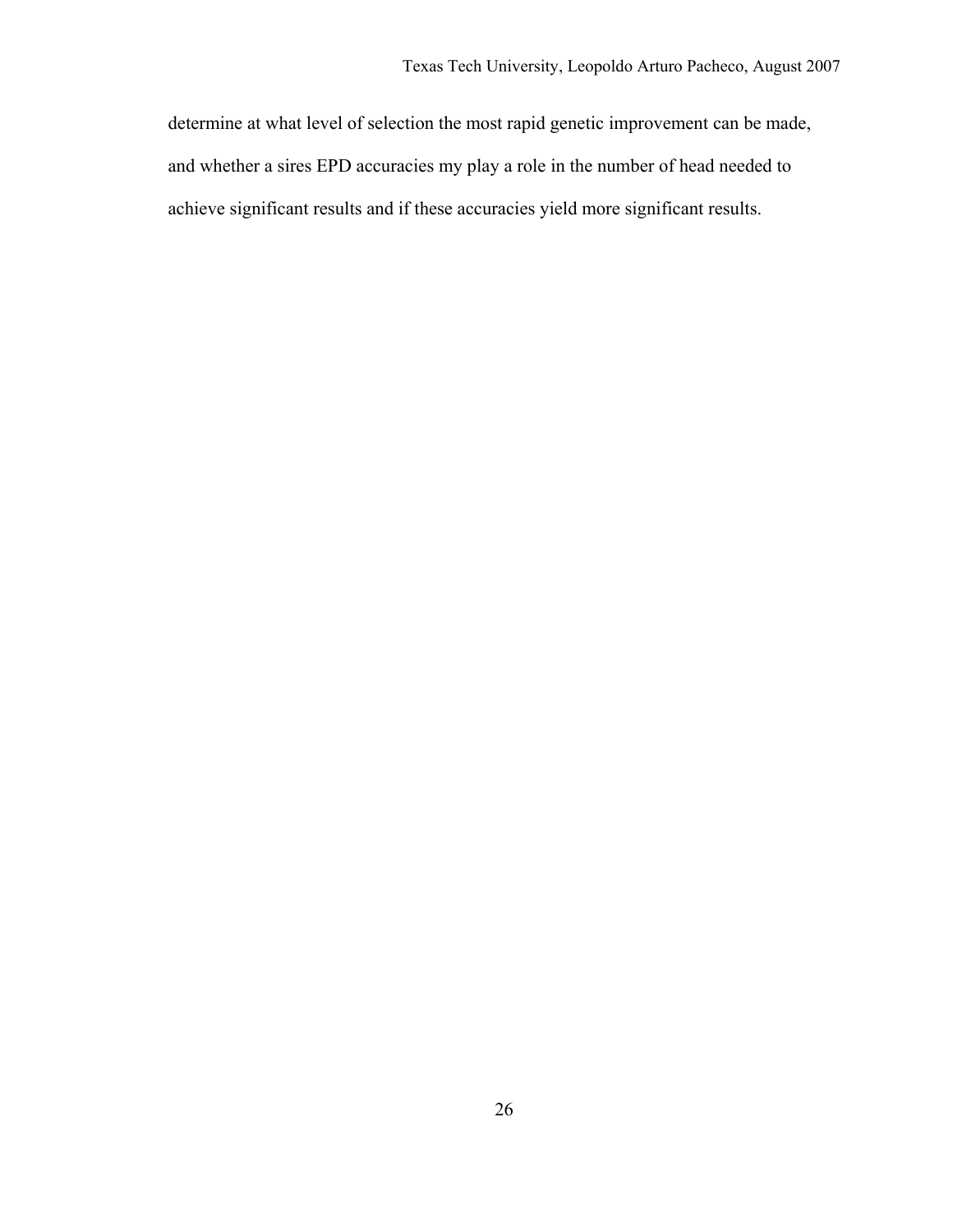determine at what level of selection the most rapid genetic improvement can be made, and whether a sires EPD accuracies my play a role in the number of head needed to achieve significant results and if these accuracies yield more significant results.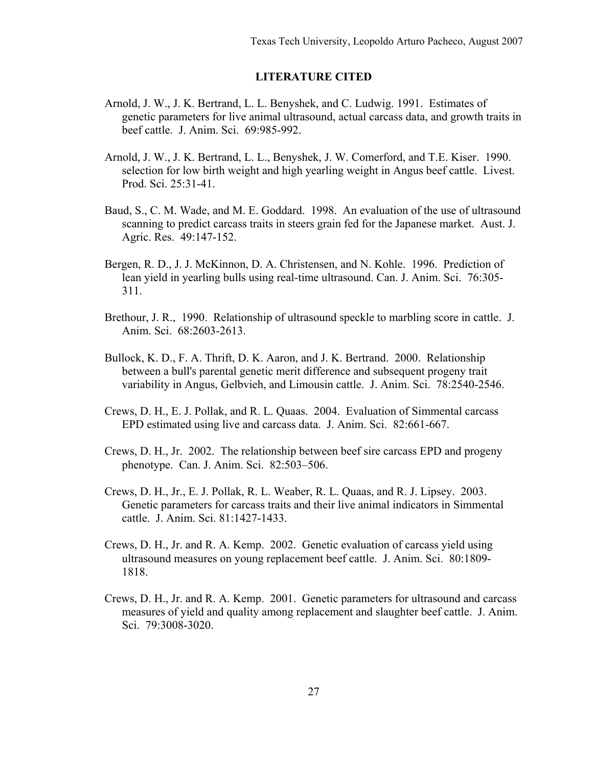## LITERATURE CITED

Arnold, J. W., J. K. Bertrand, L. L. Benyshek, and C. Ludwig. 1991. Estimates of genetic parameters for live animal ultrasound, actual carcass data, and growth traits in beef cattle. J. Anim. Sci. 69:985-992.

Arnold, J. W., J. K. Bertrand, L. L., Benyshek, J. W. Comerford, and T.E. Kiser. 1990. selection for low birth weight and high yearling weight in Angus beef cattle. Livest. Prod. Sci. 25:31-41.

Baud, S., C. M. Wade, and M. E. Goddard. 1998. An evaluation of the use of ultrasound scanning to predict carcass traits in steers grain fed for the Japanese market. Aust. J. Agric. Res. 49:147-152.

Bergen, R. D., J. J. McKinnon, D. A. Christensen, and N. Kohle. 1996. Prediction of lean yield in yearling bulls using real-time ultrasound. Can. J. Anim. Sci. 76:305-311.

Brethour, J. R., 1990. Relationship of ultrasound speckle to marbling score in cattle. J. Anim. Sci. 68:2603-2613.

Bullock, K. D., F. A. Thrift, D. K. Aaron, and J. K. Bertrand. 2000. Relationship between a bull's parental genetic merit difference and subsequent progeny trait variability in Angus, Gelbvieh, and Limousin cattle. J. Anim. Sci. 78:2540-2546.

Crews, D. H., E. J. Pollak, and R. L. Quaas. 2004. Evaluation of Simmental carcass EPD estimated using live and carcass data. J. Anim. Sci. 82:661-667.

Crews, D. H., Jr. 2002. The relationship between beef sire carcass EPD and progeny phenotype. Can. J. Anim. Sci. 82:503–506.

Crews, D. H., Jr., E. J. Pollak, R. L. Weaber, R. L. Quaas, and R. J. Lipsey. 2003. Genetic parameters for carcass traits and their live animal indicators in Simmental cattle. J. Anim. Sci. 81:1427-1433.

Crews, D. H., Jr. and R. A. Kemp. 2002. Genetic evaluation of carcass yield using ultrasound measures on young replacement beef cattle. J. Anim. Sci. 80:1809-1818.

Crews, D. H., Jr. and R. A. Kemp. 2001. Genetic parameters for ultrasound and carcass measures of yield and quality among replacement and slaughter beef cattle. J. Anim. Sci. 79:3008-3020.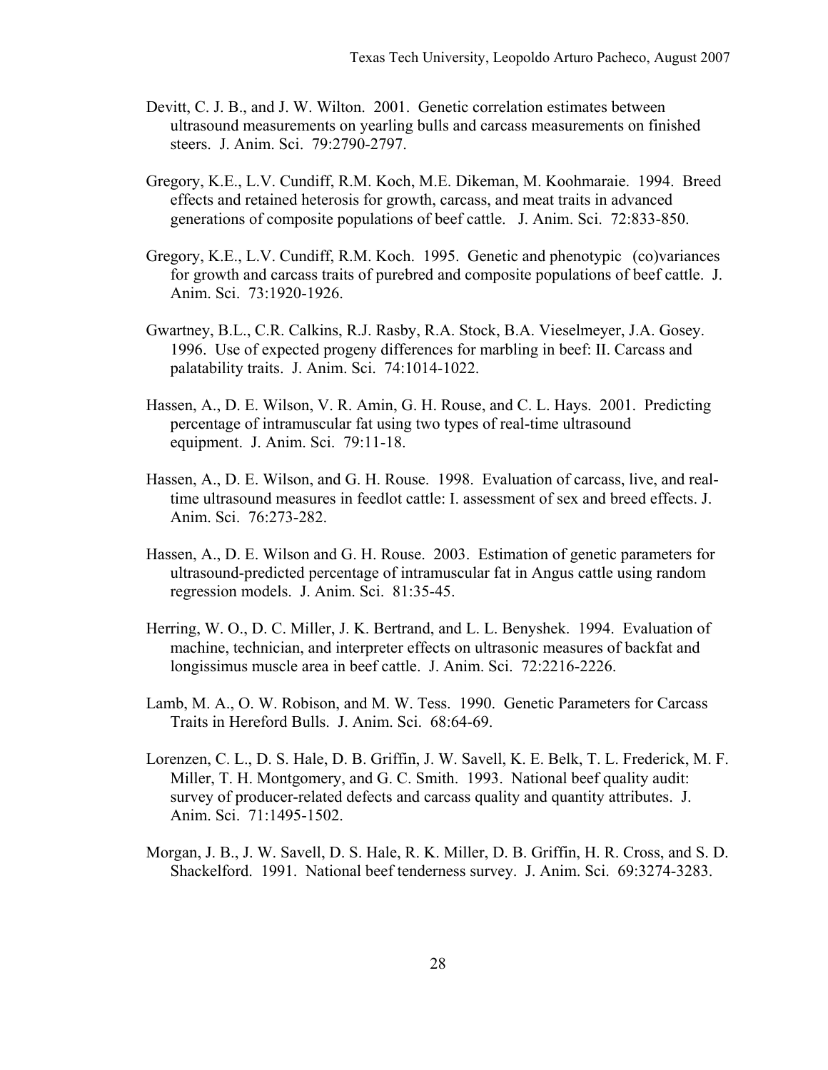Devitt, C. J. B., and J. W. Wilton. 2001. Genetic correlation estimates between ultrasound measurements on yearling bulls and carcass measurements on finished steers. J. Anim. Sci. 79:2790-2797.

Gregory, K.E., L.V. Cundiff, R.M. Koch, M.E. Dikeman, M. Koohmaraie. 1994. Breed effects and retained heterosis for growth, carcass, and meat traits in advanced generations of composite populations of beef cattle. J. Anim. Sci. 72:833-850.

Gregory, K.E., L.V. Cundiff, R.M. Koch. 1995. Genetic and phenotypic (co)variances for growth and carcass traits of purebred and composite populations of beef cattle. J. Anim. Sci. 73:1920-1926.

Gwartney, B.L., C.R. Calkins, R.J. Rasby, R.A. Stock, B.A. Vieselmeyer, J.A. Gosey. 1996. Use of expected progeny differences for marbling in beef: II. Carcass and palatability traits. J. Anim. Sci. 74:1014-1022.

Hassen, A., D. E. Wilson, V. R. Amin, G. H. Rouse, and C. L. Hays. 2001. Predicting percentage of intramuscular fat using two types of real-time ultrasound equipment. J. Anim. Sci. 79:11-18.

Hassen, A., D. E. Wilson, and G. H. Rouse. 1998. Evaluation of carcass, live, and real-time ultrasound measures in feedlot cattle: I. assessment of sex and breed effects. J. Anim. Sci. 76:273-282.

Hassen, A., D. E. Wilson and G. H. Rouse. 2003. Estimation of genetic parameters for ultrasound-predicted percentage of intramuscular fat in Angus cattle using random regression models. J. Anim. Sci. 81:35-45.

Herring, W. O., D. C. Miller, J. K. Bertrand, and L. L. Benyshek. 1994. Evaluation of machine, technician, and interpreter effects on ultrasonic measures of backfat and longissimus muscle area in beef cattle. J. Anim. Sci. 72:2216-2226.

Lamb, M. A., O. W. Robison, and M. W. Tess. 1990. Genetic Parameters for Carcass Traits in Hereford Bulls. J. Anim. Sci. 68:64-69.

Lorenzen, C. L., D. S. Hale, D. B. Griffin, J. W. Savell, K. E. Belk, T. L. Frederick, M. F. Miller, T. H. Montgomery, and G. C. Smith. 1993. National beef quality audit: survey of producer-related defects and carcass quality and quantity attributes. J. Anim. Sci. 71:1495-1502.

Morgan, J. B., J. W. Savell, D. S. Hale, R. K. Miller, D. B. Griffin, H. R. Cross, and S. D. Shackelford. 1991. National beef tenderness survey. J. Anim. Sci. 69:3274-3283.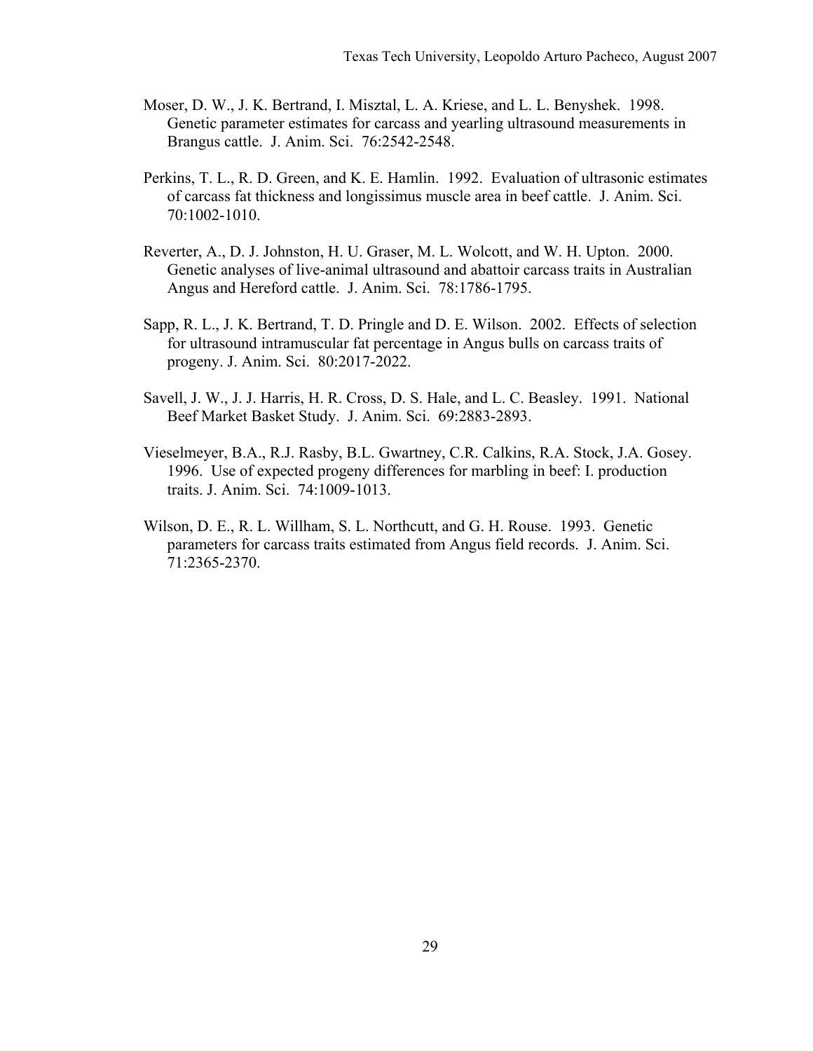Moser, D. W., J. K. Bertrand, I. Misztal, L. A. Kriese, and L. L. Benyshek. 1998. Genetic parameter estimates for carcass and yearling ultrasound measurements in Brangus cattle. J. Anim. Sci. 76:2542-2548.

Perkins, T. L., R. D. Green, and K. E. Hamlin. 1992. Evaluation of ultrasonic estimates of carcass fat thickness and longissimus muscle area in beef cattle. J. Anim. Sci. 70:1002-1010.

Reverter, A., D. J. Johnston, H. U. Graser, M. L. Wolcott, and W. H. Upton. 2000. Genetic analyses of live-animal ultrasound and abattoir carcass traits in Australian Angus and Hereford cattle. J. Anim. Sci. 78:1786-1795.

Sapp, R. L., J. K. Bertrand, T. D. Pringle and D. E. Wilson. 2002. Effects of selection for ultrasound intramuscular fat percentage in Angus bulls on carcass traits of progeny. J. Anim. Sci. 80:2017-2022.

Savell, J. W., J. J. Harris, H. R. Cross, D. S. Hale, and L. C. Beasley. 1991. National Beef Market Basket Study. J. Anim. Sci. 69:2883-2893.

Vieselmeyer, B.A., R.J. Rasby, B.L. Gwartney, C.R. Calkins, R.A. Stock, J.A. Gosey. 1996. Use of expected progeny differences for marbling in beef: I. production traits. J. Anim. Sci. 74:1009-1013.

Wilson, D. E., R. L. Willham, S. L. Northcutt, and G. H. Rouse. 1993. Genetic parameters for carcass traits estimated from Angus field records. J. Anim. Sci. 71:2365-2370.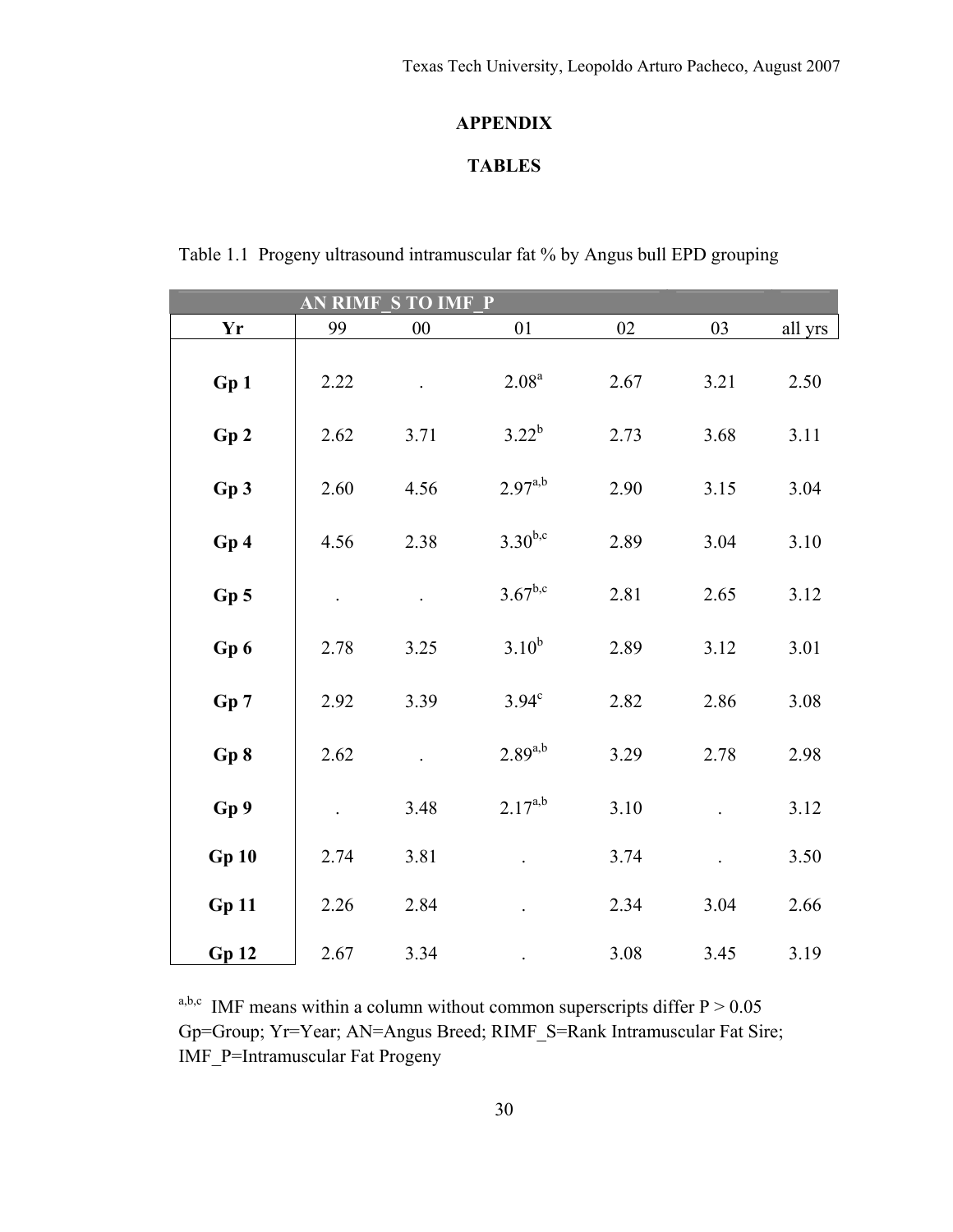**APPENDIX**

**TABLES**

Table 1.1 Progeny ultrasound intramuscular fat % by Angus bull EPD grouping

| AN RIMF_S TO IMF_P | | | | | | |
|---|---|---|---|---|---|---|
| **Yr** | 99 | 00 | 01 | 02 | 03 | all yrs |
| **Gp 1** | 2.22 | . | 2.08[a] | 2.67 | 3.21 | 2.50 |
| **Gp 2** | 2.62 | 3.71 | 3.22[b] | 2.73 | 3.68 | 3.11 |
| **Gp 3** | 2.60 | 4.56 | 2.97[a,b] | 2.90 | 3.15 | 3.04 |
| **Gp 4** | 4.56 | 2.38 | 3.30[b,c] | 2.89 | 3.04 | 3.10 |
| **Gp 5** | . | . | 3.67[b,c] | 2.81 | 2.65 | 3.12 |
| **Gp 6** | 2.78 | 3.25 | 3.10[b] | 2.89 | 3.12 | 3.01 |
| **Gp 7** | 2.92 | 3.39 | 3.94[c] | 2.82 | 2.86 | 3.08 |
| **Gp 8** | 2.62 | . | 2.89[a,b] | 3.29 | 2.78 | 2.98 |
| **Gp 9** | . | 3.48 | 2.17[a,b] | 3.10 | . | 3.12 |
| **Gp 10** | 2.74 | 3.81 | . | 3.74 | . | 3.50 |
| **Gp 11** | 2.26 | 2.84 | . | 2.34 | 3.04 | 2.66 |
| **Gp 12** | 2.67 | 3.34 | . | 3.08 | 3.45 | 3.19 |

[a,b,c] IMF means within a column without common superscripts differ $P > 0.05$
Gp=Group; Yr=Year; AN=Angus Breed; RIMF_S=Rank Intramuscular Fat Sire; IMF_P=Intramuscular Fat Progeny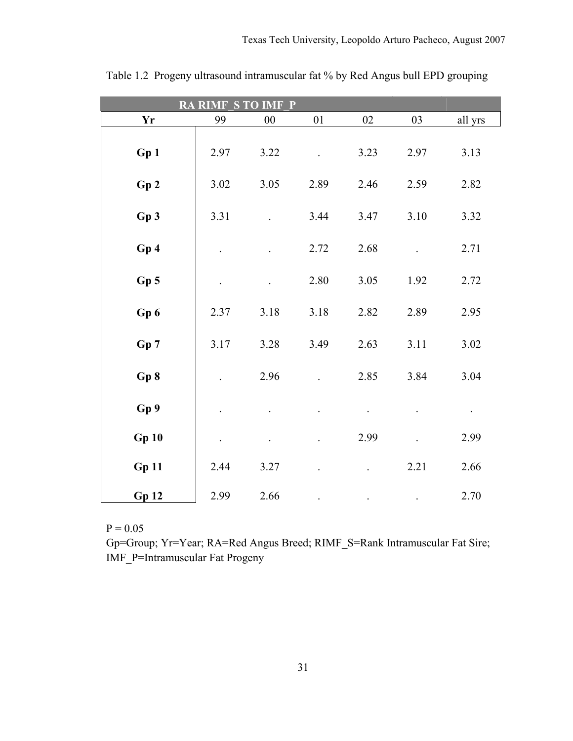Table 1.2 Progeny ultrasound intramuscular fat % by Red Angus bull EPD grouping

| RA RIMF_S TO IMF_P | | | | | | |
|---|---|---|---|---|---|---|
| **Yr** | 99 | 00 | 01 | 02 | 03 | all yrs |
| **Gp 1** | 2.97 | 3.22 | . | 3.23 | 2.97 | 3.13 |
| **Gp 2** | 3.02 | 3.05 | 2.89 | 2.46 | 2.59 | 2.82 |
| **Gp 3** | 3.31 | . | 3.44 | 3.47 | 3.10 | 3.32 |
| **Gp 4** | . | . | 2.72 | 2.68 | . | 2.71 |
| **Gp 5** | . | . | 2.80 | 3.05 | 1.92 | 2.72 |
| **Gp 6** | 2.37 | 3.18 | 3.18 | 2.82 | 2.89 | 2.95 |
| **Gp 7** | 3.17 | 3.28 | 3.49 | 2.63 | 3.11 | 3.02 |
| **Gp 8** | . | 2.96 | . | 2.85 | 3.84 | 3.04 |
| **Gp 9** | . | . | . | . | . | . |
| **Gp 10** | . | . | . | 2.99 | . | 2.99 |
| **Gp 11** | 2.44 | 3.27 | . | . | 2.21 | 2.66 |
| **Gp 12** | 2.99 | 2.66 | . | . | . | 2.70 |

P = 0.05
Gp=Group; Yr=Year; RA=Red Angus Breed; RIMF_S=Rank Intramuscular Fat Sire; IMF_P=Intramuscular Fat Progeny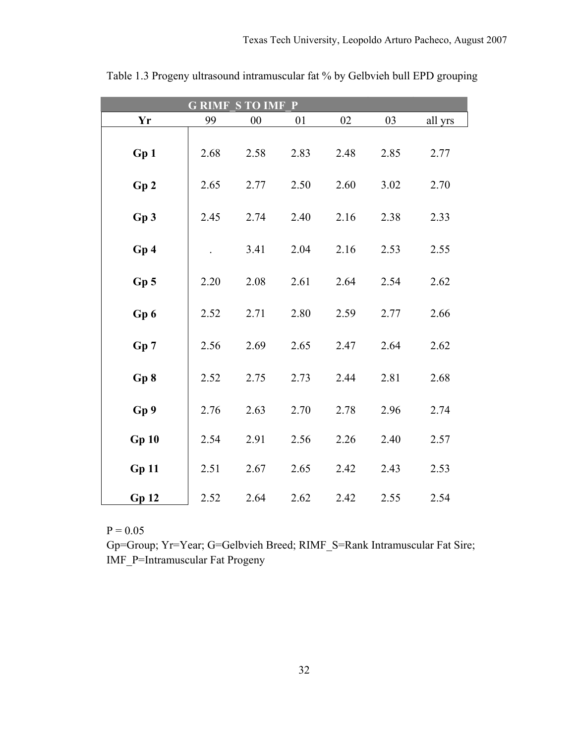Table 1.3 Progeny ultrasound intramuscular fat % by Gelbvieh bull EPD grouping

| G RIMF_S TO IMF_P | | | | | | |
|---|---|---|---|---|---|---|
| **Yr** | 99 | 00 | 01 | 02 | 03 | all yrs |
| **Gp 1** | 2.68 | 2.58 | 2.83 | 2.48 | 2.85 | 2.77 |
| **Gp 2** | 2.65 | 2.77 | 2.50 | 2.60 | 3.02 | 2.70 |
| **Gp 3** | 2.45 | 2.74 | 2.40 | 2.16 | 2.38 | 2.33 |
| **Gp 4** | . | 3.41 | 2.04 | 2.16 | 2.53 | 2.55 |
| **Gp 5** | 2.20 | 2.08 | 2.61 | 2.64 | 2.54 | 2.62 |
| **Gp 6** | 2.52 | 2.71 | 2.80 | 2.59 | 2.77 | 2.66 |
| **Gp 7** | 2.56 | 2.69 | 2.65 | 2.47 | 2.64 | 2.62 |
| **Gp 8** | 2.52 | 2.75 | 2.73 | 2.44 | 2.81 | 2.68 |
| **Gp 9** | 2.76 | 2.63 | 2.70 | 2.78 | 2.96 | 2.74 |
| **Gp 10** | 2.54 | 2.91 | 2.56 | 2.26 | 2.40 | 2.57 |
| **Gp 11** | 2.51 | 2.67 | 2.65 | 2.42 | 2.43 | 2.53 |
| **Gp 12** | 2.52 | 2.64 | 2.62 | 2.42 | 2.55 | 2.54 |

$P = 0.05$

Gp=Group; Yr=Year; G=Gelbvieh Breed; RIMF_S=Rank Intramuscular Fat Sire; IMF_P=Intramuscular Fat Progeny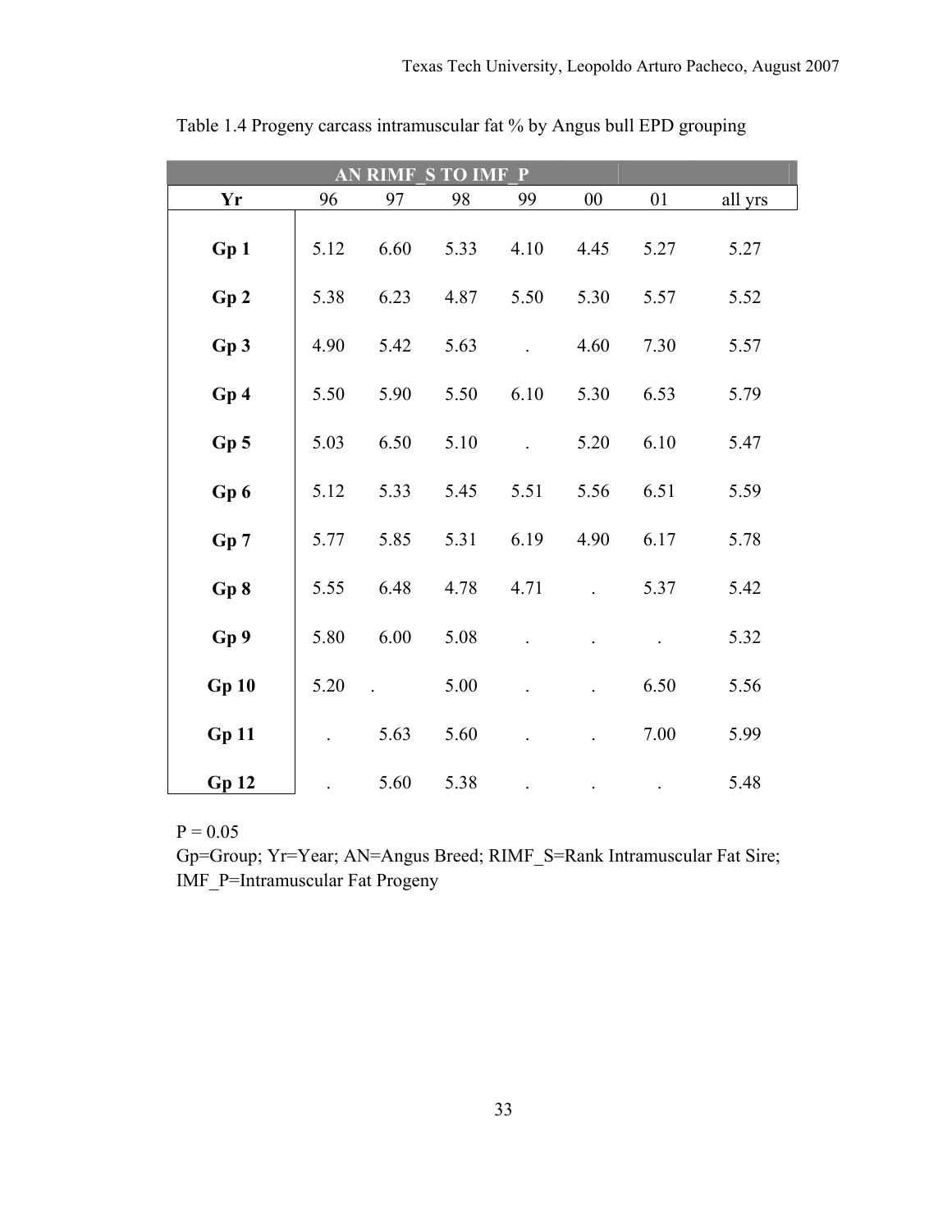Table 1.4 Progeny carcass intramuscular fat % by Angus bull EPD grouping

| AN RIMF_S TO IMF_P | | | | | | | |
|---|---|---|---|---|---|---|---|
| **Yr** | 96 | 97 | 98 | 99 | 00 | 01 | all yrs |
| **Gp 1** | 5.12 | 6.60 | 5.33 | 4.10 | 4.45 | 5.27 | 5.27 |
| **Gp 2** | 5.38 | 6.23 | 4.87 | 5.50 | 5.30 | 5.57 | 5.52 |
| **Gp 3** | 4.90 | 5.42 | 5.63 | . | 4.60 | 7.30 | 5.57 |
| **Gp 4** | 5.50 | 5.90 | 5.50 | 6.10 | 5.30 | 6.53 | 5.79 |
| **Gp 5** | 5.03 | 6.50 | 5.10 | . | 5.20 | 6.10 | 5.47 |
| **Gp 6** | 5.12 | 5.33 | 5.45 | 5.51 | 5.56 | 6.51 | 5.59 |
| **Gp 7** | 5.77 | 5.85 | 5.31 | 6.19 | 4.90 | 6.17 | 5.78 |
| **Gp 8** | 5.55 | 6.48 | 4.78 | 4.71 | . | 5.37 | 5.42 |
| **Gp 9** | 5.80 | 6.00 | 5.08 | . | . | . | 5.32 |
| **Gp 10** | 5.20 | . | 5.00 | . | . | 6.50 | 5.56 |
| **Gp 11** | . | 5.63 | 5.60 | . | . | 7.00 | 5.99 |
| **Gp 12** | . | 5.60 | 5.38 | . | . | . | 5.48 |

P = 0.05

Gp=Group; Yr=Year; AN=Angus Breed; RIMF_S=Rank Intramuscular Fat Sire; IMF_P=Intramuscular Fat Progeny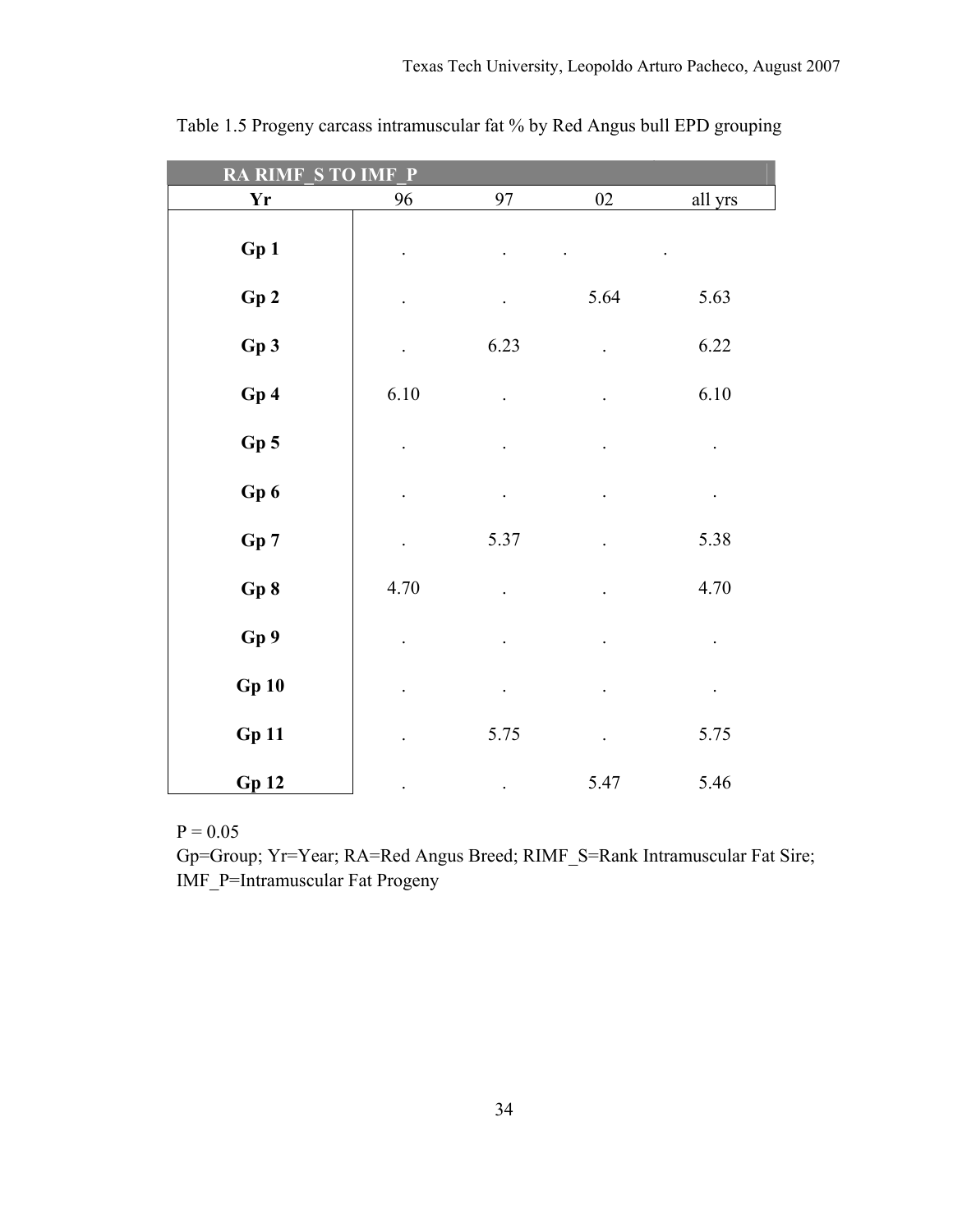Table 1.5 Progeny carcass intramuscular fat % by Red Angus bull EPD grouping

| RA RIMF_S TO IMF_P | | | | |
|---|---|---|---|---|
| **Yr** | 96 | 97 | 02 | all yrs |
| **Gp 1** | . | . | . | . |
| **Gp 2** | . | . | 5.64 | 5.63 |
| **Gp 3** | . | 6.23 | . | 6.22 |
| **Gp 4** | 6.10 | . | . | 6.10 |
| **Gp 5** | . | . | . | . |
| **Gp 6** | . | . | . | . |
| **Gp 7** | . | 5.37 | . | 5.38 |
| **Gp 8** | 4.70 | . | . | 4.70 |
| **Gp 9** | . | . | . | . |
| **Gp 10** | . | . | . | . |
| **Gp 11** | . | 5.75 | . | 5.75 |
| **Gp 12** | . | . | 5.47 | 5.46 |

P = 0.05

Gp=Group; Yr=Year; RA=Red Angus Breed; RIMF_S=Rank Intramuscular Fat Sire; IMF_P=Intramuscular Fat Progeny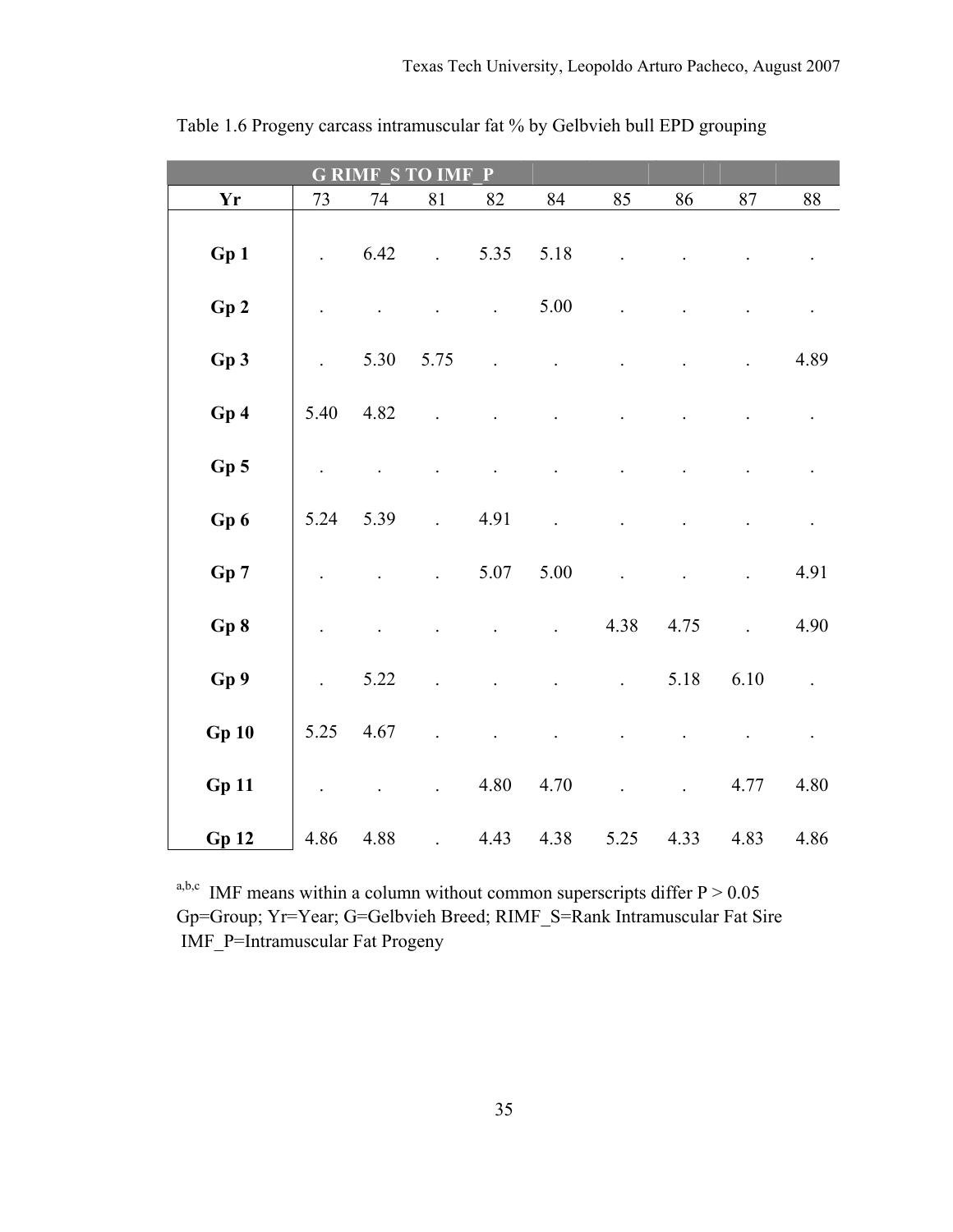Table 1.6 Progeny carcass intramuscular fat % by Gelbvieh bull EPD grouping

| G RIMF_S TO IMF_P | | | | | | | | | |
|---|---|---|---|---|---|---|---|---|---|
| **Yr** | 73 | 74 | 81 | 82 | 84 | 85 | 86 | 87 | 88 |
| **Gp 1** | . | 6.42 | . | 5.35 | 5.18 | . | . | . | . |
| **Gp 2** | . | . | . | . | 5.00 | . | . | . | . |
| **Gp 3** | . | 5.30 | 5.75 | . | . | . | . | . | 4.89 |
| **Gp 4** | 5.40 | 4.82 | . | . | . | . | . | . | . |
| **Gp 5** | . | . | . | . | . | . | . | . | . |
| **Gp 6** | 5.24 | 5.39 | . | 4.91 | . | . | . | . | . |
| **Gp 7** | . | . | . | 5.07 | 5.00 | . | . | . | 4.91 |
| **Gp 8** | . | . | . | . | . | 4.38 | 4.75 | . | 4.90 |
| **Gp 9** | . | 5.22 | . | . | . | . | 5.18 | 6.10 | . |
| **Gp 10** | 5.25 | 4.67 | . | . | . | . | . | . | . |
| **Gp 11** | . | . | . | 4.80 | 4.70 | . | . | 4.77 | 4.80 |
| **Gp 12** | 4.86 | 4.88 | . | 4.43 | 4.38 | 5.25 | 4.33 | 4.83 | 4.86 |

[a,b,c] IMF means within a column without common superscripts differ $P > 0.05$
Gp=Group; Yr=Year; G=Gelbvieh Breed; RIMF_S=Rank Intramuscular Fat Sire
IMF_P=Intramuscular Fat Progeny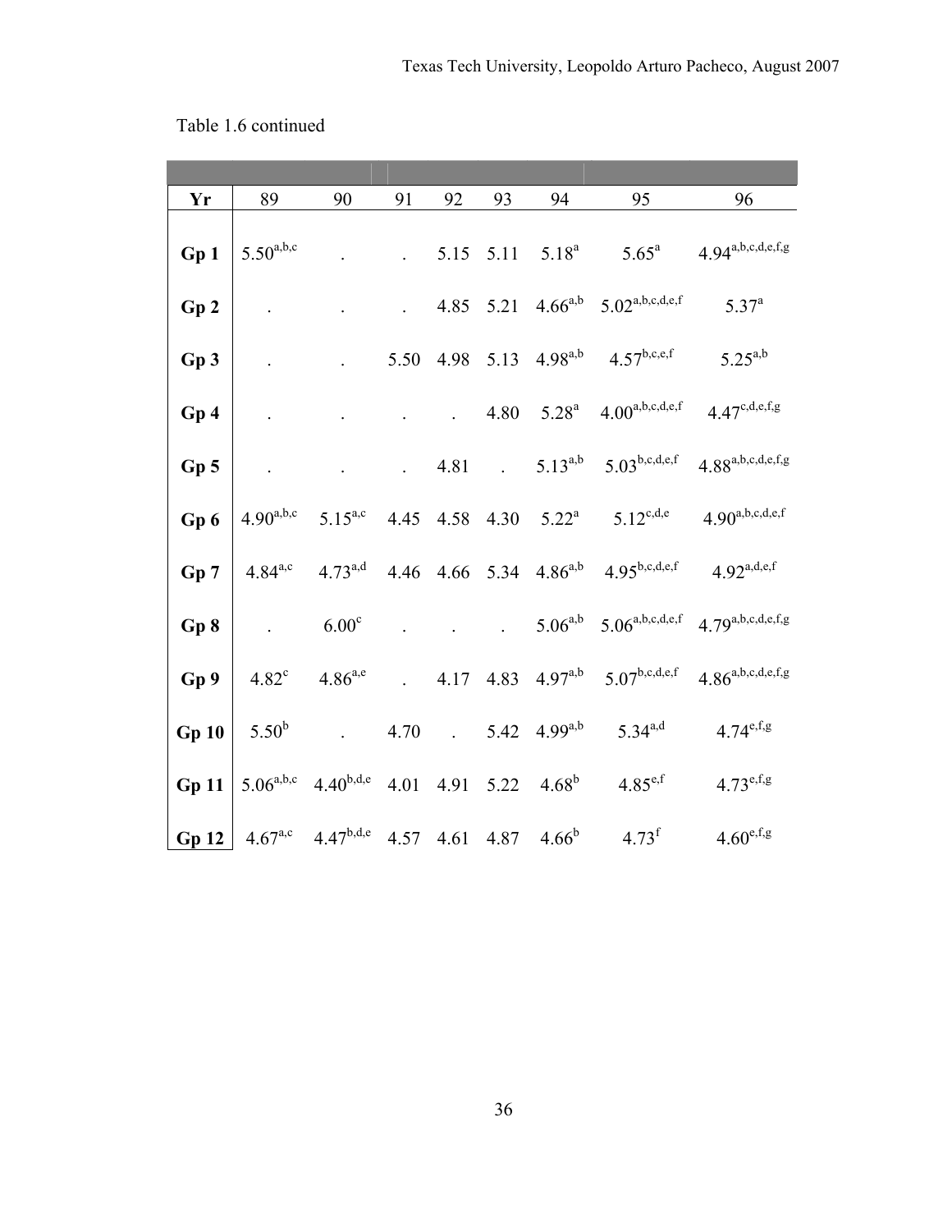Table 1.6 continued

| Yr | 89 | 90 | 91 | 92 | 93 | 94 | 95 | 96 |
|---|---|---|---|---|---|---|---|---|
| **Gp 1** | 5.50[a,b,c] | . | . | 5.15 | 5.11 | 5.18[a] | 5.65[a] | 4.94[a,b,c,d,e,f,g] |
| **Gp 2** | . | . | . | 4.85 | 5.21 | 4.66[a,b] | 5.02[a,b,c,d,e,f] | 5.37[a] |
| **Gp 3** | . | . | 5.50 | 4.98 | 5.13 | 4.98[a,b] | 4.57[b,c,e,f] | 5.25[a,b] |
| **Gp 4** | . | . | . | . | 4.80 | 5.28[a] | 4.00[a,b,c,d,e,f] | 4.47[c,d,e,f,g] |
| **Gp 5** | . | . | . | 4.81 | . | 5.13[a,b] | 5.03[b,c,d,e,f] | 4.88[a,b,c,d,e,f,g] |
| **Gp 6** | 4.90[a,b,c] | 5.15[a,c] | 4.45 | 4.58 | 4.30 | 5.22[a] | 5.12[c,d,e] | 4.90[a,b,c,d,e,f] |
| **Gp 7** | 4.84[a,c] | 4.73[a,d] | 4.46 | 4.66 | 5.34 | 4.86[a,b] | 4.95[b,c,d,e,f] | 4.92[a,d,e,f] |
| **Gp 8** | . | 6.00[c] | . | . | . | 5.06[a,b] | 5.06[a,b,c,d,e,f] | 4.79[a,b,c,d,e,f,g] |
| **Gp 9** | 4.82[c] | 4.86[a,e] | . | 4.17 | 4.83 | 4.97[a,b] | 5.07[b,c,d,e,f] | 4.86[a,b,c,d,e,f,g] |
| **Gp 10** | 5.50[b] | . | 4.70 | . | 5.42 | 4.99[a,b] | 5.34[a,d] | 4.74[e,f,g] |
| **Gp 11** | 5.06[a,b,c] | 4.40[b,d,e] | 4.01 | 4.91 | 5.22 | 4.68[b] | 4.85[e,f] | 4.73[e,f,g] |
| **Gp 12** | 4.67[a,c] | 4.47[b,d,e] | 4.57 | 4.61 | 4.87 | 4.66[b] | 4.73[f] | 4.60[e,f,g] |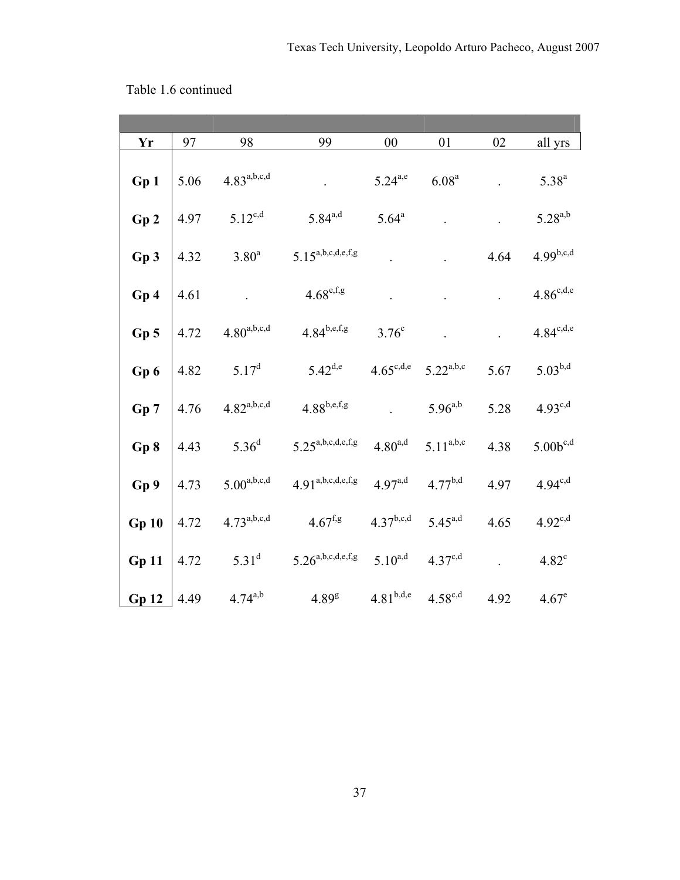Table 1.6 continued

| Yr | 97 | 98 | 99 | 00 | 01 | 02 | all yrs |
|---|---|---|---|---|---|---|---|
| **Gp 1** | 5.06 | 4.83[a,b,c,d] | . | 5.24[a,e] | 6.08[a] | . | 5.38[a] |
| **Gp 2** | 4.97 | 5.12[c,d] | 5.84[a,d] | 5.64[a] | . | . | 5.28[a,b] |
| **Gp 3** | 4.32 | 3.80[a] | 5.15[a,b,c,d,e,f,g] | . | . | 4.64 | 4.99[b,c,d] |
| **Gp 4** | 4.61 | . | 4.68[e,f,g] | . | . | . | 4.86[c,d,e] |
| **Gp 5** | 4.72 | 4.80[a,b,c,d] | 4.84[b,e,f,g] | 3.76[c] | . | . | 4.84[c,d,e] |
| **Gp 6** | 4.82 | 5.17[d] | 5.42[d,e] | 4.65[c,d,e] | 5.22[a,b,c] | 5.67 | 5.03[b,d] |
| **Gp 7** | 4.76 | 4.82[a,b,c,d] | 4.88[b,e,f,g] | . | 5.96[a,b] | 5.28 | 4.93[c,d] |
| **Gp 8** | 4.43 | 5.36[d] | 5.25[a,b,c,d,e,f,g] | 4.80[a,d] | 5.11[a,b,c] | 4.38 | 5.00b[c,d] |
| **Gp 9** | 4.73 | 5.00[a,b,c,d] | 4.91[a,b,c,d,e,f,g] | 4.97[a,d] | 4.77[b,d] | 4.97 | 4.94[c,d] |
| **Gp 10** | 4.72 | 4.73[a,b,c,d] | 4.67[f,g] | 4.37[b,c,d] | 5.45[a,d] | 4.65 | 4.92[c,d] |
| **Gp 11** | 4.72 | 5.31[d] | 5.26[a,b,c,d,e,f,g] | 5.10[a,d] | 4.37[c,d] | . | 4.82[c] |
| **Gp 12** | 4.49 | 4.74[a,b] | 4.89[g] | 4.81[b,d,e] | 4.58[c,d] | 4.92 | 4.67[e] |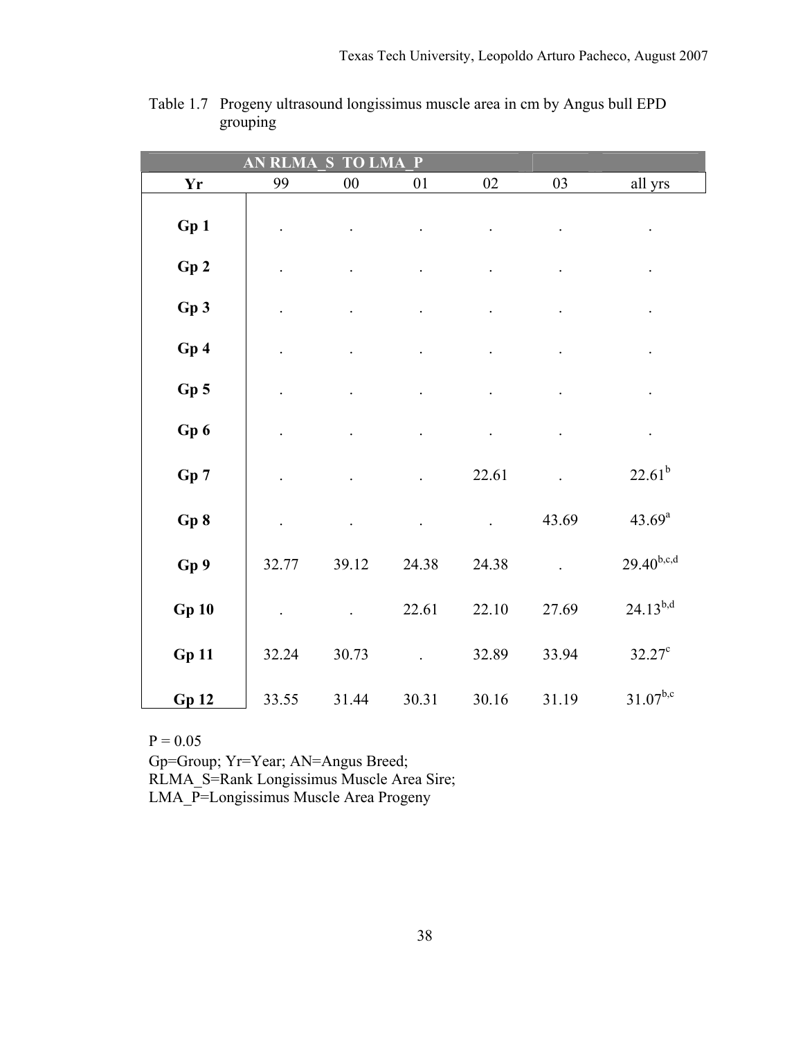Table 1.7 Progeny ultrasound longissimus muscle area in cm by Angus bull EPD grouping

| AN RLMA_S TO LMA_P | | | | | | |
|---|---|---|---|---|---|---|
| **Yr** | 99 | 00 | 01 | 02 | 03 | all yrs |
| **Gp 1** | . | . | . | . | . | . |
| **Gp 2** | . | . | . | . | . | . |
| **Gp 3** | . | . | . | . | . | . |
| **Gp 4** | . | . | . | . | . | . |
| **Gp 5** | . | . | . | . | . | . |
| **Gp 6** | . | . | . | . | . | . |
| **Gp 7** | . | . | . | 22.61 | . | $22.61^{b}$ |
| **Gp 8** | . | . | . | . | 43.69 | $43.69^{a}$ |
| **Gp 9** | 32.77 | 39.12 | 24.38 | 24.38 | . | $29.40^{b,c,d}$ |
| **Gp 10** | . | . | 22.61 | 22.10 | 27.69 | $24.13^{b,d}$ |
| **Gp 11** | 32.24 | 30.73 | . | 32.89 | 33.94 | $32.27^{c}$ |
| **Gp 12** | 33.55 | 31.44 | 30.31 | 30.16 | 31.19 | $31.07^{b,c}$ |

P = 0.05
Gp=Group; Yr=Year; AN=Angus Breed;
RLMA_S=Rank Longissimus Muscle Area Sire;
LMA_P=Longissimus Muscle Area Progeny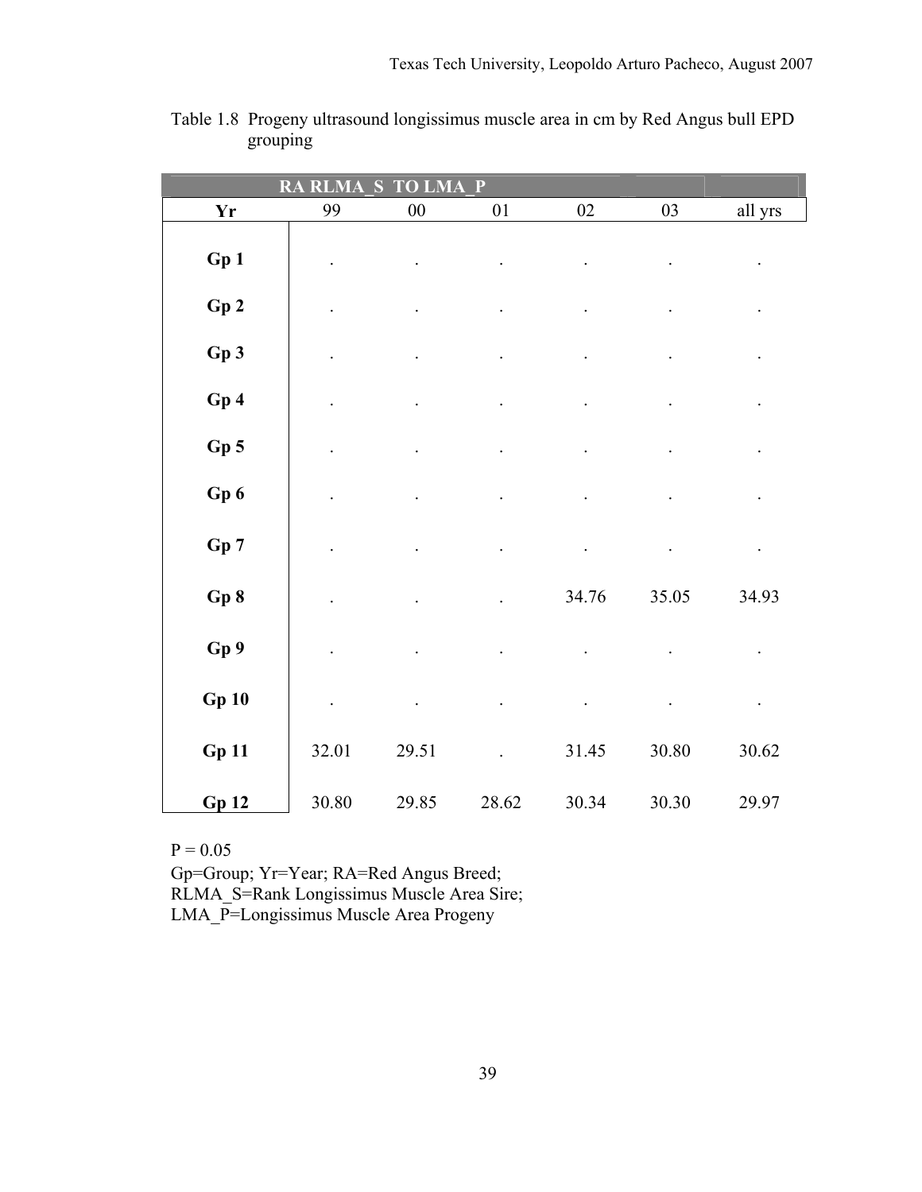Table 1.8 Progeny ultrasound longissimus muscle area in cm by Red Angus bull EPD grouping

| RA RLMA_S TO LMA_P | | | | | | |
|---|---|---|---|---|---|---|
| **Yr** | 99 | 00 | 01 | 02 | 03 | all yrs |
| **Gp 1** | . | . | . | . | . | . |
| **Gp 2** | . | . | . | . | . | . |
| **Gp 3** | . | . | . | . | . | . |
| **Gp 4** | . | . | . | . | . | . |
| **Gp 5** | . | . | . | . | . | . |
| **Gp 6** | . | . | . | . | . | . |
| **Gp 7** | . | . | . | . | . | . |
| **Gp 8** | . | . | . | 34.76 | 35.05 | 34.93 |
| **Gp 9** | . | . | . | . | . | . |
| **Gp 10** | . | . | . | . | . | . |
| **Gp 11** | 32.01 | 29.51 | . | 31.45 | 30.80 | 30.62 |
| **Gp 12** | 30.80 | 29.85 | 28.62 | 30.34 | 30.30 | 29.97 |

P = 0.05
Gp=Group; Yr=Year; RA=Red Angus Breed;
RLMA_S=Rank Longissimus Muscle Area Sire;
LMA_P=Longissimus Muscle Area Progeny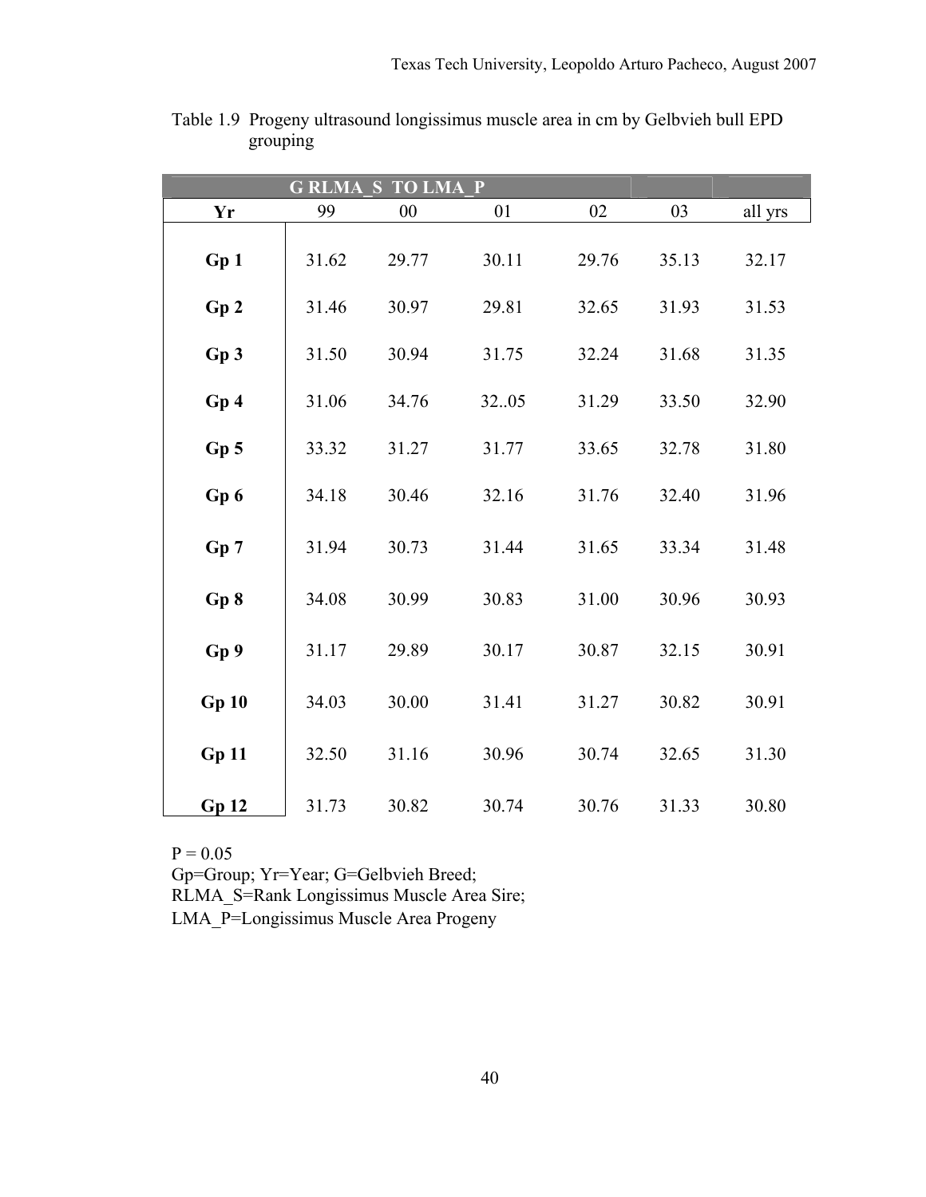Table 1.9 Progeny ultrasound longissimus muscle area in cm by Gelbvieh bull EPD grouping

| G RLMA_S TO LMA_P | | | | | | |
|---|---|---|---|---|---|---|
| **Yr** | 99 | 00 | 01 | 02 | 03 | all yrs |
| **Gp 1** | 31.62 | 29.77 | 30.11 | 29.76 | 35.13 | 32.17 |
| **Gp 2** | 31.46 | 30.97 | 29.81 | 32.65 | 31.93 | 31.53 |
| **Gp 3** | 31.50 | 30.94 | 31.75 | 32.24 | 31.68 | 31.35 |
| **Gp 4** | 31.06 | 34.76 | 32..05 | 31.29 | 33.50 | 32.90 |
| **Gp 5** | 33.32 | 31.27 | 31.77 | 33.65 | 32.78 | 31.80 |
| **Gp 6** | 34.18 | 30.46 | 32.16 | 31.76 | 32.40 | 31.96 |
| **Gp 7** | 31.94 | 30.73 | 31.44 | 31.65 | 33.34 | 31.48 |
| **Gp 8** | 34.08 | 30.99 | 30.83 | 31.00 | 30.96 | 30.93 |
| **Gp 9** | 31.17 | 29.89 | 30.17 | 30.87 | 32.15 | 30.91 |
| **Gp 10** | 34.03 | 30.00 | 31.41 | 31.27 | 30.82 | 30.91 |
| **Gp 11** | 32.50 | 31.16 | 30.96 | 30.74 | 32.65 | 31.30 |
| **Gp 12** | 31.73 | 30.82 | 30.74 | 30.76 | 31.33 | 30.80 |

P = 0.05
Gp=Group; Yr=Year; G=Gelbvieh Breed;
RLMA_S=Rank Longissimus Muscle Area Sire;
LMA_P=Longissimus Muscle Area Progeny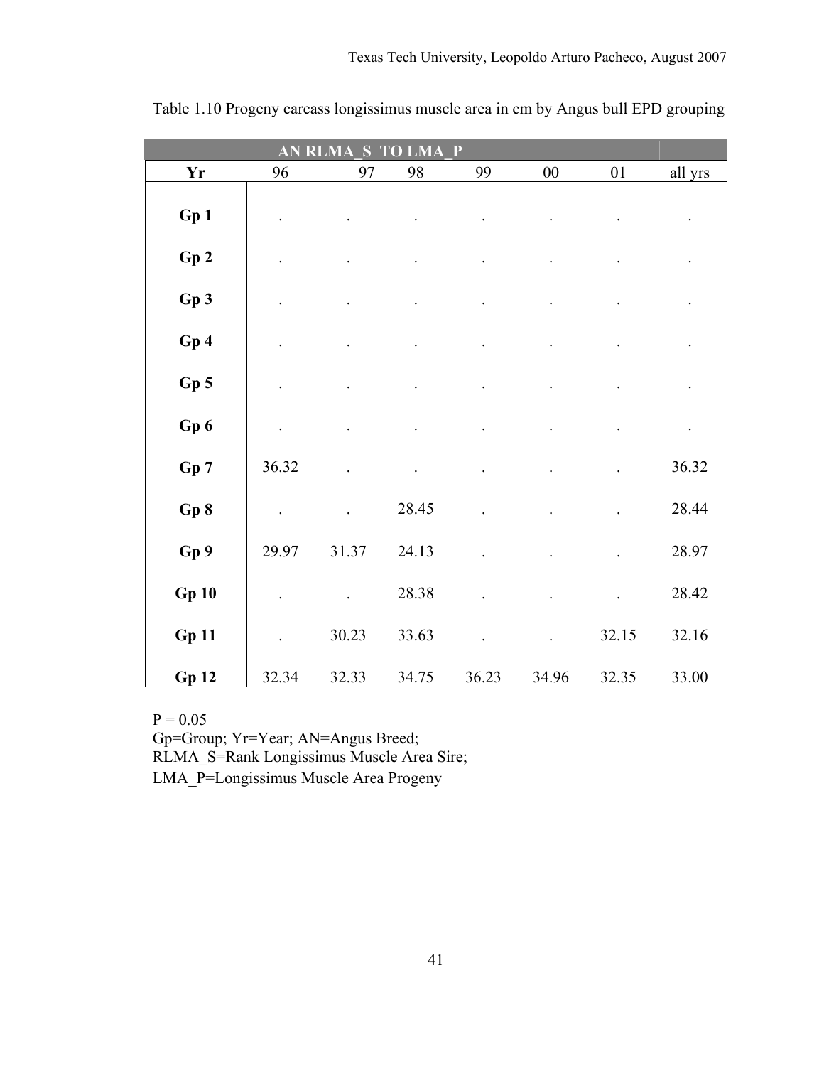Table 1.10 Progeny carcass longissimus muscle area in cm by Angus bull EPD grouping

| AN RLMA_S TO LMA_P | | | | | | | |
|---|---|---|---|---|---|---|---|
| **Yr** | 96 | 97 | 98 | 99 | 00 | 01 | all yrs |
| **Gp 1** | . | . | . | . | . | . | . |
| **Gp 2** | . | . | . | . | . | . | . |
| **Gp 3** | . | . | . | . | . | . | . |
| **Gp 4** | . | . | . | . | . | . | . |
| **Gp 5** | . | . | . | . | . | . | . |
| **Gp 6** | . | . | . | . | . | . | . |
| **Gp 7** | 36.32 | . | . | . | . | . | 36.32 |
| **Gp 8** | . | . | 28.45 | . | . | . | 28.44 |
| **Gp 9** | 29.97 | 31.37 | 24.13 | . | . | . | 28.97 |
| **Gp 10** | . | . | 28.38 | . | . | . | 28.42 |
| **Gp 11** | . | 30.23 | 33.63 | . | . | 32.15 | 32.16 |
| **Gp 12** | 32.34 | 32.33 | 34.75 | 36.23 | 34.96 | 32.35 | 33.00 |

P = 0.05
Gp=Group; Yr=Year; AN=Angus Breed;
RLMA_S=Rank Longissimus Muscle Area Sire;
LMA_P=Longissimus Muscle Area Progeny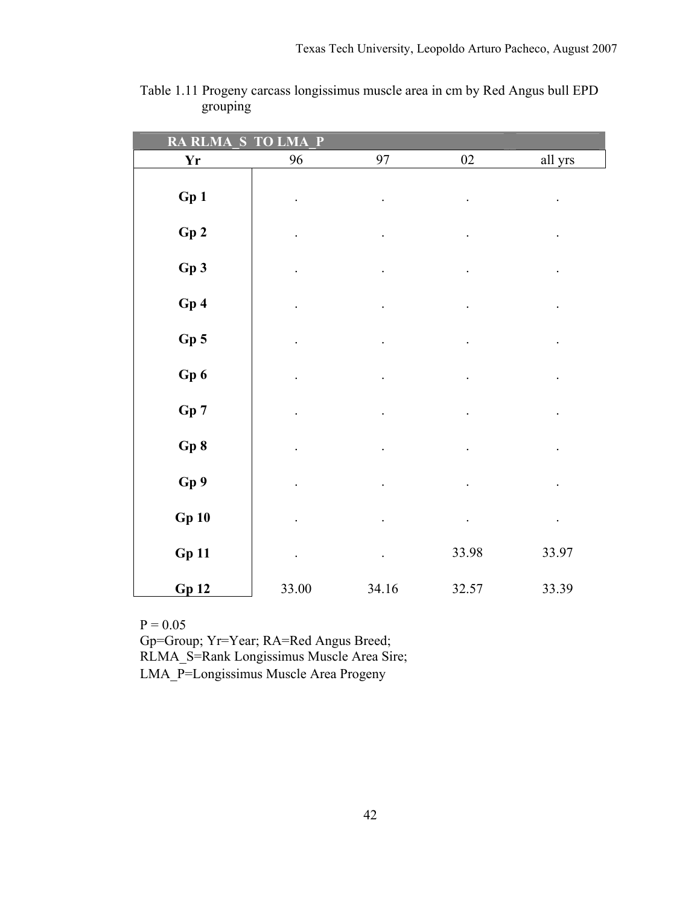Table 1.11 Progeny carcass longissimus muscle area in cm by Red Angus bull EPD grouping

| RA RLMA_S TO LMA_P | | | | |
|---|---|---|---|---|
| **Yr** | 96 | 97 | 02 | all yrs |
| **Gp 1** | . | . | . | . |
| **Gp 2** | . | . | . | . |
| **Gp 3** | . | . | . | . |
| **Gp 4** | . | . | . | . |
| **Gp 5** | . | . | . | . |
| **Gp 6** | . | . | . | . |
| **Gp 7** | . | . | . | . |
| **Gp 8** | . | . | . | . |
| **Gp 9** | . | . | . | . |
| **Gp 10** | . | . | . | . |
| **Gp 11** | . | . | 33.98 | 33.97 |
| **Gp 12** | 33.00 | 34.16 | 32.57 | 33.39 |

P = 0.05
Gp=Group; Yr=Year; RA=Red Angus Breed;
RLMA_S=Rank Longissimus Muscle Area Sire;
LMA_P=Longissimus Muscle Area Progeny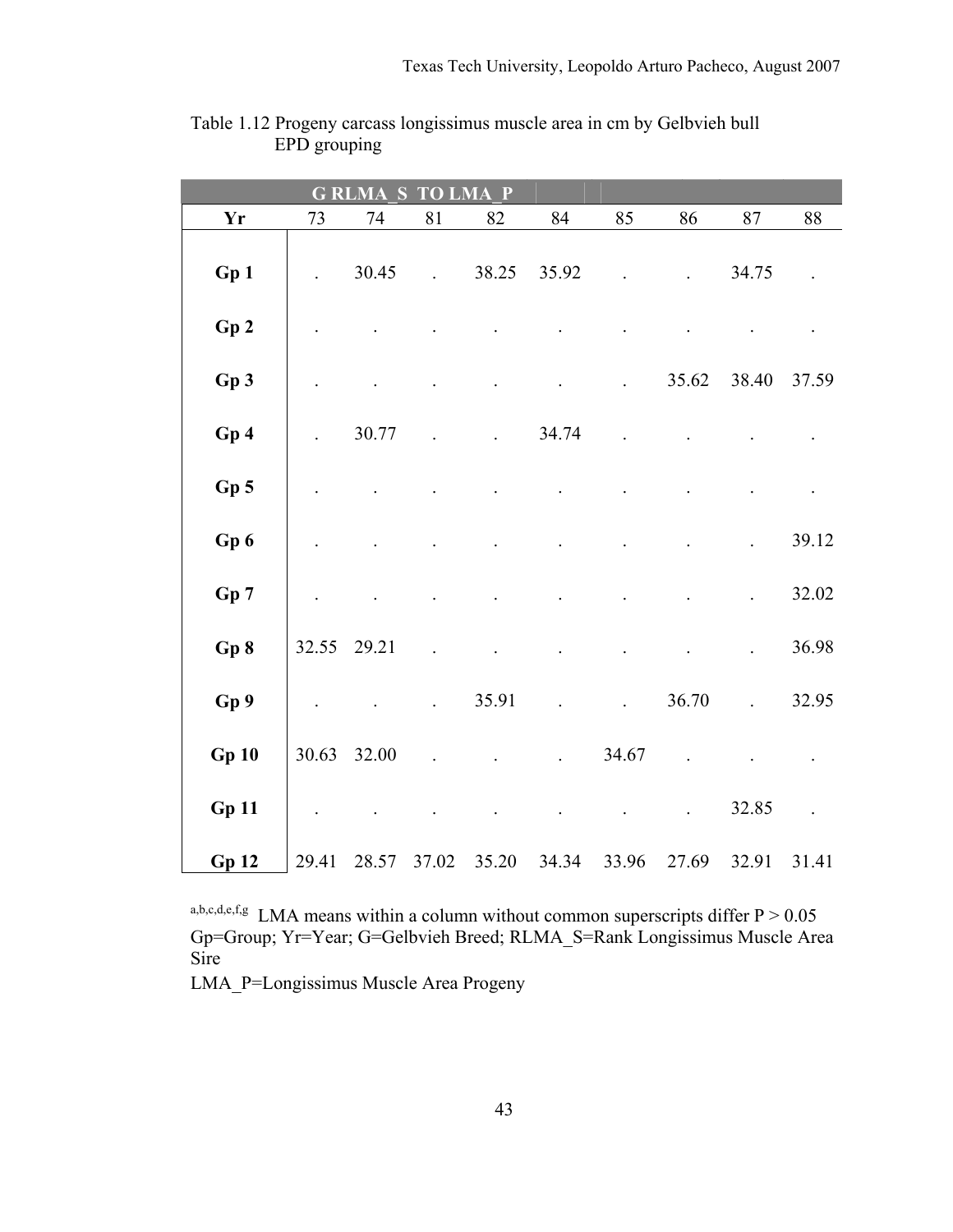Table 1.12 Progeny carcass longissimus muscle area in cm by Gelbvieh bull EPD grouping

| G RLMA_S TO LMA_P | | | | | | | | | |
|---|---|---|---|---|---|---|---|---|---|
| **Yr** | 73 | 74 | 81 | 82 | 84 | 85 | 86 | 87 | 88 |
| **Gp 1** | . | 30.45 | . | 38.25 | 35.92 | . | . | 34.75 | . |
| **Gp 2** | . | . | . | . | . | . | . | . | . |
| **Gp 3** | . | . | . | . | . | . | 35.62 | 38.40 | 37.59 |
| **Gp 4** | . | 30.77 | . | . | 34.74 | . | . | . | . |
| **Gp 5** | . | . | . | . | . | . | . | . | . |
| **Gp 6** | . | . | . | . | . | . | . | . | 39.12 |
| **Gp 7** | . | . | . | . | . | . | . | . | 32.02 |
| **Gp 8** | 32.55 | 29.21 | . | . | . | . | . | . | 36.98 |
| **Gp 9** | . | . | . | 35.91 | . | . | 36.70 | . | 32.95 |
| **Gp 10** | 30.63 | 32.00 | . | . | . | 34.67 | . | . | . |
| **Gp 11** | . | . | . | . | . | . | . | 32.85 | . |
| **Gp 12** | 29.41 | 28.57 | 37.02 | 35.20 | 34.34 | 33.96 | 27.69 | 32.91 | 31.41 |

[a,b,c,d,e,f,g] LMA means within a column without common superscripts differ P > 0.05
Gp=Group; Yr=Year; G=Gelbvieh Breed; RLMA_S=Rank Longissimus Muscle Area Sire
LMA_P=Longissimus Muscle Area Progeny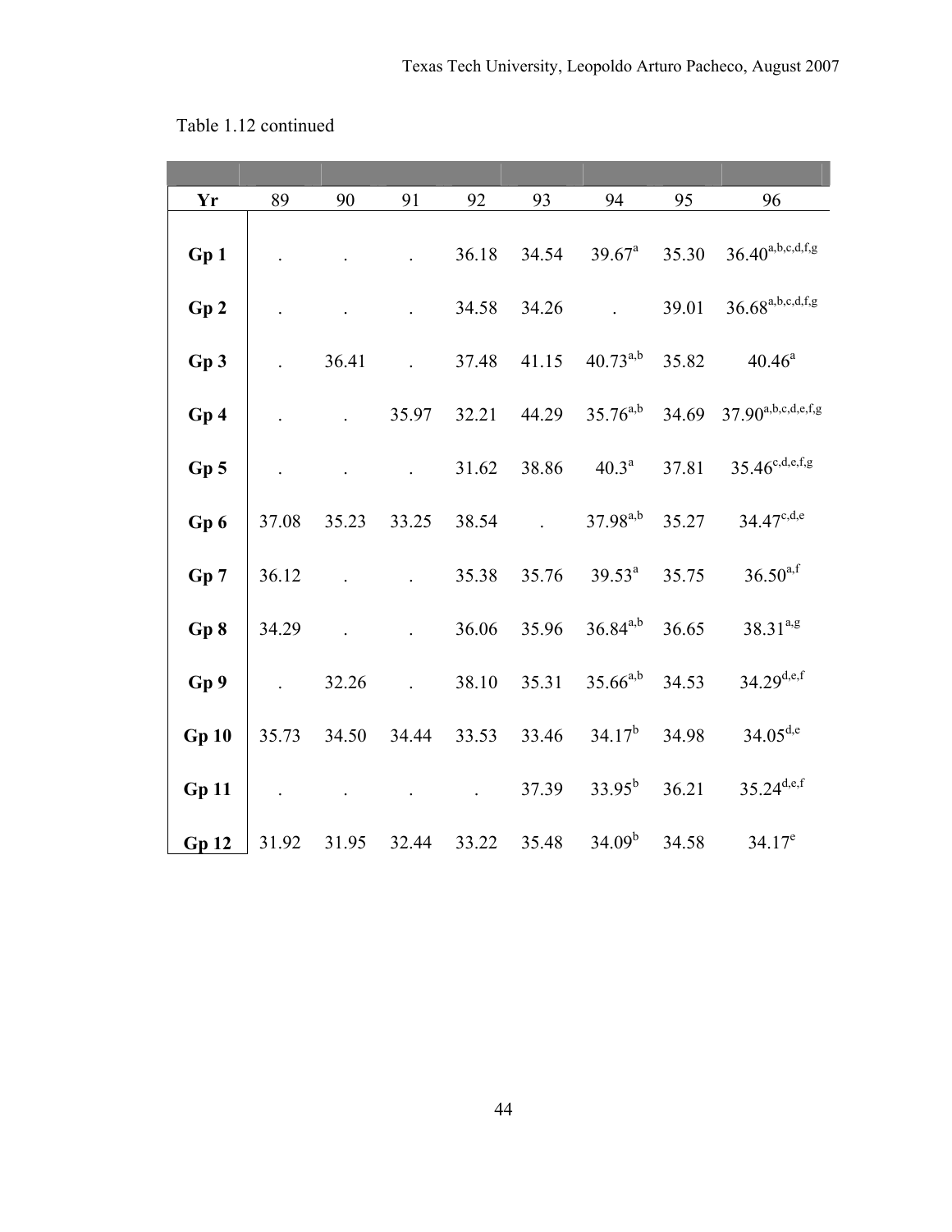Table 1.12 continued

| Yr | 89 | 90 | 91 | 92 | 93 | 94 | 95 | 96 |
|---|---|---|---|---|---|---|---|---|
| **Gp 1** | . | . | . | 36.18 | 34.54 | 39.67[a] | 35.30 | 36.40[a,b,c,d,f,g] |
| **Gp 2** | . | . | . | 34.58 | 34.26 | . | 39.01 | 36.68[a,b,c,d,f,g] |
| **Gp 3** | . | 36.41 | . | 37.48 | 41.15 | 40.73[a,b] | 35.82 | 40.46[a] |
| **Gp 4** | . | . | 35.97 | 32.21 | 44.29 | 35.76[a,b] | 34.69 | 37.90[a,b,c,d,e,f,g] |
| **Gp 5** | . | . | . | 31.62 | 38.86 | 40.3[a] | 37.81 | 35.46[c,d,e,f,g] |
| **Gp 6** | 37.08 | 35.23 | 33.25 | 38.54 | . | 37.98[a,b] | 35.27 | 34.47[c,d,e] |
| **Gp 7** | 36.12 | . | . | 35.38 | 35.76 | 39.53[a] | 35.75 | 36.50[a,f] |
| **Gp 8** | 34.29 | . | . | 36.06 | 35.96 | 36.84[a,b] | 36.65 | 38.31[a,g] |
| **Gp 9** | . | 32.26 | . | 38.10 | 35.31 | 35.66[a,b] | 34.53 | 34.29[d,e,f] |
| **Gp 10** | 35.73 | 34.50 | 34.44 | 33.53 | 33.46 | 34.17[b] | 34.98 | 34.05[d,e] |
| **Gp 11** | . | . | . | . | 37.39 | 33.95[b] | 36.21 | 35.24[d,e,f] |
| **Gp 12** | 31.92 | 31.95 | 32.44 | 33.22 | 35.48 | 34.09[b] | 34.58 | 34.17[e] |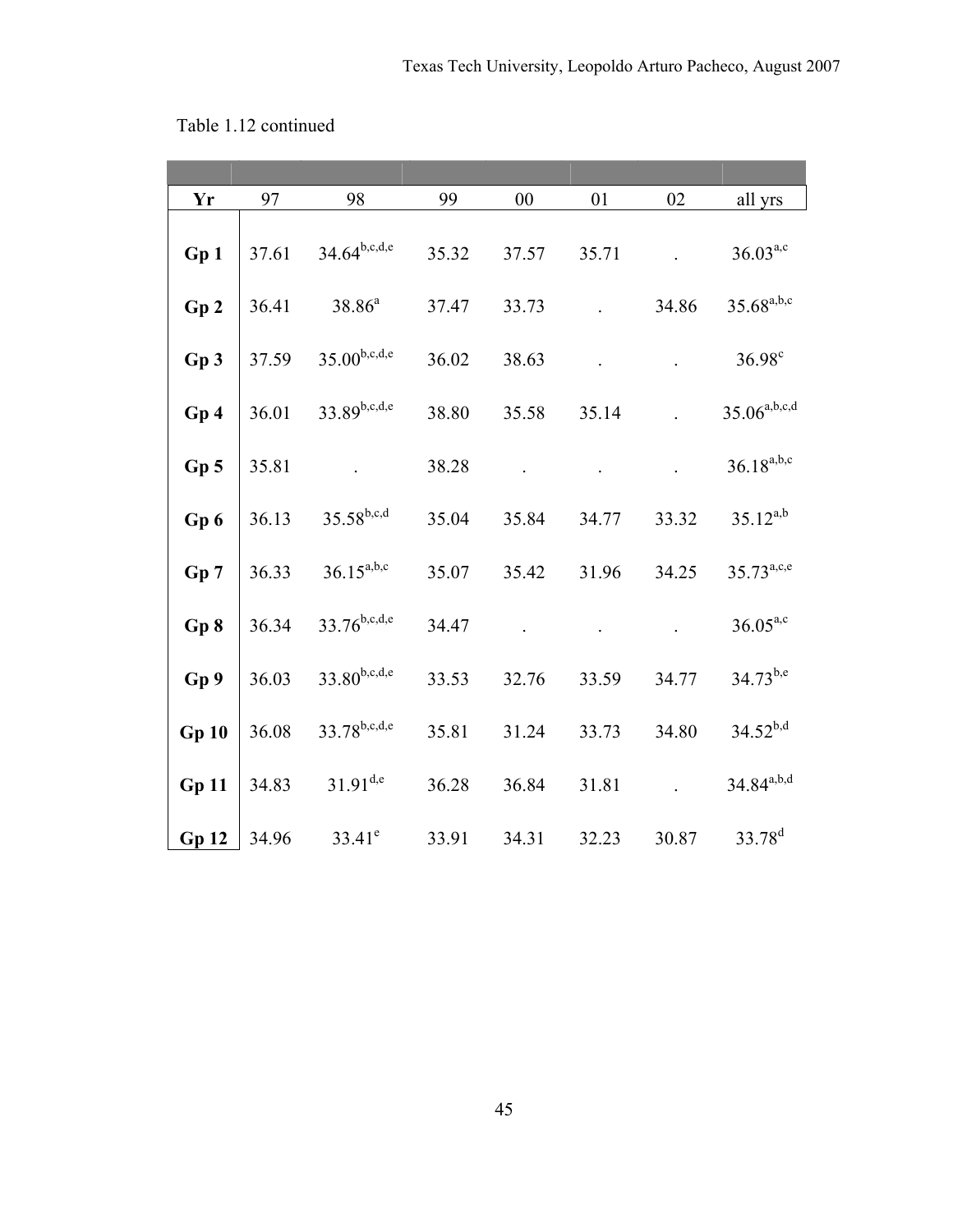Table 1.12 continued

| Yr | 97 | 98 | 99 | 00 | 01 | 02 | all yrs |
|---|---|---|---|---|---|---|---|
| **Gp 1** | 37.61 | 34.64[b,c,d,e] | 35.32 | 37.57 | 35.71 | . | 36.03[a,c] |
| **Gp 2** | 36.41 | 38.86[a] | 37.47 | 33.73 | . | 34.86 | 35.68[a,b,c] |
| **Gp 3** | 37.59 | 35.00[b,c,d,e] | 36.02 | 38.63 | . | . | 36.98[c] |
| **Gp 4** | 36.01 | 33.89[b,c,d,e] | 38.80 | 35.58 | 35.14 | . | 35.06[a,b,c,d] |
| **Gp 5** | 35.81 | . | 38.28 | . | . | . | 36.18[a,b,c] |
| **Gp 6** | 36.13 | 35.58[b,c,d] | 35.04 | 35.84 | 34.77 | 33.32 | 35.12[a,b] |
| **Gp 7** | 36.33 | 36.15[a,b,c] | 35.07 | 35.42 | 31.96 | 34.25 | 35.73[a,c,e] |
| **Gp 8** | 36.34 | 33.76[b,c,d,e] | 34.47 | . | . | . | 36.05[a,c] |
| **Gp 9** | 36.03 | 33.80[b,c,d,e] | 33.53 | 32.76 | 33.59 | 34.77 | 34.73[b,e] |
| **Gp 10** | 36.08 | 33.78[b,c,d,e] | 35.81 | 31.24 | 33.73 | 34.80 | 34.52[b,d] |
| **Gp 11** | 34.83 | 31.91[d,e] | 36.28 | 36.84 | 31.81 | . | 34.84[a,b,d] |
| **Gp 12** | 34.96 | 33.41[e] | 33.91 | 34.31 | 32.23 | 30.87 | 33.78[d] |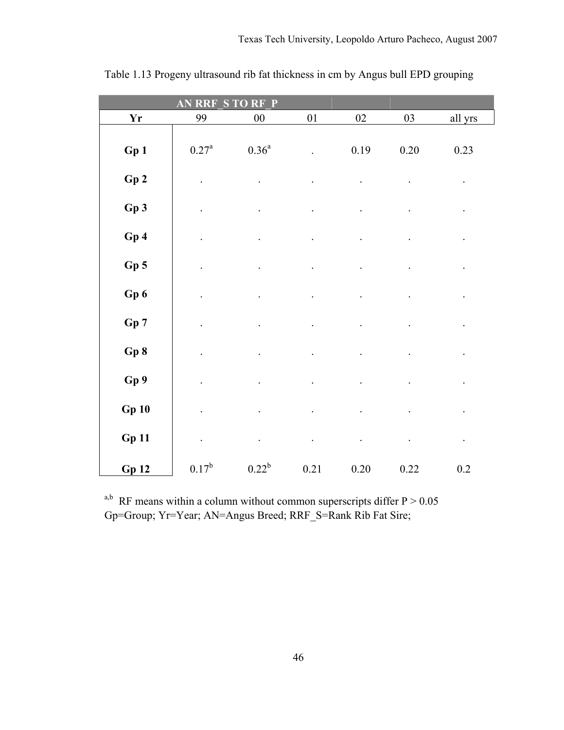Table 1.13 Progeny ultrasound rib fat thickness in cm by Angus bull EPD grouping

| AN RRF_S TO RF_P | | | | | | |
|---|---|---|---|---|---|---|
| **Yr** | 99 | 00 | 01 | 02 | 03 | all yrs |
| **Gp 1** | 0.27[a] | 0.36[a] | . | 0.19 | 0.20 | 0.23 |
| **Gp 2** | . | . | . | . | . | . |
| **Gp 3** | . | . | . | . | . | . |
| **Gp 4** | . | . | . | . | . | . |
| **Gp 5** | . | . | . | . | . | . |
| **Gp 6** | . | . | . | . | . | . |
| **Gp 7** | . | . | . | . | . | . |
| **Gp 8** | . | . | . | . | . | . |
| **Gp 9** | . | . | . | . | . | . |
| **Gp 10** | . | . | . | . | . | . |
| **Gp 11** | . | . | . | . | . | . |
| **Gp 12** | 0.17[b] | 0.22[b] | 0.21 | 0.20 | 0.22 | 0.2 |

[a,b] RF means within a column without common superscripts differ $P > 0.05$
Gp=Group; Yr=Year; AN=Angus Breed; RRF_S=Rank Rib Fat Sire;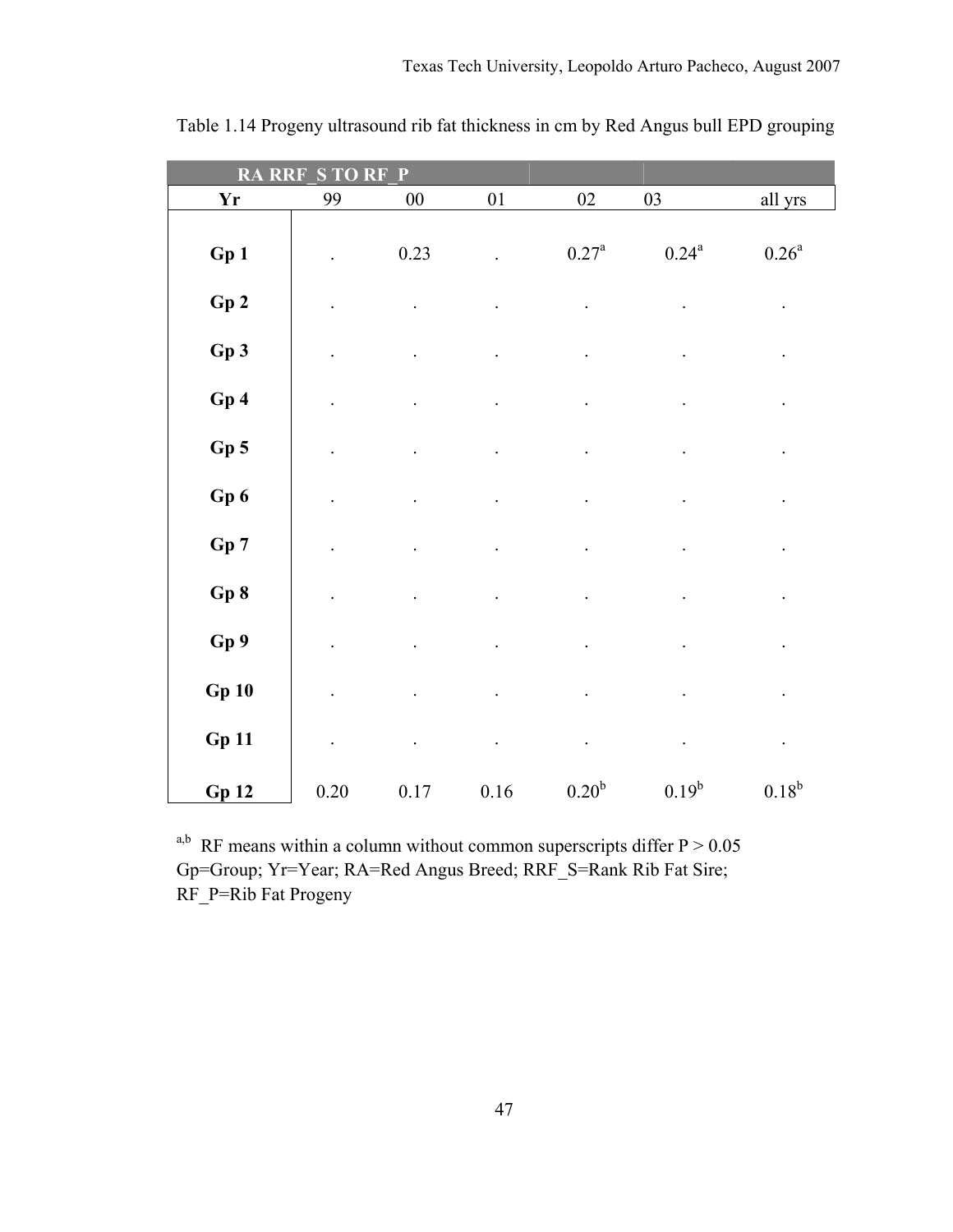Table 1.14 Progeny ultrasound rib fat thickness in cm by Red Angus bull EPD grouping

| RA RRF_S TO RF_P | | | | | | |
|---|---|---|---|---|---|---|
| **Yr** | 99 | 00 | 01 | 02 | 03 | all yrs |
| **Gp 1** | . | 0.23 | . | 0.27[a] | 0.24[a] | 0.26[a] |
| **Gp 2** | . | . | . | . | . | . |
| **Gp 3** | . | . | . | . | . | . |
| **Gp 4** | . | . | . | . | . | . |
| **Gp 5** | . | . | . | . | . | . |
| **Gp 6** | . | . | . | . | . | . |
| **Gp 7** | . | . | . | . | . | . |
| **Gp 8** | . | . | . | . | . | . |
| **Gp 9** | . | . | . | . | . | . |
| **Gp 10** | . | . | . | . | . | . |
| **Gp 11** | . | . | . | . | . | . |
| **Gp 12** | 0.20 | 0.17 | 0.16 | 0.20[b] | 0.19[b] | 0.18[b] |

[a,b] RF means within a column without common superscripts differ P > 0.05
Gp=Group; Yr=Year; RA=Red Angus Breed; RRF_S=Rank Rib Fat Sire;
RF_P=Rib Fat Progeny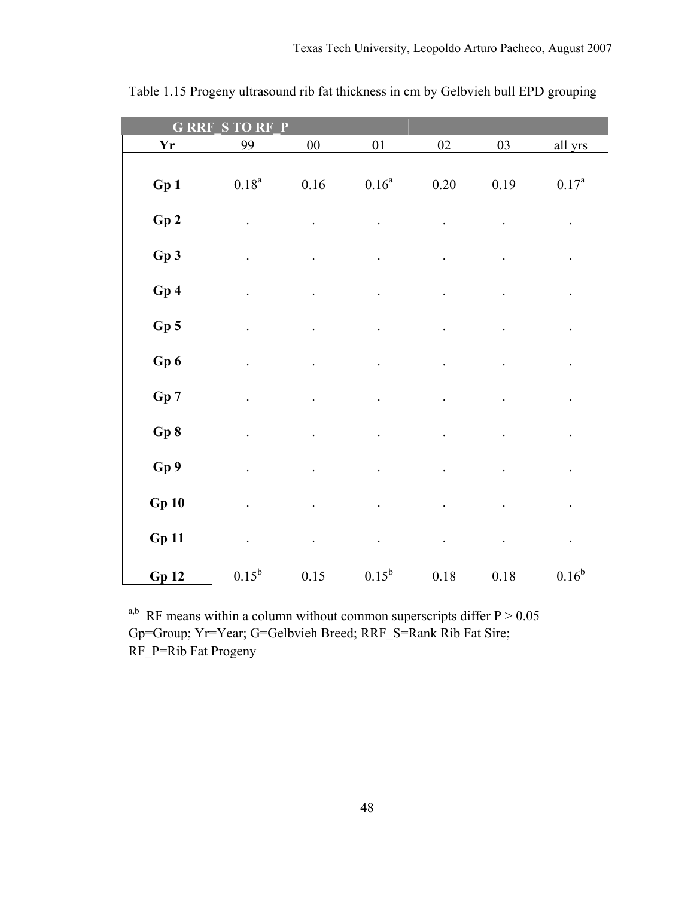Table 1.15 Progeny ultrasound rib fat thickness in cm by Gelbvieh bull EPD grouping

| G RRF_S TO RF_P | | | | | | |
|---|---|---|---|---|---|---|
| **Yr** | 99 | 00 | 01 | 02 | 03 | all yrs |
| **Gp 1** | $0.18^{a}$ | 0.16 | $0.16^{a}$ | 0.20 | 0.19 | $0.17^{a}$ |
| **Gp 2** | . | . | . | . | . | . |
| **Gp 3** | . | . | . | . | . | . |
| **Gp 4** | . | . | . | . | . | . |
| **Gp 5** | . | . | . | . | . | . |
| **Gp 6** | . | . | . | . | . | . |
| **Gp 7** | . | . | . | . | . | . |
| **Gp 8** | . | . | . | . | . | . |
| **Gp 9** | . | . | . | . | . | . |
| **Gp 10** | . | . | . | . | . | . |
| **Gp 11** | . | . | . | . | . | . |
| **Gp 12** | $0.15^{b}$ | 0.15 | $0.15^{b}$ | 0.18 | 0.18 | $0.16^{b}$ |

[a,b] RF means within a column without common superscripts differ $P > 0.05$
Gp=Group; Yr=Year; G=Gelbvieh Breed; RRF_S=Rank Rib Fat Sire;
RF_P=Rib Fat Progeny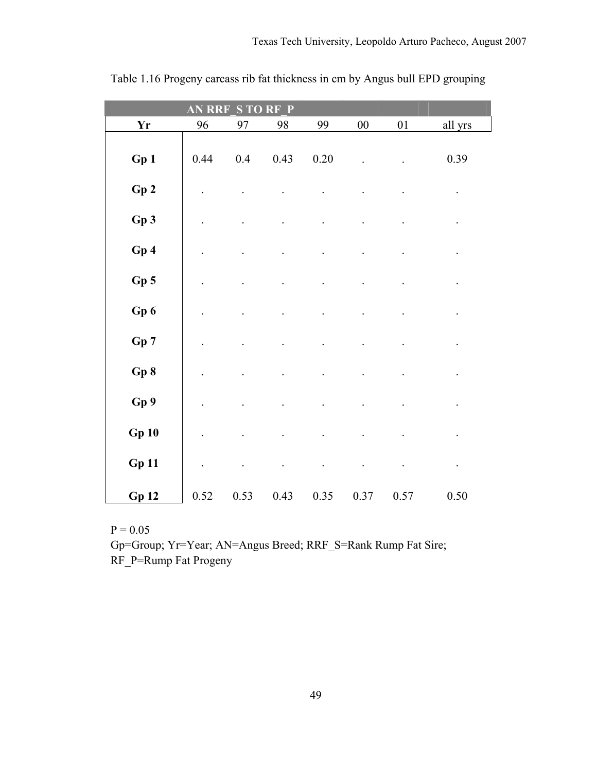Table 1.16 Progeny carcass rib fat thickness in cm by Angus bull EPD grouping

| AN RRF_S TO RF_P | | | | | | | |
|---|---|---|---|---|---|---|---|
| **Yr** | 96 | 97 | 98 | 99 | 00 | 01 | all yrs |
| **Gp 1** | 0.44 | 0.4 | 0.43 | 0.20 | . | . | 0.39 |
| **Gp 2** | . | . | . | . | . | . | . |
| **Gp 3** | . | . | . | . | . | . | . |
| **Gp 4** | . | . | . | . | . | . | . |
| **Gp 5** | . | . | . | . | . | . | . |
| **Gp 6** | . | . | . | . | . | . | . |
| **Gp 7** | . | . | . | . | . | . | . |
| **Gp 8** | . | . | . | . | . | . | . |
| **Gp 9** | . | . | . | . | . | . | . |
| **Gp 10** | . | . | . | . | . | . | . |
| **Gp 11** | . | . | . | . | . | . | . |
| **Gp 12** | 0.52 | 0.53 | 0.43 | 0.35 | 0.37 | 0.57 | 0.50 |

P = 0.05
Gp=Group; Yr=Year; AN=Angus Breed; RRF_S=Rank Rump Fat Sire; RF_P=Rump Fat Progeny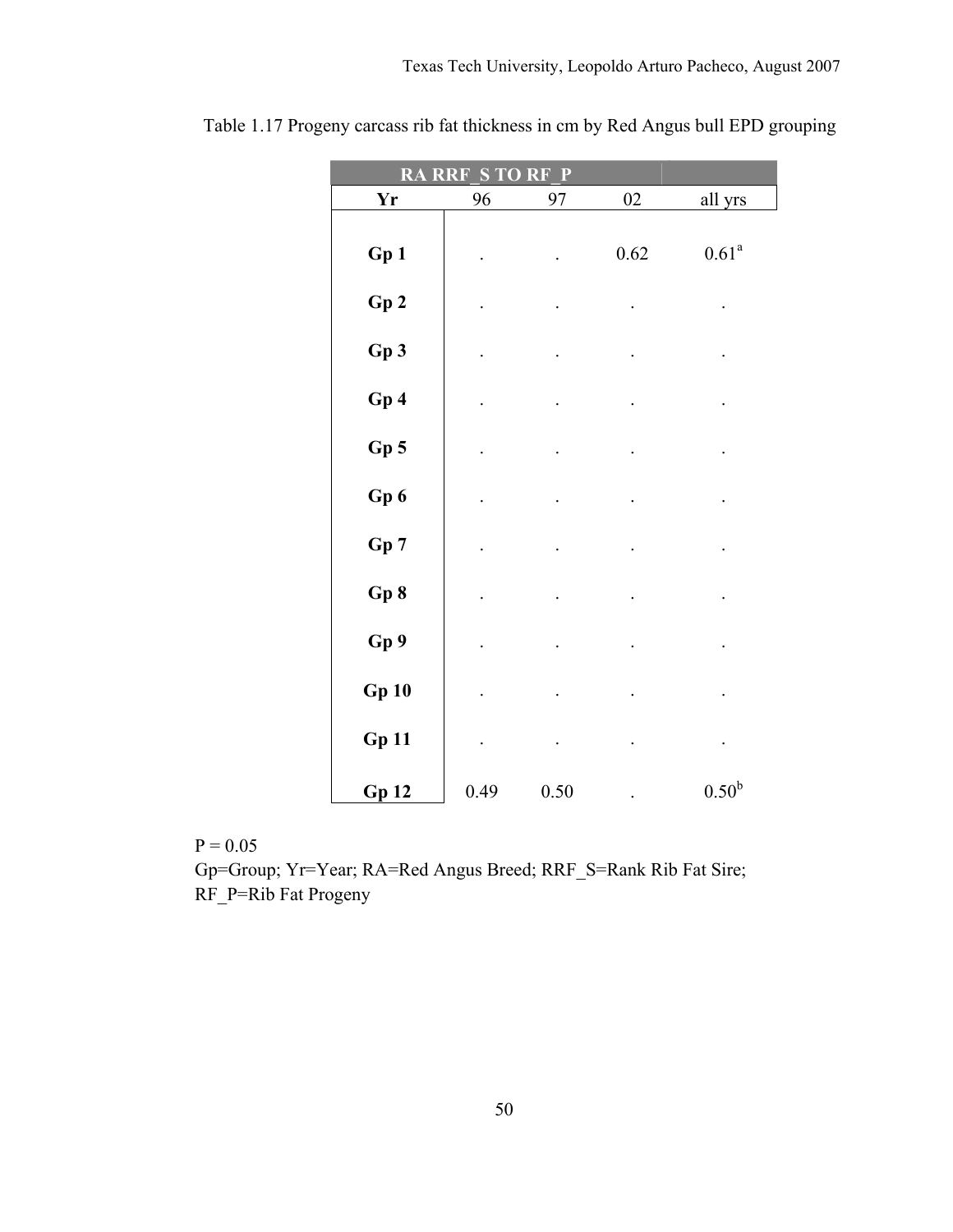Table 1.17 Progeny carcass rib fat thickness in cm by Red Angus bull EPD grouping

| RA RRF_S TO RF_P | | | | |
|---|---|---|---|---|
| **Yr** | 96 | 97 | 02 | all yrs |
| **Gp 1** | . | . | 0.62 | 0.61[a] |
| **Gp 2** | . | . | . | . |
| **Gp 3** | . | . | . | . |
| **Gp 4** | . | . | . | . |
| **Gp 5** | . | . | . | . |
| **Gp 6** | . | . | . | . |
| **Gp 7** | . | . | . | . |
| **Gp 8** | . | . | . | . |
| **Gp 9** | . | . | . | . |
| **Gp 10** | . | . | . | . |
| **Gp 11** | . | . | . | . |
| **Gp 12** | 0.49 | 0.50 | . | 0.50[b] |

P = 0.05

Gp=Group; Yr=Year; RA=Red Angus Breed; RRF_S=Rank Rib Fat Sire; RF_P=Rib Fat Progeny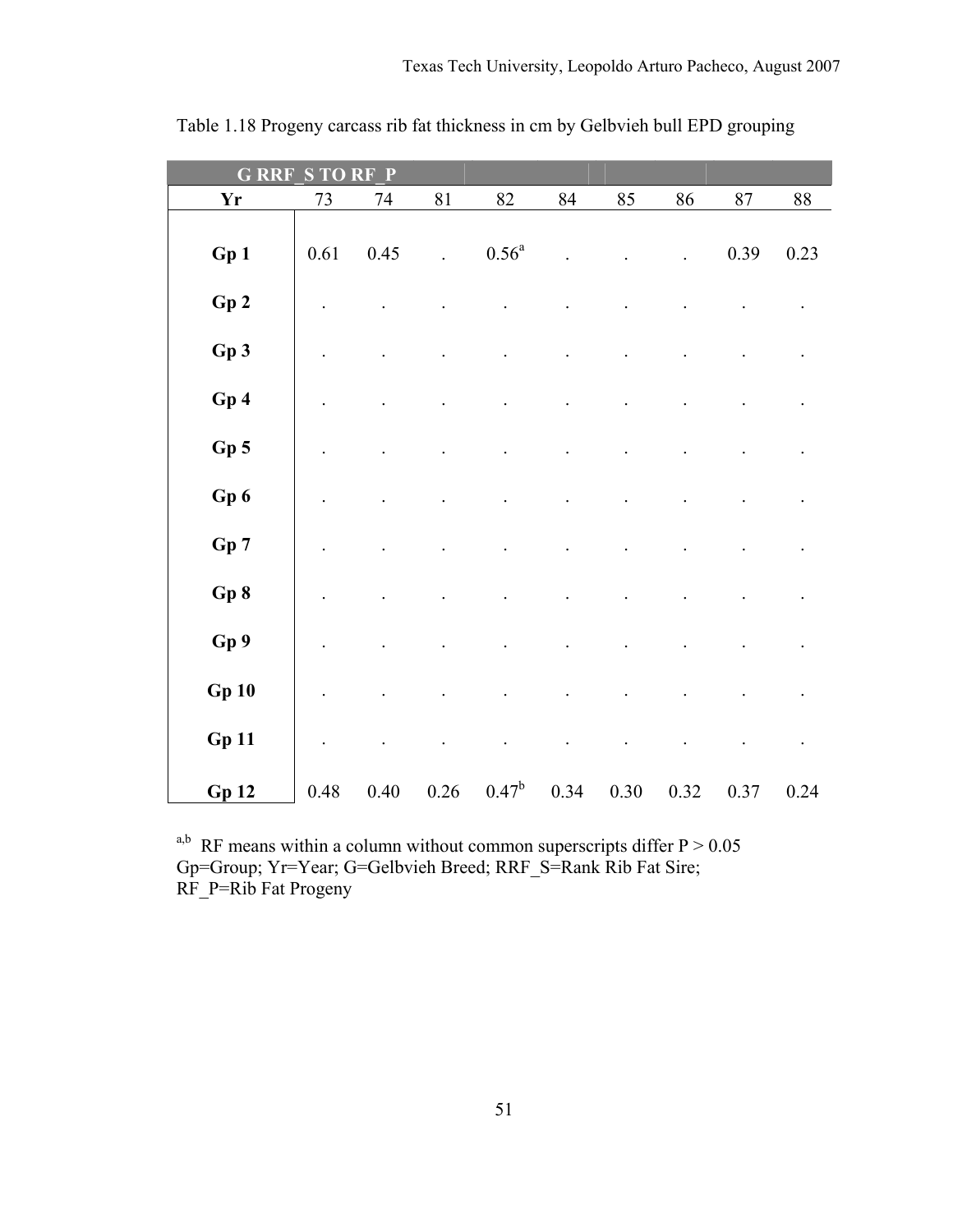Table 1.18 Progeny carcass rib fat thickness in cm by Gelbvieh bull EPD grouping

| G RRF_S TO RF_P | | | | | | | | | |
|---|---|---|---|---|---|---|---|---|---|
| **Yr** | 73 | 74 | 81 | 82 | 84 | 85 | 86 | 87 | 88 |
| **Gp 1** | 0.61 | 0.45 | . | 0.56[a] | . | . | . | 0.39 | 0.23 |
| **Gp 2** | . | . | . | . | . | . | . | . | . |
| **Gp 3** | . | . | . | . | . | . | . | . | . |
| **Gp 4** | . | . | . | . | . | . | . | . | . |
| **Gp 5** | . | . | . | . | . | . | . | . | . |
| **Gp 6** | . | . | . | . | . | . | . | . | . |
| **Gp 7** | . | . | . | . | . | . | . | . | . |
| **Gp 8** | . | . | . | . | . | . | . | . | . |
| **Gp 9** | . | . | . | . | . | . | . | . | . |
| **Gp 10** | . | . | . | . | . | . | . | . | . |
| **Gp 11** | . | . | . | . | . | . | . | . | . |
| **Gp 12** | 0.48 | 0.40 | 0.26 | 0.47[b] | 0.34 | 0.30 | 0.32 | 0.37 | 0.24 |

[a,b] RF means within a column without common superscripts differ $P > 0.05$
Gp=Group; Yr=Year; G=Gelbvieh Breed; RRF_S=Rank Rib Fat Sire;
RF_P=Rib Fat Progeny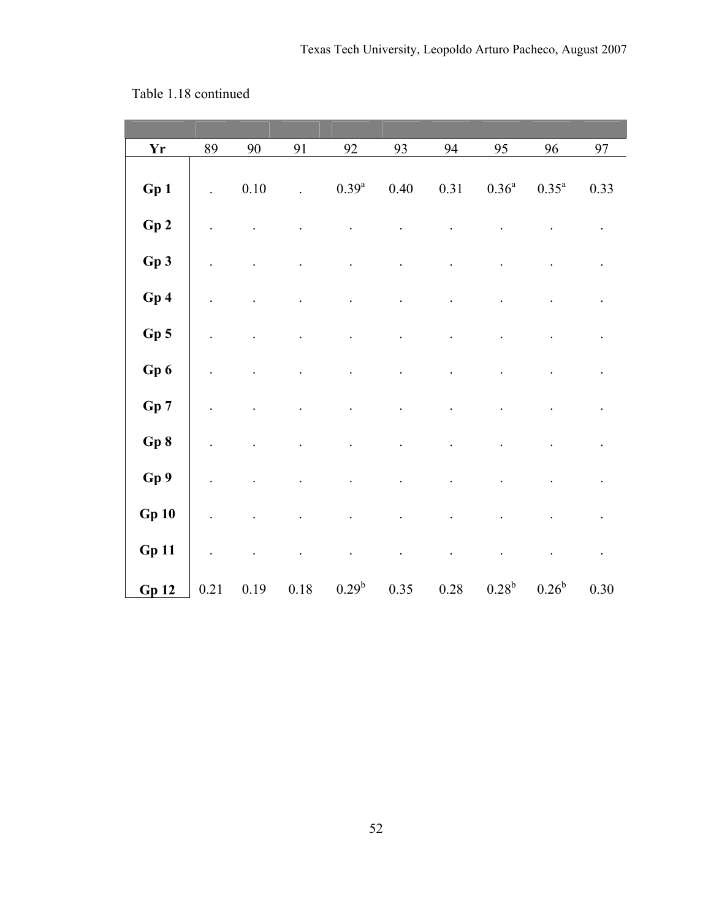Table 1.18 continued

| Yr | 89 | 90 | 91 | 92 | 93 | 94 | 95 | 96 | 97 |
|---|---|---|---|---|---|---|---|---|---|
| **Gp 1** | . | 0.10 | . | 0.39[a] | 0.40 | 0.31 | 0.36[a] | 0.35[a] | 0.33 |
| **Gp 2** | . | . | . | . | . | . | . | . | . |
| **Gp 3** | . | . | . | . | . | . | . | . | . |
| **Gp 4** | . | . | . | . | . | . | . | . | . |
| **Gp 5** | . | . | . | . | . | . | . | . | . |
| **Gp 6** | . | . | . | . | . | . | . | . | . |
| **Gp 7** | . | . | . | . | . | . | . | . | . |
| **Gp 8** | . | . | . | . | . | . | . | . | . |
| **Gp 9** | . | . | . | . | . | . | . | . | . |
| **Gp 10** | . | . | . | . | . | . | . | . | . |
| **Gp 11** | . | . | . | . | . | . | . | . | . |
| **Gp 12** | 0.21 | 0.19 | 0.18 | 0.29[b] | 0.35 | 0.28 | 0.28[b] | 0.26[b] | 0.30 |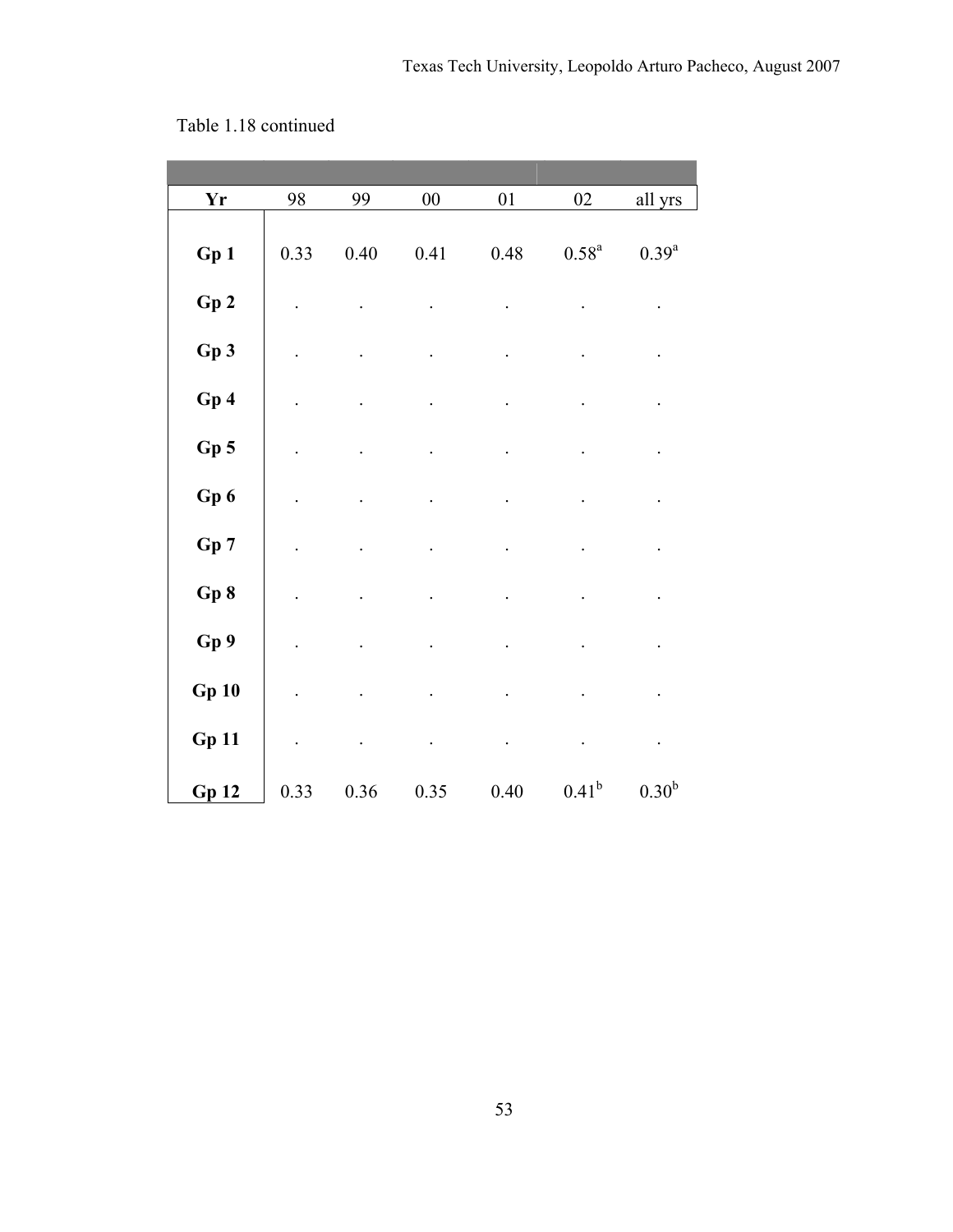Table 1.18 continued

| Yr | 98 | 99 | 00 | 01 | 02 | all yrs |
|---|---|---|---|---|---|---|
| **Gp 1** | 0.33 | 0.40 | 0.41 | 0.48 | 0.58[a] | 0.39[a] |
| **Gp 2** | . | . | . | . | . | . |
| **Gp 3** | . | . | . | . | . | . |
| **Gp 4** | . | . | . | . | . | . |
| **Gp 5** | . | . | . | . | . | . |
| **Gp 6** | . | . | . | . | . | . |
| **Gp 7** | . | . | . | . | . | . |
| **Gp 8** | . | . | . | . | . | . |
| **Gp 9** | . | . | . | . | . | . |
| **Gp 10** | . | . | . | . | . | . |
| **Gp 11** | . | . | . | . | . | . |
| **Gp 12** | 0.33 | 0.36 | 0.35 | 0.40 | 0.41[b] | 0.30[b] |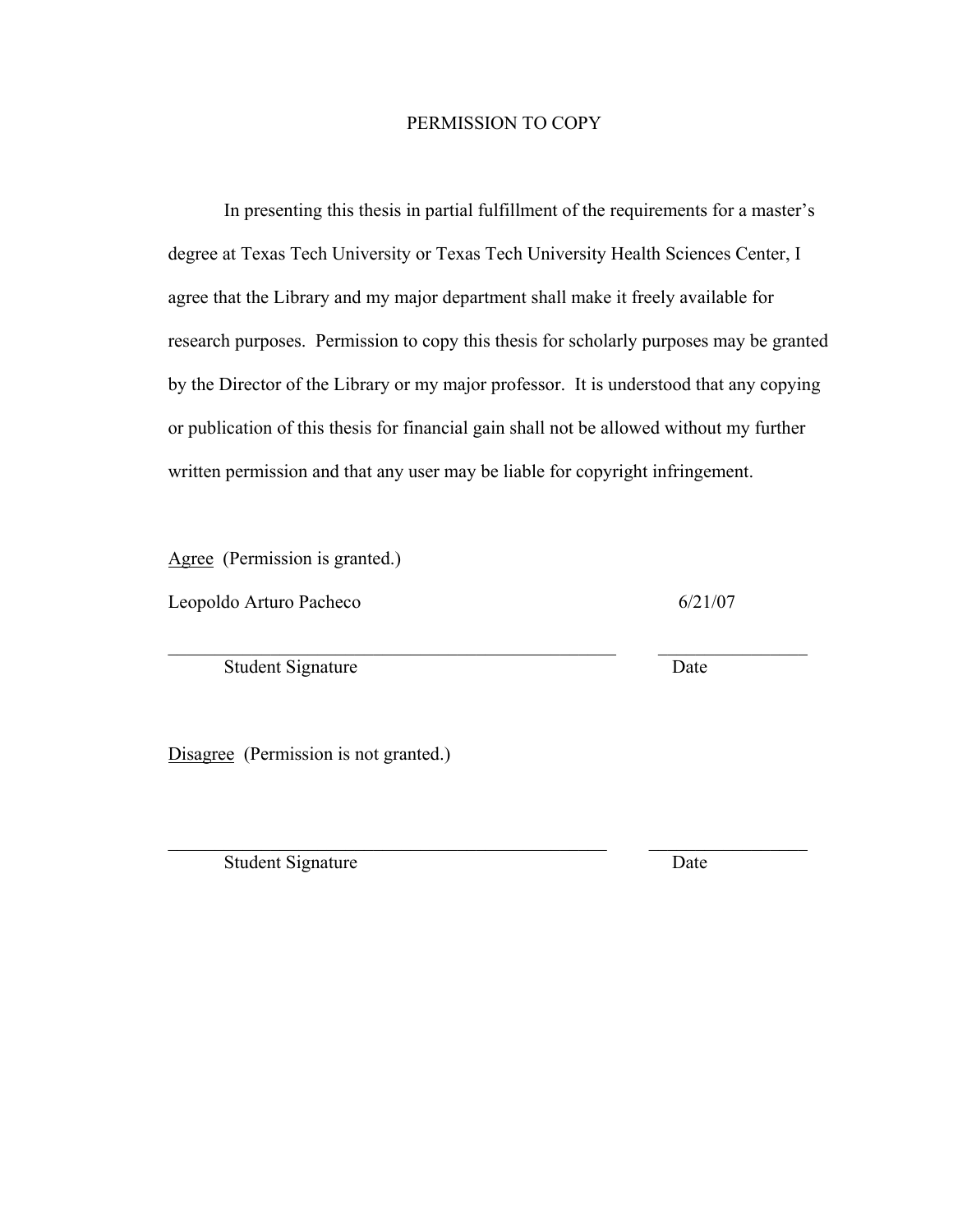# PERMISSION TO COPY

In presenting this thesis in partial fulfillment of the requirements for a master's degree at Texas Tech University or Texas Tech University Health Sciences Center, I agree that the Library and my major department shall make it freely available for research purposes. Permission to copy this thesis for scholarly purposes may be granted by the Director of the Library or my major professor. It is understood that any copying or publication of this thesis for financial gain shall not be allowed without my further written permission and that any user may be liable for copyright infringement.

Agree (Permission is granted.)

Leopoldo Arturo Pacheco 6/21/07

_______________________________________________ _______________

Student Signature Date

Disagree (Permission is not granted.)

_______________________________________________ _______________

Student Signature Date